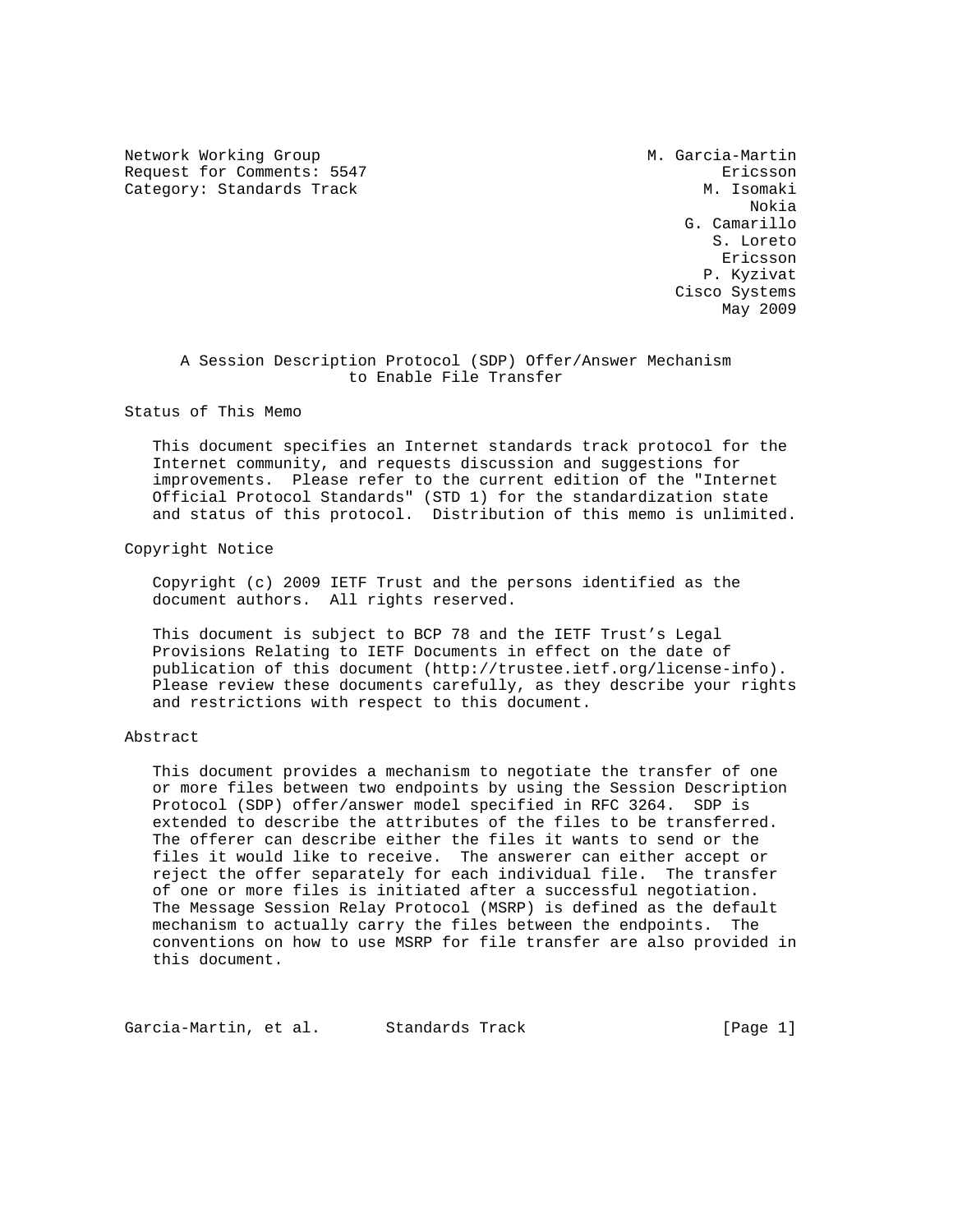Network Working Group M. Garcia-Martin
Request for Comments: 5547 Ericsson
Category: Standards Track M. Isomaki
Nokia
G. Camarillo
S. Loreto
Ericsson
P. Kyzivat
Cisco Systems
May 2009

# A Session Description Protocol (SDP) Offer/Answer Mechanism to Enable File Transfer

## Status of This Memo

This document specifies an Internet standards track protocol for the Internet community, and requests discussion and suggestions for improvements. Please refer to the current edition of the "Internet Official Protocol Standards" (STD 1) for the standardization state and status of this protocol. Distribution of this memo is unlimited.

## Copyright Notice

Copyright (c) 2009 IETF Trust and the persons identified as the document authors. All rights reserved.

This document is subject to BCP 78 and the IETF Trust's Legal Provisions Relating to IETF Documents in effect on the date of publication of this document (http://trustee.ietf.org/license-info). Please review these documents carefully, as they describe your rights and restrictions with respect to this document.

## Abstract

This document provides a mechanism to negotiate the transfer of one or more files between two endpoints by using the Session Description Protocol (SDP) offer/answer model specified in RFC 3264. SDP is extended to describe the attributes of the files to be transferred. The offerer can describe either the files it wants to send or the files it would like to receive. The answerer can either accept or reject the offer separately for each individual file. The transfer of one or more files is initiated after a successful negotiation. The Message Session Relay Protocol (MSRP) is defined as the default mechanism to actually carry the files between the endpoints. The conventions on how to use MSRP for file transfer are also provided in this document.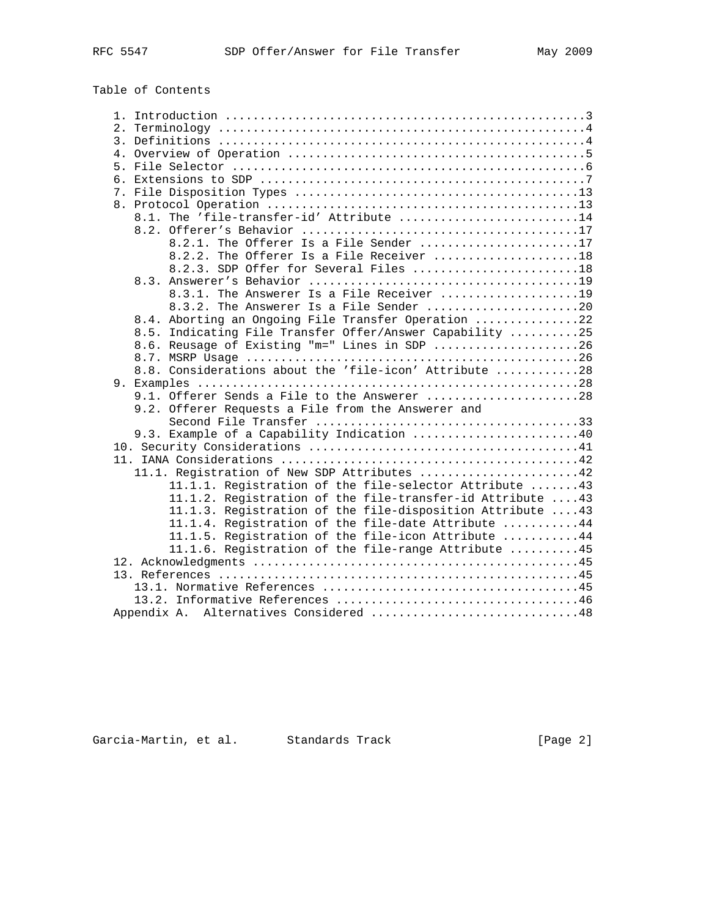Table of Contents

```
   1. Introduction ....................................................3
   2. Terminology .....................................................4
   3. Definitions .....................................................4
   4. Overview of Operation ...........................................5
   5. File Selector ...................................................6
   6. Extensions to SDP ...............................................7
   7. File Disposition Types .........................................13
   8. Protocol Operation .............................................13
      8.1. The 'file-transfer-id' Attribute ..........................14
      8.2. Offerer's Behavior ........................................17
           8.2.1. The Offerer Is a File Sender .......................17
           8.2.2. The Offerer Is a File Receiver .....................18
           8.2.3. SDP Offer for Several Files ........................18
      8.3. Answerer's Behavior .......................................19
           8.3.1. The Answerer Is a File Receiver ....................19
           8.3.2. The Answerer Is a File Sender ......................20
      8.4. Aborting an Ongoing File Transfer Operation ...............22
      8.5. Indicating File Transfer Offer/Answer Capability ..........25
      8.6. Reusage of Existing "m=" Lines in SDP .....................26
      8.7. MSRP Usage ................................................26
      8.8. Considerations about the 'file-icon' Attribute ............28
   9. Examples .......................................................28
      9.1. Offerer Sends a File to the Answerer ......................28
      9.2. Offerer Requests a File from the Answerer and
           Second File Transfer ......................................33
      9.3. Example of a Capability Indication ........................40
   10. Security Considerations .......................................41
   11. IANA Considerations ...........................................42
      11.1. Registration of New SDP Attributes .......................42
           11.1.1. Registration of the file-selector Attribute .......43
           11.1.2. Registration of the file-transfer-id Attribute ....43
           11.1.3. Registration of the file-disposition Attribute ....43
           11.1.4. Registration of the file-date Attribute ...........44
           11.1.5. Registration of the file-icon Attribute ...........44
           11.1.6. Registration of the file-range Attribute ..........45
   12. Acknowledgments ...............................................45
   13. References ....................................................45
      13.1. Normative References .....................................45
      13.2. Informative References ...................................46
   Appendix A.  Alternatives Considered ..............................48
```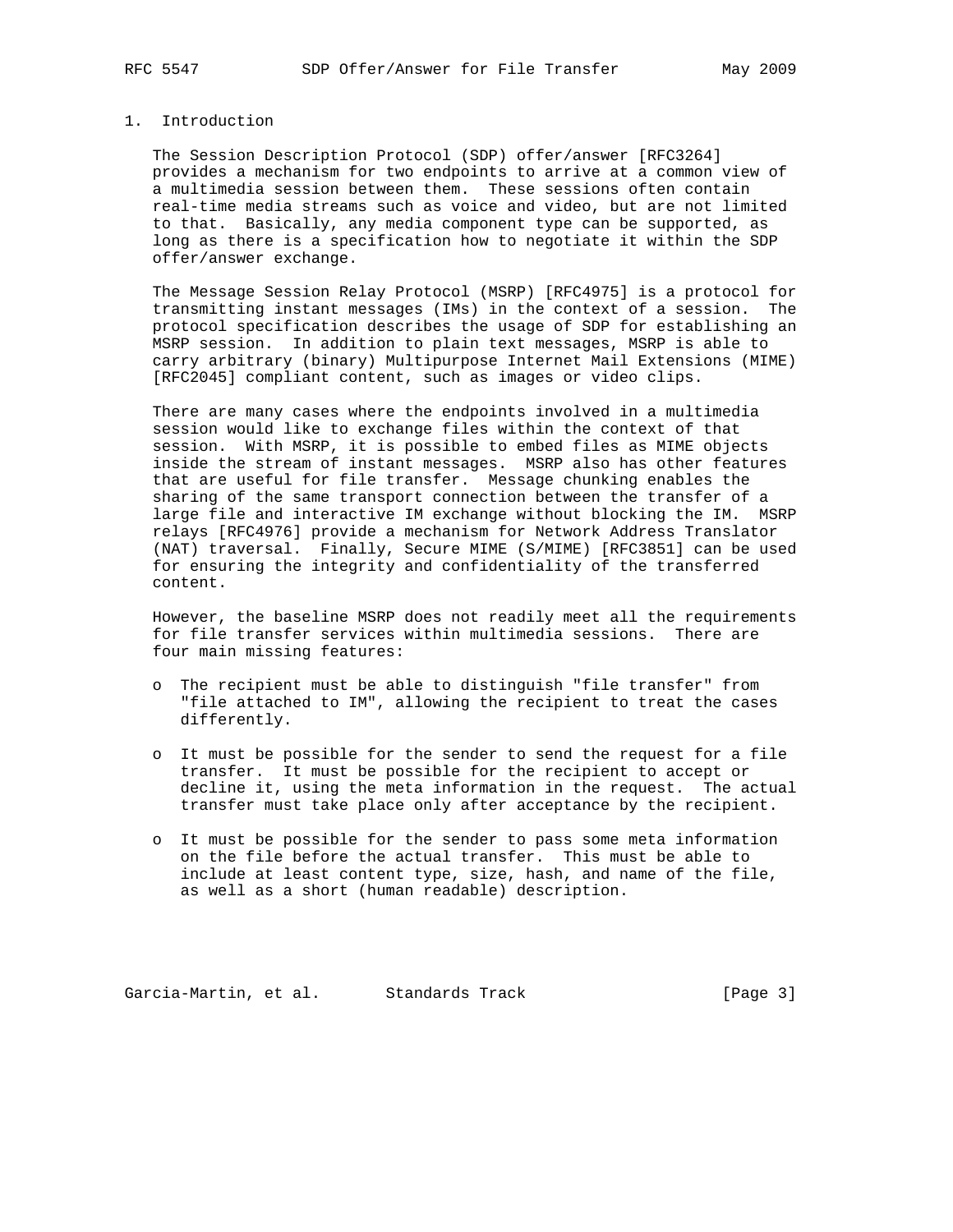# 1. Introduction

The Session Description Protocol (SDP) offer/answer [RFC3264] provides a mechanism for two endpoints to arrive at a common view of a multimedia session between them. These sessions often contain real-time media streams such as voice and video, but are not limited to that. Basically, any media component type can be supported, as long as there is a specification how to negotiate it within the SDP offer/answer exchange.

The Message Session Relay Protocol (MSRP) [RFC4975] is a protocol for transmitting instant messages (IMs) in the context of a session. The protocol specification describes the usage of SDP for establishing an MSRP session. In addition to plain text messages, MSRP is able to carry arbitrary (binary) Multipurpose Internet Mail Extensions (MIME) [RFC2045] compliant content, such as images or video clips.

There are many cases where the endpoints involved in a multimedia session would like to exchange files within the context of that session. With MSRP, it is possible to embed files as MIME objects inside the stream of instant messages. MSRP also has other features that are useful for file transfer. Message chunking enables the sharing of the same transport connection between the transfer of a large file and interactive IM exchange without blocking the IM. MSRP relays [RFC4976] provide a mechanism for Network Address Translator (NAT) traversal. Finally, Secure MIME (S/MIME) [RFC3851] can be used for ensuring the integrity and confidentiality of the transferred content.

However, the baseline MSRP does not readily meet all the requirements for file transfer services within multimedia sessions. There are four main missing features:

- The recipient must be able to distinguish "file transfer" from "file attached to IM", allowing the recipient to treat the cases differently.

- It must be possible for the sender to send the request for a file transfer. It must be possible for the recipient to accept or decline it, using the meta information in the request. The actual transfer must take place only after acceptance by the recipient.

- It must be possible for the sender to pass some meta information on the file before the actual transfer. This must be able to include at least content type, size, hash, and name of the file, as well as a short (human readable) description.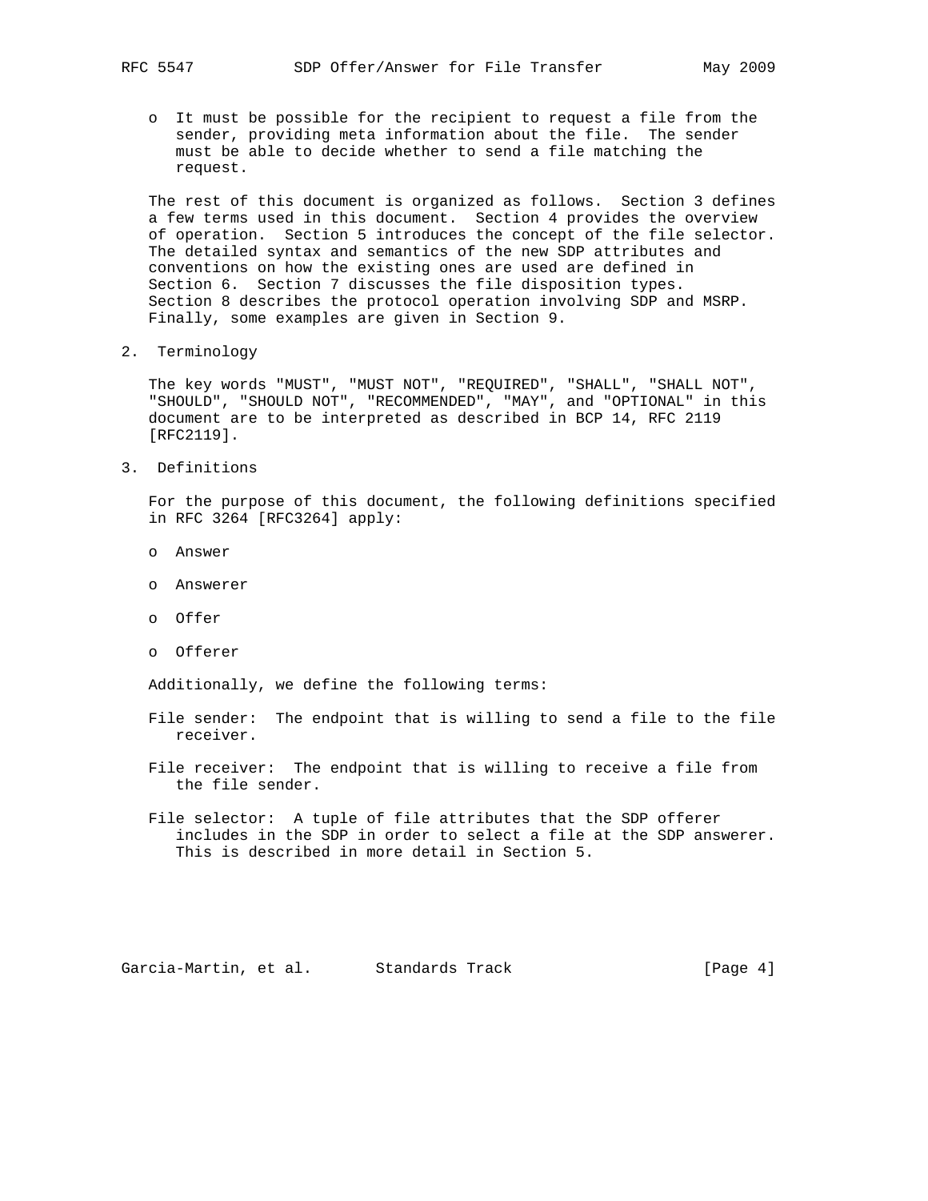- It must be possible for the recipient to request a file from the sender, providing meta information about the file. The sender must be able to decide whether to send a file matching the request.

The rest of this document is organized as follows. Section 3 defines a few terms used in this document. Section 4 provides the overview of operation. Section 5 introduces the concept of the file selector. The detailed syntax and semantics of the new SDP attributes and conventions on how the existing ones are used are defined in Section 6. Section 7 discusses the file disposition types. Section 8 describes the protocol operation involving SDP and MSRP. Finally, some examples are given in Section 9.

## 2. Terminology

The key words "MUST", "MUST NOT", "REQUIRED", "SHALL", "SHALL NOT", "SHOULD", "SHOULD NOT", "RECOMMENDED", "MAY", and "OPTIONAL" in this document are to be interpreted as described in BCP 14, RFC 2119 [RFC2119].

## 3. Definitions

For the purpose of this document, the following definitions specified in RFC 3264 [RFC3264] apply:

- Answer
- Answerer
- Offer
- Offerer

Additionally, we define the following terms:

File sender: The endpoint that is willing to send a file to the file receiver.

File receiver: The endpoint that is willing to receive a file from the file sender.

File selector: A tuple of file attributes that the SDP offerer includes in the SDP in order to select a file at the SDP answerer. This is described in more detail in Section 5.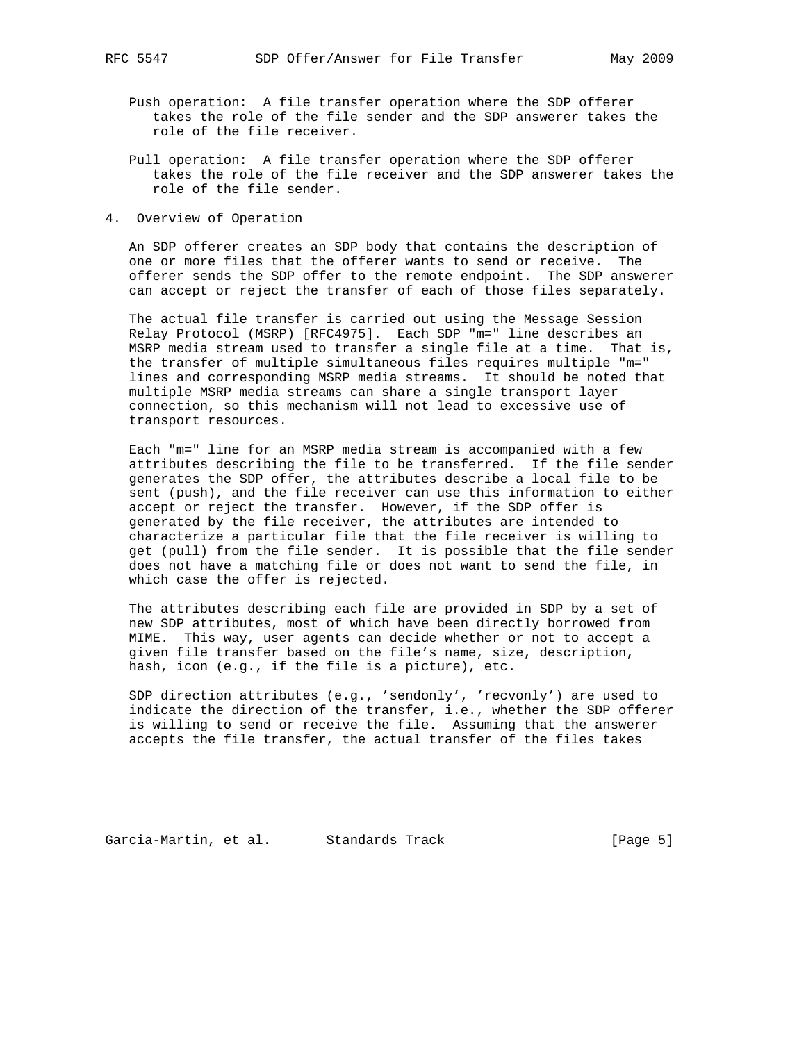Push operation: A file transfer operation where the SDP offerer takes the role of the file sender and the SDP answerer takes the role of the file receiver.

Pull operation: A file transfer operation where the SDP offerer takes the role of the file receiver and the SDP answerer takes the role of the file sender.

## 4. Overview of Operation

An SDP offerer creates an SDP body that contains the description of one or more files that the offerer wants to send or receive. The offerer sends the SDP offer to the remote endpoint. The SDP answerer can accept or reject the transfer of each of those files separately.

The actual file transfer is carried out using the Message Session Relay Protocol (MSRP) [RFC4975]. Each SDP "m=" line describes an MSRP media stream used to transfer a single file at a time. That is, the transfer of multiple simultaneous files requires multiple "m=" lines and corresponding MSRP media streams. It should be noted that multiple MSRP media streams can share a single transport layer connection, so this mechanism will not lead to excessive use of transport resources.

Each "m=" line for an MSRP media stream is accompanied with a few attributes describing the file to be transferred. If the file sender generates the SDP offer, the attributes describe a local file to be sent (push), and the file receiver can use this information to either accept or reject the transfer. However, if the SDP offer is generated by the file receiver, the attributes are intended to characterize a particular file that the file receiver is willing to get (pull) from the file sender. It is possible that the file sender does not have a matching file or does not want to send the file, in which case the offer is rejected.

The attributes describing each file are provided in SDP by a set of new SDP attributes, most of which have been directly borrowed from MIME. This way, user agents can decide whether or not to accept a given file transfer based on the file's name, size, description, hash, icon (e.g., if the file is a picture), etc.

SDP direction attributes (e.g., 'sendonly', 'recvonly') are used to indicate the direction of the transfer, i.e., whether the SDP offerer is willing to send or receive the file. Assuming that the answerer accepts the file transfer, the actual transfer of the files takes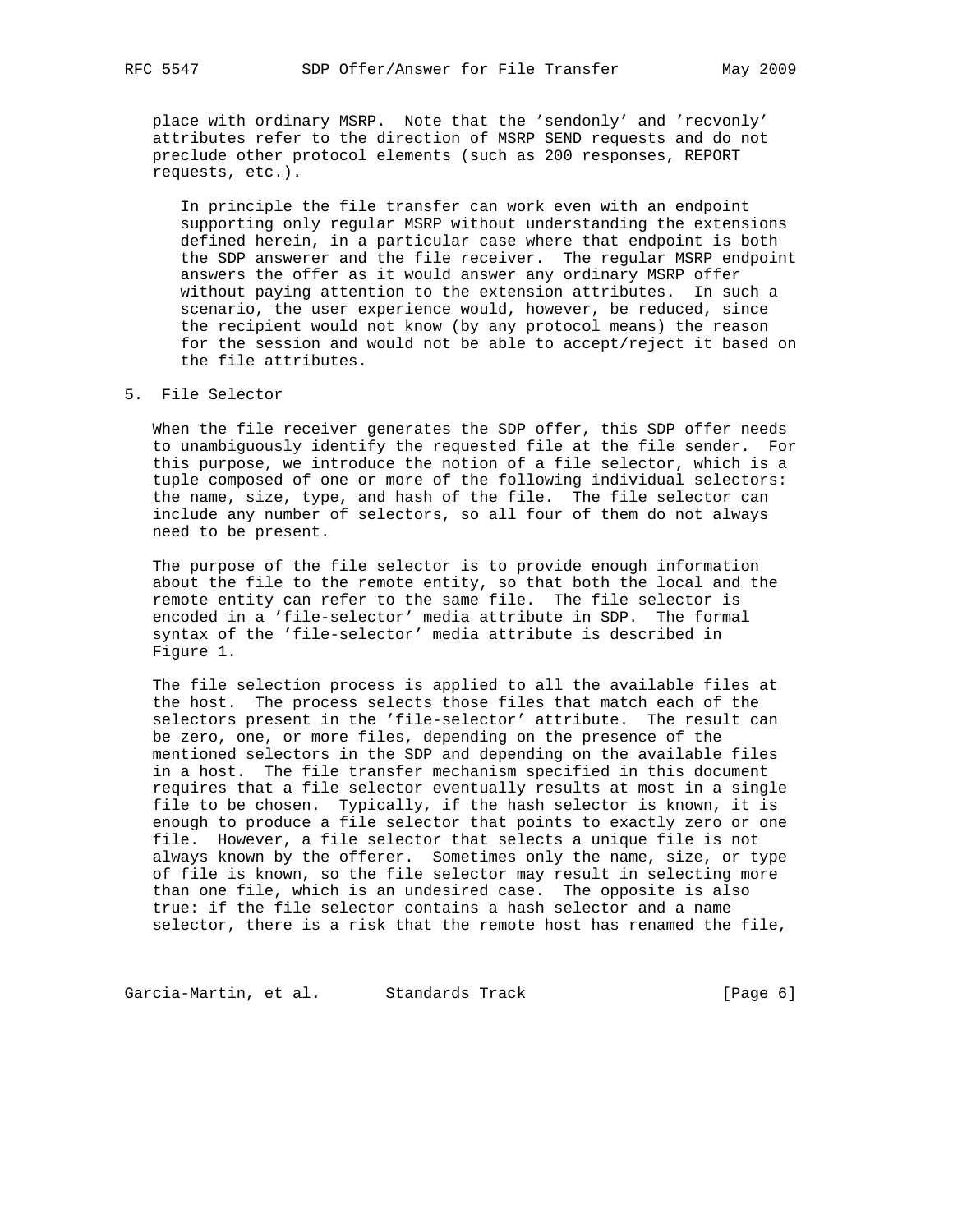place with ordinary MSRP. Note that the 'sendonly' and 'recvonly' attributes refer to the direction of MSRP SEND requests and do not preclude other protocol elements (such as 200 responses, REPORT requests, etc.).

> In principle the file transfer can work even with an endpoint supporting only regular MSRP without understanding the extensions defined herein, in a particular case where that endpoint is both the SDP answerer and the file receiver. The regular MSRP endpoint answers the offer as it would answer any ordinary MSRP offer without paying attention to the extension attributes. In such a scenario, the user experience would, however, be reduced, since the recipient would not know (by any protocol means) the reason for the session and would not be able to accept/reject it based on the file attributes.

## 5. File Selector

When the file receiver generates the SDP offer, this SDP offer needs to unambiguously identify the requested file at the file sender. For this purpose, we introduce the notion of a file selector, which is a tuple composed of one or more of the following individual selectors: the name, size, type, and hash of the file. The file selector can include any number of selectors, so all four of them do not always need to be present.

The purpose of the file selector is to provide enough information about the file to the remote entity, so that both the local and the remote entity can refer to the same file. The file selector is encoded in a 'file-selector' media attribute in SDP. The formal syntax of the 'file-selector' media attribute is described in Figure 1.

The file selection process is applied to all the available files at the host. The process selects those files that match each of the selectors present in the 'file-selector' attribute. The result can be zero, one, or more files, depending on the presence of the mentioned selectors in the SDP and depending on the available files in a host. The file transfer mechanism specified in this document requires that a file selector eventually results at most in a single file to be chosen. Typically, if the hash selector is known, it is enough to produce a file selector that points to exactly zero or one file. However, a file selector that selects a unique file is not always known by the offerer. Sometimes only the name, size, or type of file is known, so the file selector may result in selecting more than one file, which is an undesired case. The opposite is also true: if the file selector contains a hash selector and a name selector, there is a risk that the remote host has renamed the file,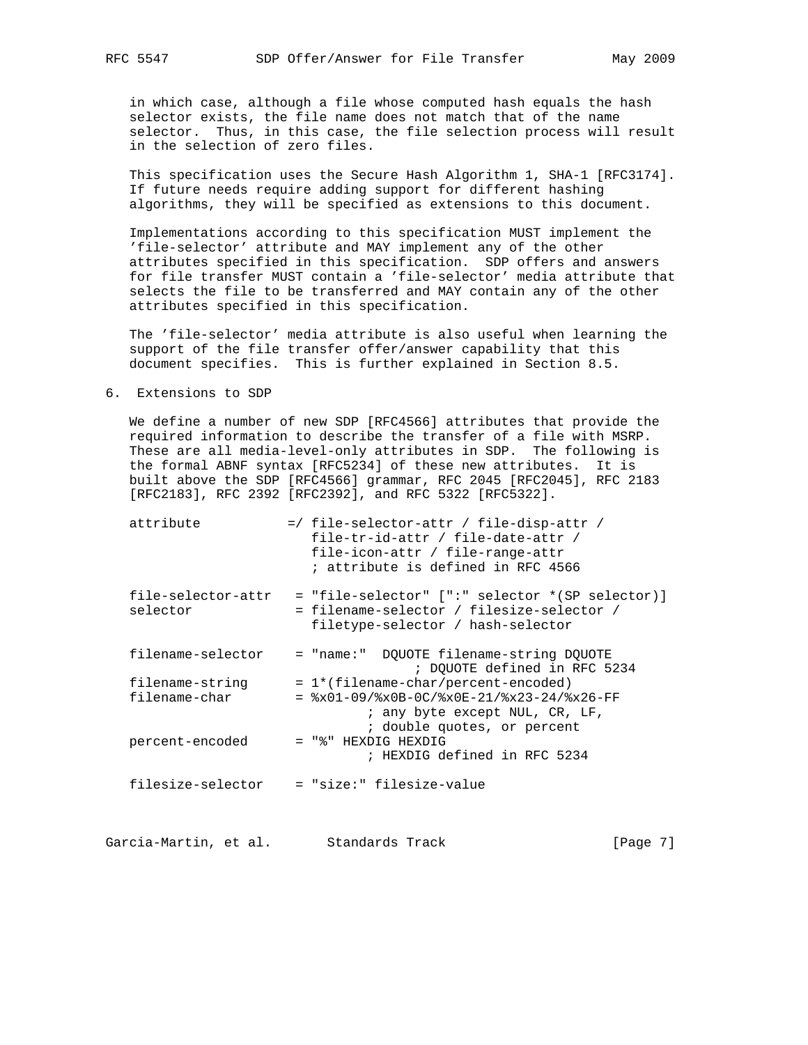in which case, although a file whose computed hash equals the hash selector exists, the file name does not match that of the name selector. Thus, in this case, the file selection process will result in the selection of zero files.

This specification uses the Secure Hash Algorithm 1, SHA-1 [RFC3174]. If future needs require adding support for different hashing algorithms, they will be specified as extensions to this document.

Implementations according to this specification MUST implement the 'file-selector' attribute and MAY implement any of the other attributes specified in this specification. SDP offers and answers for file transfer MUST contain a 'file-selector' media attribute that selects the file to be transferred and MAY contain any of the other attributes specified in this specification.

The 'file-selector' media attribute is also useful when learning the support of the file transfer offer/answer capability that this document specifies. This is further explained in Section 8.5.

## 6. Extensions to SDP

We define a number of new SDP [RFC4566] attributes that provide the required information to describe the transfer of a file with MSRP. These are all media-level-only attributes in SDP. The following is the formal ABNF syntax [RFC5234] of these new attributes. It is built above the SDP [RFC4566] grammar, RFC 2045 [RFC2045], RFC 2183 [RFC2183], RFC 2392 [RFC2392], and RFC 5322 [RFC5322].

```
attribute           =/ file-selector-attr / file-disp-attr /
                       file-tr-id-attr / file-date-attr /
                       file-icon-attr / file-range-attr
                       ; attribute is defined in RFC 4566

file-selector-attr   = "file-selector" [":" selector *(SP selector)]
selector             = filename-selector / filesize-selector /
                       filetype-selector / hash-selector

filename-selector    = "name:"  DQUOTE filename-string DQUOTE
                                   ; DQUOTE defined in RFC 5234
filename-string      = 1*(filename-char/percent-encoded)
filename-char        = %x01-09/%x0B-0C/%x0E-21/%x23-24/%x26-FF
                              ; any byte except NUL, CR, LF,
                              ; double quotes, or percent
percent-encoded      = "%" HEXDIG HEXDIG
                              ; HEXDIG defined in RFC 5234

filesize-selector    = "size:" filesize-value
```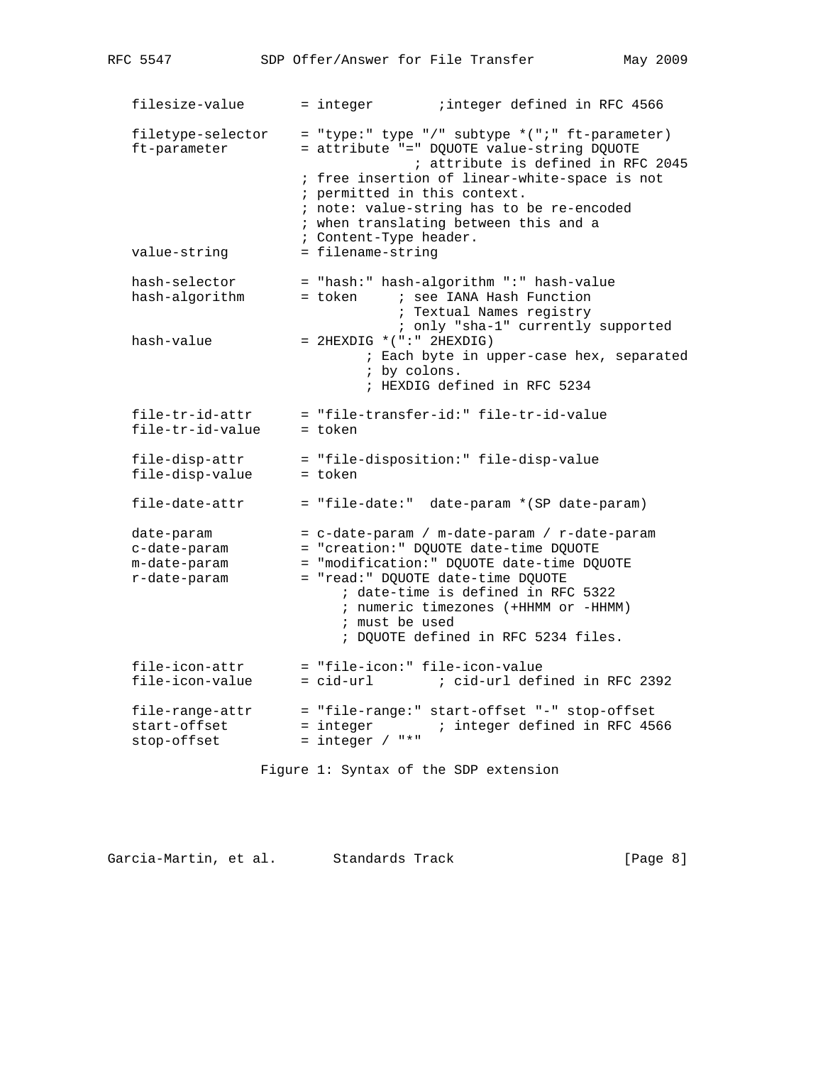```
   filesize-value       = integer        ;integer defined in RFC 4566

   filetype-selector    = "type:" type "/" subtype *(";" ft-parameter)
   ft-parameter         = attribute "=" DQUOTE value-string DQUOTE
                                     ; attribute is defined in RFC 2045
                        ; free insertion of linear-white-space is not
                        ; permitted in this context.
                        ; note: value-string has to be re-encoded
                        ; when translating between this and a
                        ; Content-Type header.
   value-string         = filename-string

   hash-selector        = "hash:" hash-algorithm ":" hash-value
   hash-algorithm       = token     ; see IANA Hash Function
                                    ; Textual Names registry
                                    ; only "sha-1" currently supported
   hash-value           = 2HEXDIG *(":" 2HEXDIG)
                                ; Each byte in upper-case hex, separated
                                ; by colons.
                                ; HEXDIG defined in RFC 5234

   file-tr-id-attr      = "file-transfer-id:" file-tr-id-value
   file-tr-id-value     = token

   file-disp-attr       = "file-disposition:" file-disp-value
   file-disp-value      = token

   file-date-attr       = "file-date:"  date-param *(SP date-param)

   date-param           = c-date-param / m-date-param / r-date-param
   c-date-param         = "creation:" DQUOTE date-time DQUOTE
   m-date-param         = "modification:" DQUOTE date-time DQUOTE
   r-date-param         = "read:" DQUOTE date-time DQUOTE
                             ; date-time is defined in RFC 5322
                             ; numeric timezones (+HHMM or -HHMM)
                             ; must be used
                             ; DQUOTE defined in RFC 5234 files.

   file-icon-attr       = "file-icon:" file-icon-value
   file-icon-value      = cid-url        ; cid-url defined in RFC 2392

   file-range-attr      = "file-range:" start-offset "-" stop-offset
   start-offset         = integer        ; integer defined in RFC 4566
   stop-offset          = integer / "*"
```

Figure 1: Syntax of the SDP extension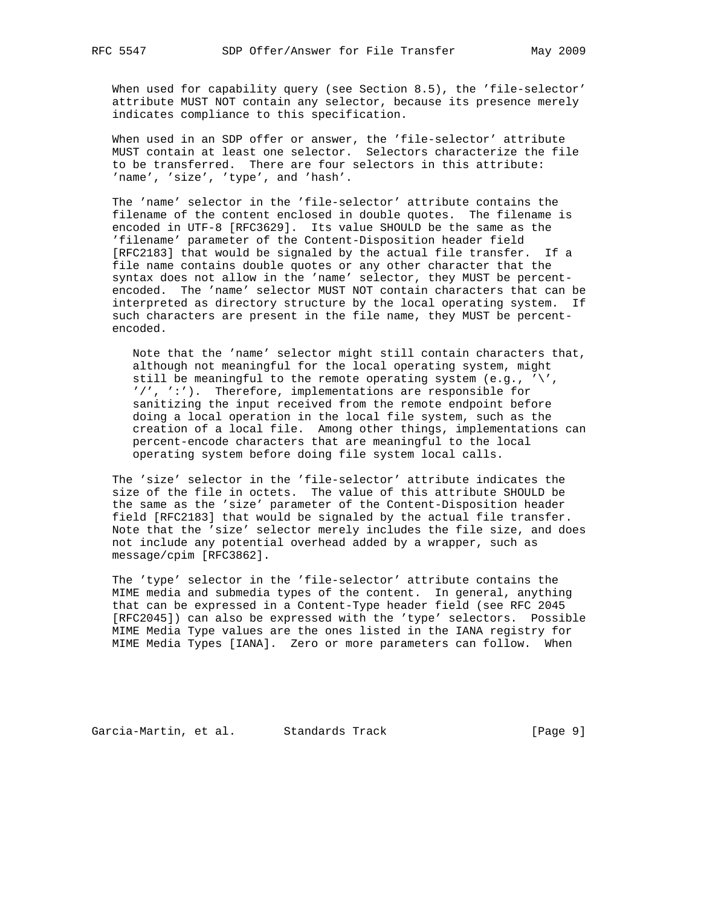When used for capability query (see Section 8.5), the 'file-selector' attribute MUST NOT contain any selector, because its presence merely indicates compliance to this specification.

When used in an SDP offer or answer, the 'file-selector' attribute MUST contain at least one selector. Selectors characterize the file to be transferred. There are four selectors in this attribute: 'name', 'size', 'type', and 'hash'.

The 'name' selector in the 'file-selector' attribute contains the filename of the content enclosed in double quotes. The filename is encoded in UTF-8 [RFC3629]. Its value SHOULD be the same as the 'filename' parameter of the Content-Disposition header field [RFC2183] that would be signaled by the actual file transfer. If a file name contains double quotes or any other character that the syntax does not allow in the 'name' selector, they MUST be percent-encoded. The 'name' selector MUST NOT contain characters that can be interpreted as directory structure by the local operating system. If such characters are present in the file name, they MUST be percent-encoded.

> Note that the 'name' selector might still contain characters that, although not meaningful for the local operating system, might still be meaningful to the remote operating system (e.g., '\', '/', ':'). Therefore, implementations are responsible for sanitizing the input received from the remote endpoint before doing a local operation in the local file system, such as the creation of a local file. Among other things, implementations can percent-encode characters that are meaningful to the local operating system before doing file system local calls.

The 'size' selector in the 'file-selector' attribute indicates the size of the file in octets. The value of this attribute SHOULD be the same as the 'size' parameter of the Content-Disposition header field [RFC2183] that would be signaled by the actual file transfer. Note that the 'size' selector merely includes the file size, and does not include any potential overhead added by a wrapper, such as message/cpim [RFC3862].

The 'type' selector in the 'file-selector' attribute contains the MIME media and submedia types of the content. In general, anything that can be expressed in a Content-Type header field (see RFC 2045 [RFC2045]) can also be expressed with the 'type' selectors. Possible MIME Media Type values are the ones listed in the IANA registry for MIME Media Types [IANA]. Zero or more parameters can follow. When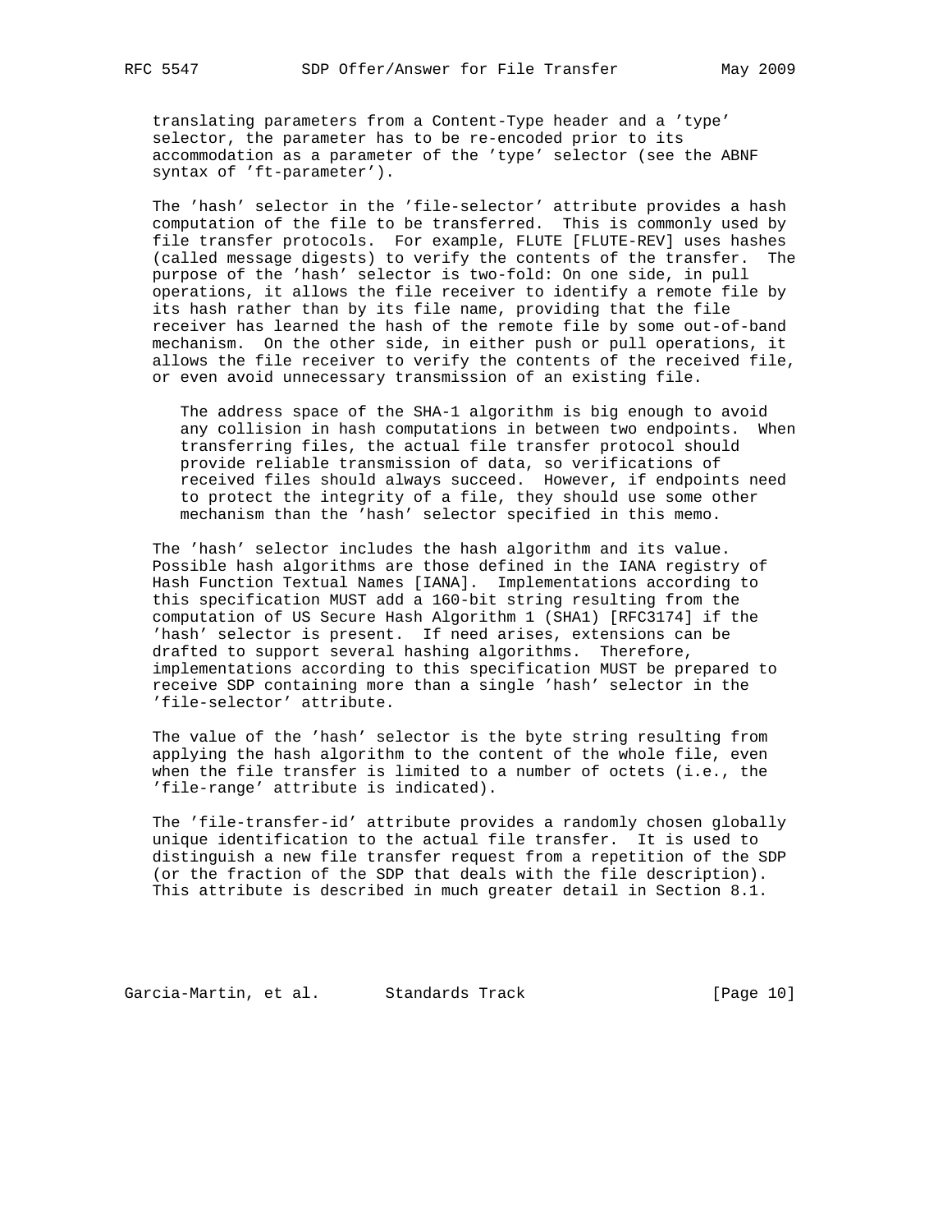translating parameters from a Content-Type header and a 'type' selector, the parameter has to be re-encoded prior to its accommodation as a parameter of the 'type' selector (see the ABNF syntax of 'ft-parameter').

The 'hash' selector in the 'file-selector' attribute provides a hash computation of the file to be transferred. This is commonly used by file transfer protocols. For example, FLUTE [FLUTE-REV] uses hashes (called message digests) to verify the contents of the transfer. The purpose of the 'hash' selector is two-fold: On one side, in pull operations, it allows the file receiver to identify a remote file by its hash rather than by its file name, providing that the file receiver has learned the hash of the remote file by some out-of-band mechanism. On the other side, in either push or pull operations, it allows the file receiver to verify the contents of the received file, or even avoid unnecessary transmission of an existing file.

> The address space of the SHA-1 algorithm is big enough to avoid any collision in hash computations in between two endpoints. When transferring files, the actual file transfer protocol should provide reliable transmission of data, so verifications of received files should always succeed. However, if endpoints need to protect the integrity of a file, they should use some other mechanism than the 'hash' selector specified in this memo.

The 'hash' selector includes the hash algorithm and its value. Possible hash algorithms are those defined in the IANA registry of Hash Function Textual Names [IANA]. Implementations according to this specification MUST add a 160-bit string resulting from the computation of US Secure Hash Algorithm 1 (SHA1) [RFC3174] if the 'hash' selector is present. If need arises, extensions can be drafted to support several hashing algorithms. Therefore, implementations according to this specification MUST be prepared to receive SDP containing more than a single 'hash' selector in the 'file-selector' attribute.

The value of the 'hash' selector is the byte string resulting from applying the hash algorithm to the content of the whole file, even when the file transfer is limited to a number of octets (i.e., the 'file-range' attribute is indicated).

The 'file-transfer-id' attribute provides a randomly chosen globally unique identification to the actual file transfer. It is used to distinguish a new file transfer request from a repetition of the SDP (or the fraction of the SDP that deals with the file description). This attribute is described in much greater detail in Section 8.1.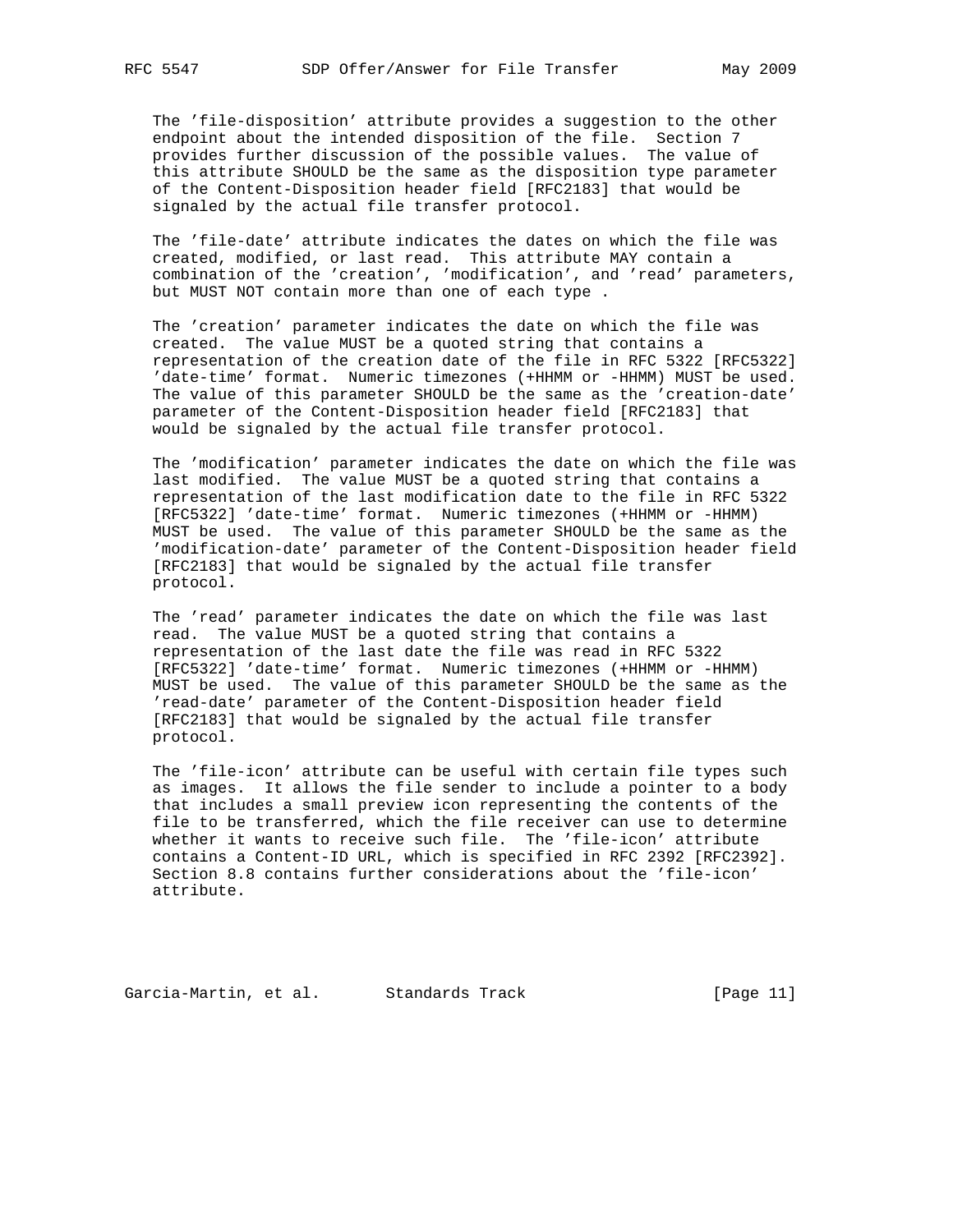The 'file-disposition' attribute provides a suggestion to the other endpoint about the intended disposition of the file. Section 7 provides further discussion of the possible values. The value of this attribute SHOULD be the same as the disposition type parameter of the Content-Disposition header field [RFC2183] that would be signaled by the actual file transfer protocol.

The 'file-date' attribute indicates the dates on which the file was created, modified, or last read. This attribute MAY contain a combination of the 'creation', 'modification', and 'read' parameters, but MUST NOT contain more than one of each type .

The 'creation' parameter indicates the date on which the file was created. The value MUST be a quoted string that contains a representation of the creation date of the file in RFC 5322 [RFC5322] 'date-time' format. Numeric timezones (+HHMM or -HHMM) MUST be used. The value of this parameter SHOULD be the same as the 'creation-date' parameter of the Content-Disposition header field [RFC2183] that would be signaled by the actual file transfer protocol.

The 'modification' parameter indicates the date on which the file was last modified. The value MUST be a quoted string that contains a representation of the last modification date to the file in RFC 5322 [RFC5322] 'date-time' format. Numeric timezones (+HHMM or -HHMM) MUST be used. The value of this parameter SHOULD be the same as the 'modification-date' parameter of the Content-Disposition header field [RFC2183] that would be signaled by the actual file transfer protocol.

The 'read' parameter indicates the date on which the file was last read. The value MUST be a quoted string that contains a representation of the last date the file was read in RFC 5322 [RFC5322] 'date-time' format. Numeric timezones (+HHMM or -HHMM) MUST be used. The value of this parameter SHOULD be the same as the 'read-date' parameter of the Content-Disposition header field [RFC2183] that would be signaled by the actual file transfer protocol.

The 'file-icon' attribute can be useful with certain file types such as images. It allows the file sender to include a pointer to a body that includes a small preview icon representing the contents of the file to be transferred, which the file receiver can use to determine whether it wants to receive such file. The 'file-icon' attribute contains a Content-ID URL, which is specified in RFC 2392 [RFC2392]. Section 8.8 contains further considerations about the 'file-icon' attribute.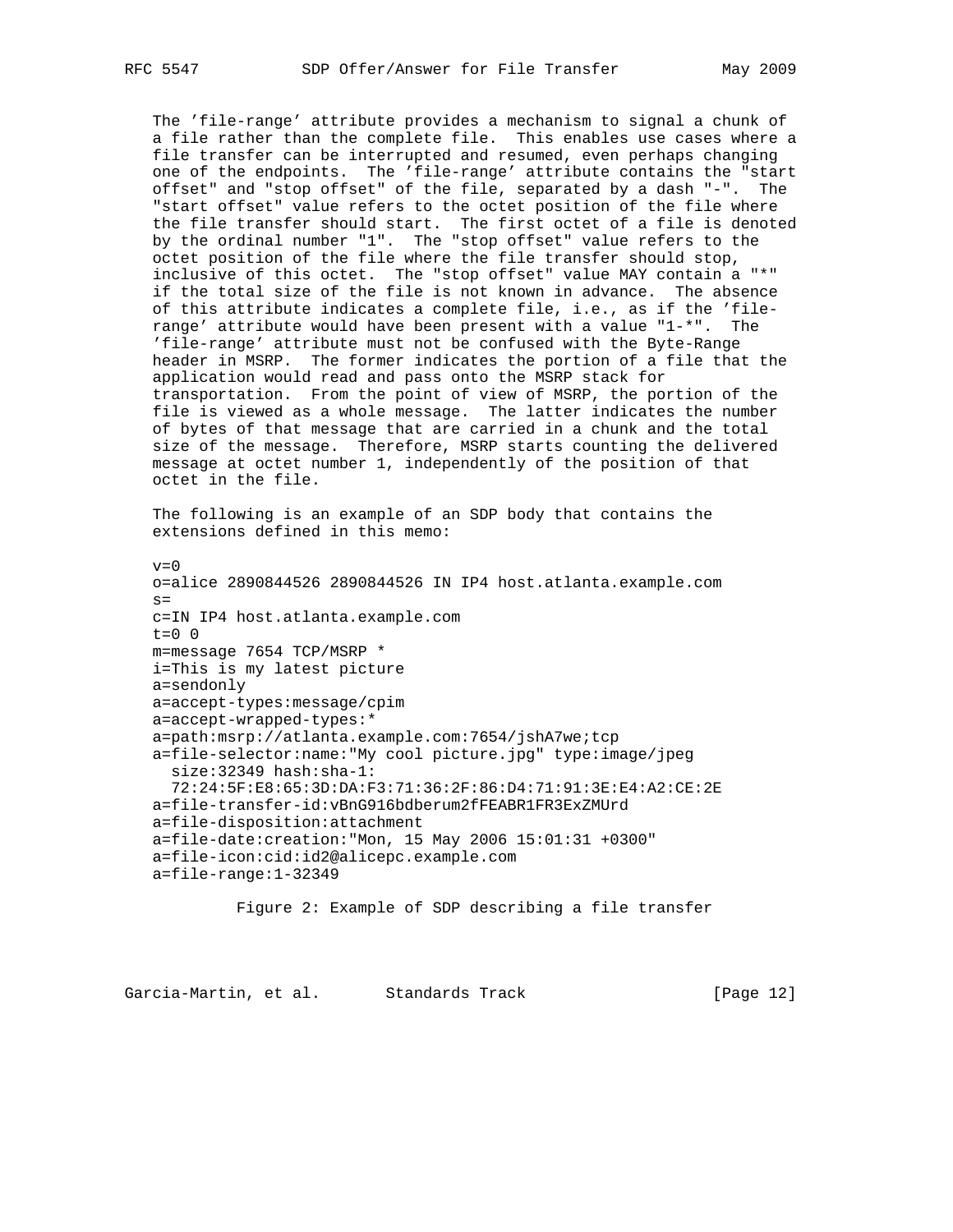The 'file-range' attribute provides a mechanism to signal a chunk of a file rather than the complete file. This enables use cases where a file transfer can be interrupted and resumed, even perhaps changing one of the endpoints. The 'file-range' attribute contains the "start offset" and "stop offset" of the file, separated by a dash "-". The "start offset" value refers to the octet position of the file where the file transfer should start. The first octet of a file is denoted by the ordinal number "1". The "stop offset" value refers to the octet position of the file where the file transfer should stop, inclusive of this octet. The "stop offset" value MAY contain a "*" if the total size of the file is not known in advance. The absence of this attribute indicates a complete file, i.e., as if the 'file-range' attribute would have been present with a value "1-*". The 'file-range' attribute must not be confused with the Byte-Range header in MSRP. The former indicates the portion of a file that the application would read and pass onto the MSRP stack for transportation. From the point of view of MSRP, the portion of the file is viewed as a whole message. The latter indicates the number of bytes of that message that are carried in a chunk and the total size of the message. Therefore, MSRP starts counting the delivered message at octet number 1, independently of the position of that octet in the file.

The following is an example of an SDP body that contains the extensions defined in this memo:

```
v=0
o=alice 2890844526 2890844526 IN IP4 host.atlanta.example.com
s=
c=IN IP4 host.atlanta.example.com
t=0 0
m=message 7654 TCP/MSRP *
i=This is my latest picture
a=sendonly
a=accept-types:message/cpim
a=accept-wrapped-types:*
a=path:msrp://atlanta.example.com:7654/jshA7we;tcp
a=file-selector:name:"My cool picture.jpg" type:image/jpeg
  size:32349 hash:sha-1:
  72:24:5F:E8:65:3D:DA:F3:71:36:2F:86:D4:71:91:3E:E4:A2:CE:2E
a=file-transfer-id:vBnG916bdberum2fFEABR1FR3ExZMUrd
a=file-disposition:attachment
a=file-date:creation:"Mon, 15 May 2006 15:01:31 +0300"
a=file-icon:cid:id2@alicepc.example.com
a=file-range:1-32349
```

Figure 2: Example of SDP describing a file transfer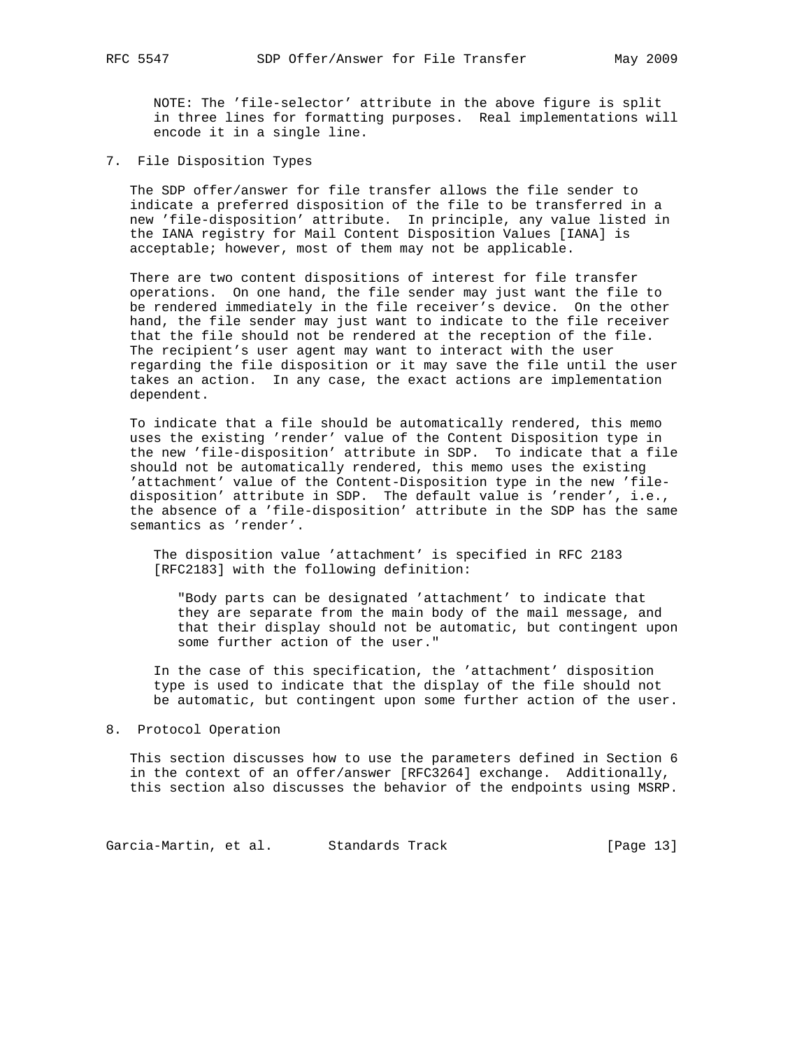NOTE: The 'file-selector' attribute in the above figure is split in three lines for formatting purposes. Real implementations will encode it in a single line.

## 7. File Disposition Types

The SDP offer/answer for file transfer allows the file sender to indicate a preferred disposition of the file to be transferred in a new 'file-disposition' attribute. In principle, any value listed in the IANA registry for Mail Content Disposition Values [IANA] is acceptable; however, most of them may not be applicable.

There are two content dispositions of interest for file transfer operations. On one hand, the file sender may just want the file to be rendered immediately in the file receiver's device. On the other hand, the file sender may just want to indicate to the file receiver that the file should not be rendered at the reception of the file. The recipient's user agent may want to interact with the user regarding the file disposition or it may save the file until the user takes an action. In any case, the exact actions are implementation dependent.

To indicate that a file should be automatically rendered, this memo uses the existing 'render' value of the Content Disposition type in the new 'file-disposition' attribute in SDP. To indicate that a file should not be automatically rendered, this memo uses the existing 'attachment' value of the Content-Disposition type in the new 'file-disposition' attribute in SDP. The default value is 'render', i.e., the absence of a 'file-disposition' attribute in the SDP has the same semantics as 'render'.

The disposition value 'attachment' is specified in RFC 2183 [RFC2183] with the following definition:

> "Body parts can be designated 'attachment' to indicate that they are separate from the main body of the mail message, and that their display should not be automatic, but contingent upon some further action of the user."

In the case of this specification, the 'attachment' disposition type is used to indicate that the display of the file should not be automatic, but contingent upon some further action of the user.

## 8. Protocol Operation

This section discusses how to use the parameters defined in Section 6 in the context of an offer/answer [RFC3264] exchange. Additionally, this section also discusses the behavior of the endpoints using MSRP.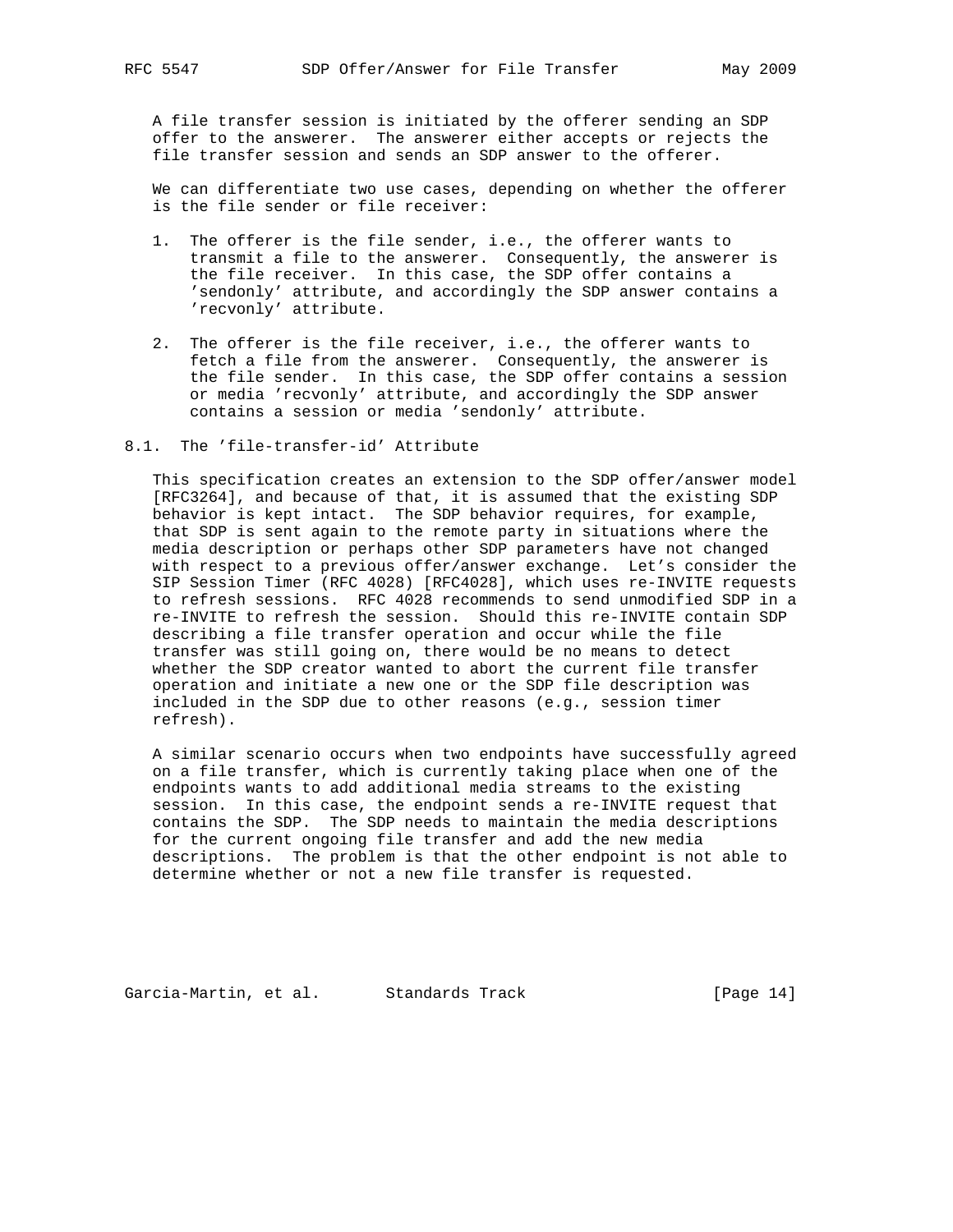A file transfer session is initiated by the offerer sending an SDP offer to the answerer. The answerer either accepts or rejects the file transfer session and sends an SDP answer to the offerer.

We can differentiate two use cases, depending on whether the offerer is the file sender or file receiver:

1. The offerer is the file sender, i.e., the offerer wants to transmit a file to the answerer. Consequently, the answerer is the file receiver. In this case, the SDP offer contains a 'sendonly' attribute, and accordingly the SDP answer contains a 'recvonly' attribute.

2. The offerer is the file receiver, i.e., the offerer wants to fetch a file from the answerer. Consequently, the answerer is the file sender. In this case, the SDP offer contains a session or media 'recvonly' attribute, and accordingly the SDP answer contains a session or media 'sendonly' attribute.

## 8.1. The 'file-transfer-id' Attribute

This specification creates an extension to the SDP offer/answer model [RFC3264], and because of that, it is assumed that the existing SDP behavior is kept intact. The SDP behavior requires, for example, that SDP is sent again to the remote party in situations where the media description or perhaps other SDP parameters have not changed with respect to a previous offer/answer exchange. Let's consider the SIP Session Timer (RFC 4028) [RFC4028], which uses re-INVITE requests to refresh sessions. RFC 4028 recommends to send unmodified SDP in a re-INVITE to refresh the session. Should this re-INVITE contain SDP describing a file transfer operation and occur while the file transfer was still going on, there would be no means to detect whether the SDP creator wanted to abort the current file transfer operation and initiate a new one or the SDP file description was included in the SDP due to other reasons (e.g., session timer refresh).

A similar scenario occurs when two endpoints have successfully agreed on a file transfer, which is currently taking place when one of the endpoints wants to add additional media streams to the existing session. In this case, the endpoint sends a re-INVITE request that contains the SDP. The SDP needs to maintain the media descriptions for the current ongoing file transfer and add the new media descriptions. The problem is that the other endpoint is not able to determine whether or not a new file transfer is requested.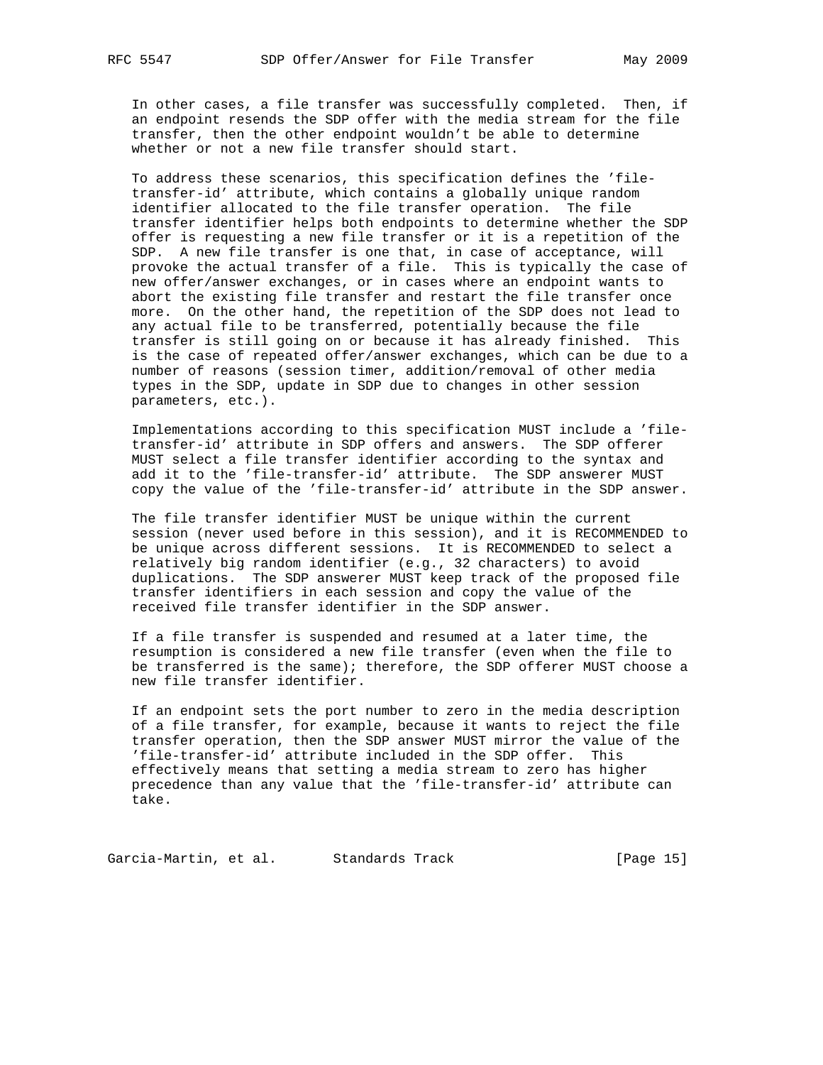In other cases, a file transfer was successfully completed. Then, if an endpoint resends the SDP offer with the media stream for the file transfer, then the other endpoint wouldn't be able to determine whether or not a new file transfer should start.

To address these scenarios, this specification defines the 'file-transfer-id' attribute, which contains a globally unique random identifier allocated to the file transfer operation. The file transfer identifier helps both endpoints to determine whether the SDP offer is requesting a new file transfer or it is a repetition of the SDP. A new file transfer is one that, in case of acceptance, will provoke the actual transfer of a file. This is typically the case of new offer/answer exchanges, or in cases where an endpoint wants to abort the existing file transfer and restart the file transfer once more. On the other hand, the repetition of the SDP does not lead to any actual file to be transferred, potentially because the file transfer is still going on or because it has already finished. This is the case of repeated offer/answer exchanges, which can be due to a number of reasons (session timer, addition/removal of other media types in the SDP, update in SDP due to changes in other session parameters, etc.).

Implementations according to this specification MUST include a 'file-transfer-id' attribute in SDP offers and answers. The SDP offerer MUST select a file transfer identifier according to the syntax and add it to the 'file-transfer-id' attribute. The SDP answerer MUST copy the value of the 'file-transfer-id' attribute in the SDP answer.

The file transfer identifier MUST be unique within the current session (never used before in this session), and it is RECOMMENDED to be unique across different sessions. It is RECOMMENDED to select a relatively big random identifier (e.g., 32 characters) to avoid duplications. The SDP answerer MUST keep track of the proposed file transfer identifiers in each session and copy the value of the received file transfer identifier in the SDP answer.

If a file transfer is suspended and resumed at a later time, the resumption is considered a new file transfer (even when the file to be transferred is the same); therefore, the SDP offerer MUST choose a new file transfer identifier.

If an endpoint sets the port number to zero in the media description of a file transfer, for example, because it wants to reject the file transfer operation, then the SDP answer MUST mirror the value of the 'file-transfer-id' attribute included in the SDP offer. This effectively means that setting a media stream to zero has higher precedence than any value that the 'file-transfer-id' attribute can take.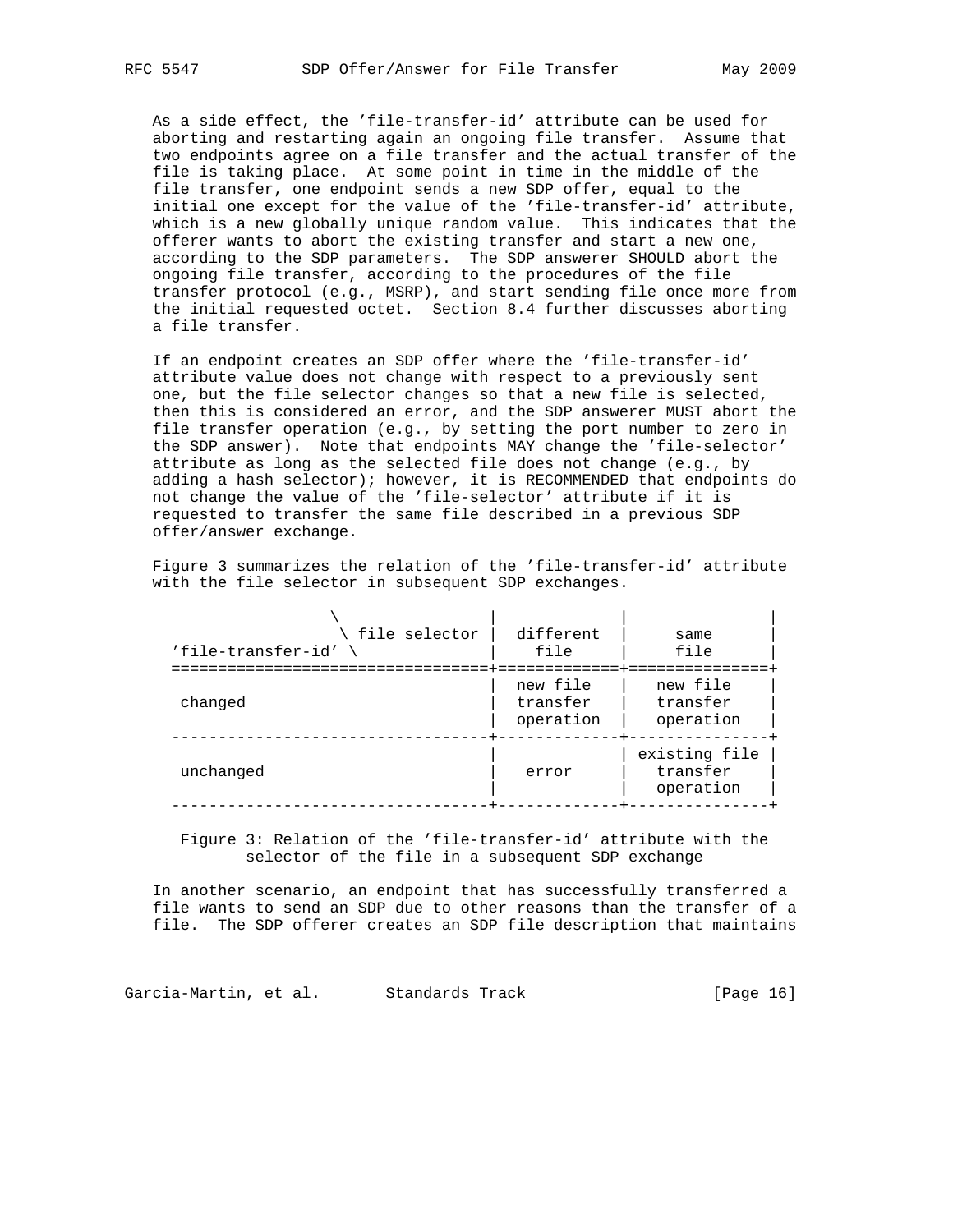As a side effect, the 'file-transfer-id' attribute can be used for aborting and restarting again an ongoing file transfer. Assume that two endpoints agree on a file transfer and the actual transfer of the file is taking place. At some point in time in the middle of the file transfer, one endpoint sends a new SDP offer, equal to the initial one except for the value of the 'file-transfer-id' attribute, which is a new globally unique random value. This indicates that the offerer wants to abort the existing transfer and start a new one, according to the SDP parameters. The SDP answerer SHOULD abort the ongoing file transfer, according to the procedures of the file transfer protocol (e.g., MSRP), and start sending file once more from the initial requested octet. Section 8.4 further discusses aborting a file transfer.

If an endpoint creates an SDP offer where the 'file-transfer-id' attribute value does not change with respect to a previously sent one, but the file selector changes so that a new file is selected, then this is considered an error, and the SDP answerer MUST abort the file transfer operation (e.g., by setting the port number to zero in the SDP answer). Note that endpoints MAY change the 'file-selector' attribute as long as the selected file does not change (e.g., by adding a hash selector); however, it is RECOMMENDED that endpoints do not change the value of the 'file-selector' attribute if it is requested to transfer the same file described in a previous SDP offer/answer exchange.

Figure 3 summarizes the relation of the 'file-transfer-id' attribute with the file selector in subsequent SDP exchanges.

| 'file-transfer-id' \ file selector | different file | same file |
|---|---|---|
| changed | new file transfer operation | new file transfer operation |
| unchanged | error | existing file transfer operation |

Figure 3: Relation of the 'file-transfer-id' attribute with the selector of the file in a subsequent SDP exchange

In another scenario, an endpoint that has successfully transferred a file wants to send an SDP due to other reasons than the transfer of a file. The SDP offerer creates an SDP file description that maintains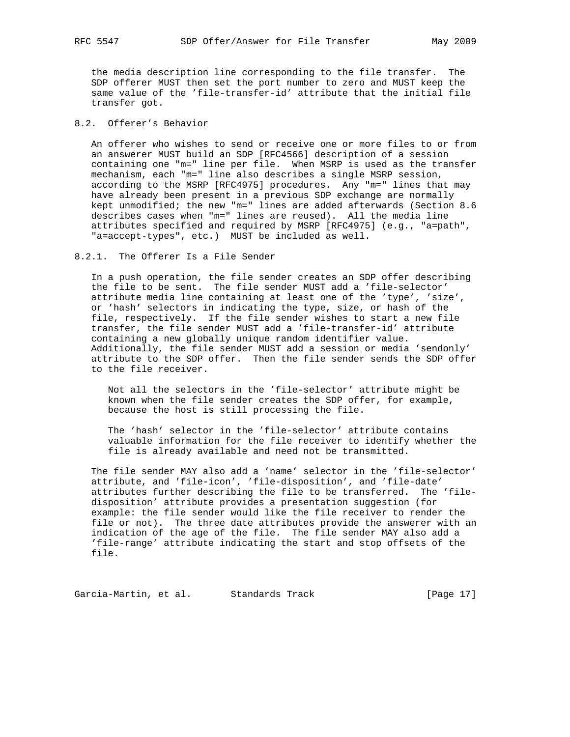the media description line corresponding to the file transfer. The SDP offerer MUST then set the port number to zero and MUST keep the same value of the 'file-transfer-id' attribute that the initial file transfer got.

### 8.2. Offerer's Behavior

An offerer who wishes to send or receive one or more files to or from an answerer MUST build an SDP [RFC4566] description of a session containing one "m=" line per file. When MSRP is used as the transfer mechanism, each "m=" line also describes a single MSRP session, according to the MSRP [RFC4975] procedures. Any "m=" lines that may have already been present in a previous SDP exchange are normally kept unmodified; the new "m=" lines are added afterwards (Section 8.6 describes cases when "m=" lines are reused). All the media line attributes specified and required by MSRP [RFC4975] (e.g., "a=path", "a=accept-types", etc.) MUST be included as well.

#### 8.2.1. The Offerer Is a File Sender

In a push operation, the file sender creates an SDP offer describing the file to be sent. The file sender MUST add a 'file-selector' attribute media line containing at least one of the 'type', 'size', or 'hash' selectors in indicating the type, size, or hash of the file, respectively. If the file sender wishes to start a new file transfer, the file sender MUST add a 'file-transfer-id' attribute containing a new globally unique random identifier value. Additionally, the file sender MUST add a session or media 'sendonly' attribute to the SDP offer. Then the file sender sends the SDP offer to the file receiver.

> Not all the selectors in the 'file-selector' attribute might be known when the file sender creates the SDP offer, for example, because the host is still processing the file.
>
> The 'hash' selector in the 'file-selector' attribute contains valuable information for the file receiver to identify whether the file is already available and need not be transmitted.

The file sender MAY also add a 'name' selector in the 'file-selector' attribute, and 'file-icon', 'file-disposition', and 'file-date' attributes further describing the file to be transferred. The 'file-disposition' attribute provides a presentation suggestion (for example: the file sender would like the file receiver to render the file or not). The three date attributes provide the answerer with an indication of the age of the file. The file sender MAY also add a 'file-range' attribute indicating the start and stop offsets of the file.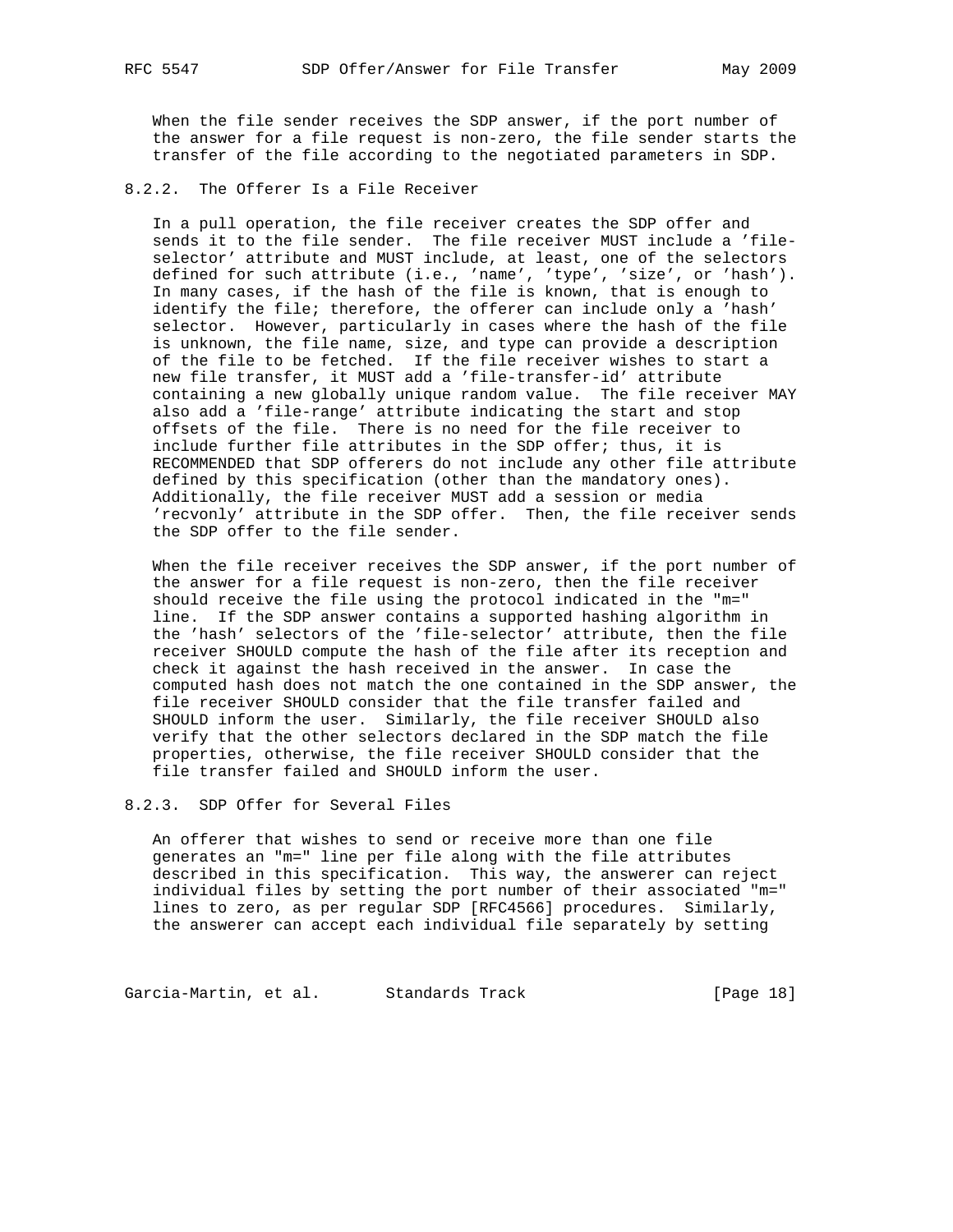When the file sender receives the SDP answer, if the port number of the answer for a file request is non-zero, the file sender starts the transfer of the file according to the negotiated parameters in SDP.

### 8.2.2. The Offerer Is a File Receiver

In a pull operation, the file receiver creates the SDP offer and sends it to the file sender. The file receiver MUST include a 'file-selector' attribute and MUST include, at least, one of the selectors defined for such attribute (i.e., 'name', 'type', 'size', or 'hash'). In many cases, if the hash of the file is known, that is enough to identify the file; therefore, the offerer can include only a 'hash' selector. However, particularly in cases where the hash of the file is unknown, the file name, size, and type can provide a description of the file to be fetched. If the file receiver wishes to start a new file transfer, it MUST add a 'file-transfer-id' attribute containing a new globally unique random value. The file receiver MAY also add a 'file-range' attribute indicating the start and stop offsets of the file. There is no need for the file receiver to include further file attributes in the SDP offer; thus, it is RECOMMENDED that SDP offerers do not include any other file attribute defined by this specification (other than the mandatory ones). Additionally, the file receiver MUST add a session or media 'recvonly' attribute in the SDP offer. Then, the file receiver sends the SDP offer to the file sender.

When the file receiver receives the SDP answer, if the port number of the answer for a file request is non-zero, then the file receiver should receive the file using the protocol indicated in the "m=" line. If the SDP answer contains a supported hashing algorithm in the 'hash' selectors of the 'file-selector' attribute, then the file receiver SHOULD compute the hash of the file after its reception and check it against the hash received in the answer. In case the computed hash does not match the one contained in the SDP answer, the file receiver SHOULD consider that the file transfer failed and SHOULD inform the user. Similarly, the file receiver SHOULD also verify that the other selectors declared in the SDP match the file properties, otherwise, the file receiver SHOULD consider that the file transfer failed and SHOULD inform the user.

### 8.2.3. SDP Offer for Several Files

An offerer that wishes to send or receive more than one file generates an "m=" line per file along with the file attributes described in this specification. This way, the answerer can reject individual files by setting the port number of their associated "m=" lines to zero, as per regular SDP [RFC4566] procedures. Similarly, the answerer can accept each individual file separately by setting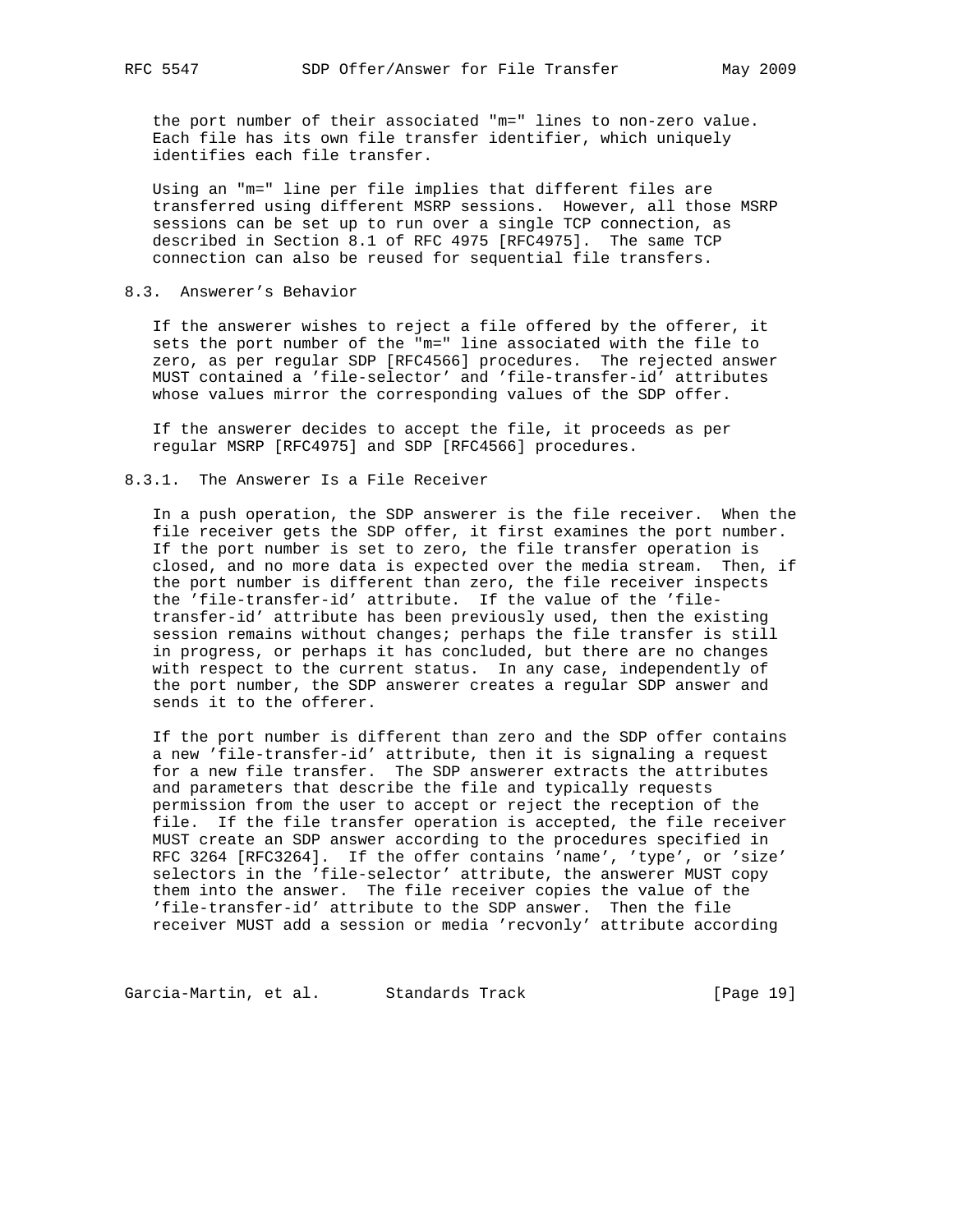the port number of their associated "m=" lines to non-zero value. Each file has its own file transfer identifier, which uniquely identifies each file transfer.

Using an "m=" line per file implies that different files are transferred using different MSRP sessions. However, all those MSRP sessions can be set up to run over a single TCP connection, as described in Section 8.1 of RFC 4975 [RFC4975]. The same TCP connection can also be reused for sequential file transfers.

### 8.3. Answerer's Behavior

If the answerer wishes to reject a file offered by the offerer, it sets the port number of the "m=" line associated with the file to zero, as per regular SDP [RFC4566] procedures. The rejected answer MUST contained a 'file-selector' and 'file-transfer-id' attributes whose values mirror the corresponding values of the SDP offer.

If the answerer decides to accept the file, it proceeds as per regular MSRP [RFC4975] and SDP [RFC4566] procedures.

#### 8.3.1. The Answerer Is a File Receiver

In a push operation, the SDP answerer is the file receiver. When the file receiver gets the SDP offer, it first examines the port number. If the port number is set to zero, the file transfer operation is closed, and no more data is expected over the media stream. Then, if the port number is different than zero, the file receiver inspects the 'file-transfer-id' attribute. If the value of the 'file-transfer-id' attribute has been previously used, then the existing session remains without changes; perhaps the file transfer is still in progress, or perhaps it has concluded, but there are no changes with respect to the current status. In any case, independently of the port number, the SDP answerer creates a regular SDP answer and sends it to the offerer.

If the port number is different than zero and the SDP offer contains a new 'file-transfer-id' attribute, then it is signaling a request for a new file transfer. The SDP answerer extracts the attributes and parameters that describe the file and typically requests permission from the user to accept or reject the reception of the file. If the file transfer operation is accepted, the file receiver MUST create an SDP answer according to the procedures specified in RFC 3264 [RFC3264]. If the offer contains 'name', 'type', or 'size' selectors in the 'file-selector' attribute, the answerer MUST copy them into the answer. The file receiver copies the value of the 'file-transfer-id' attribute to the SDP answer. Then the file receiver MUST add a session or media 'recvonly' attribute according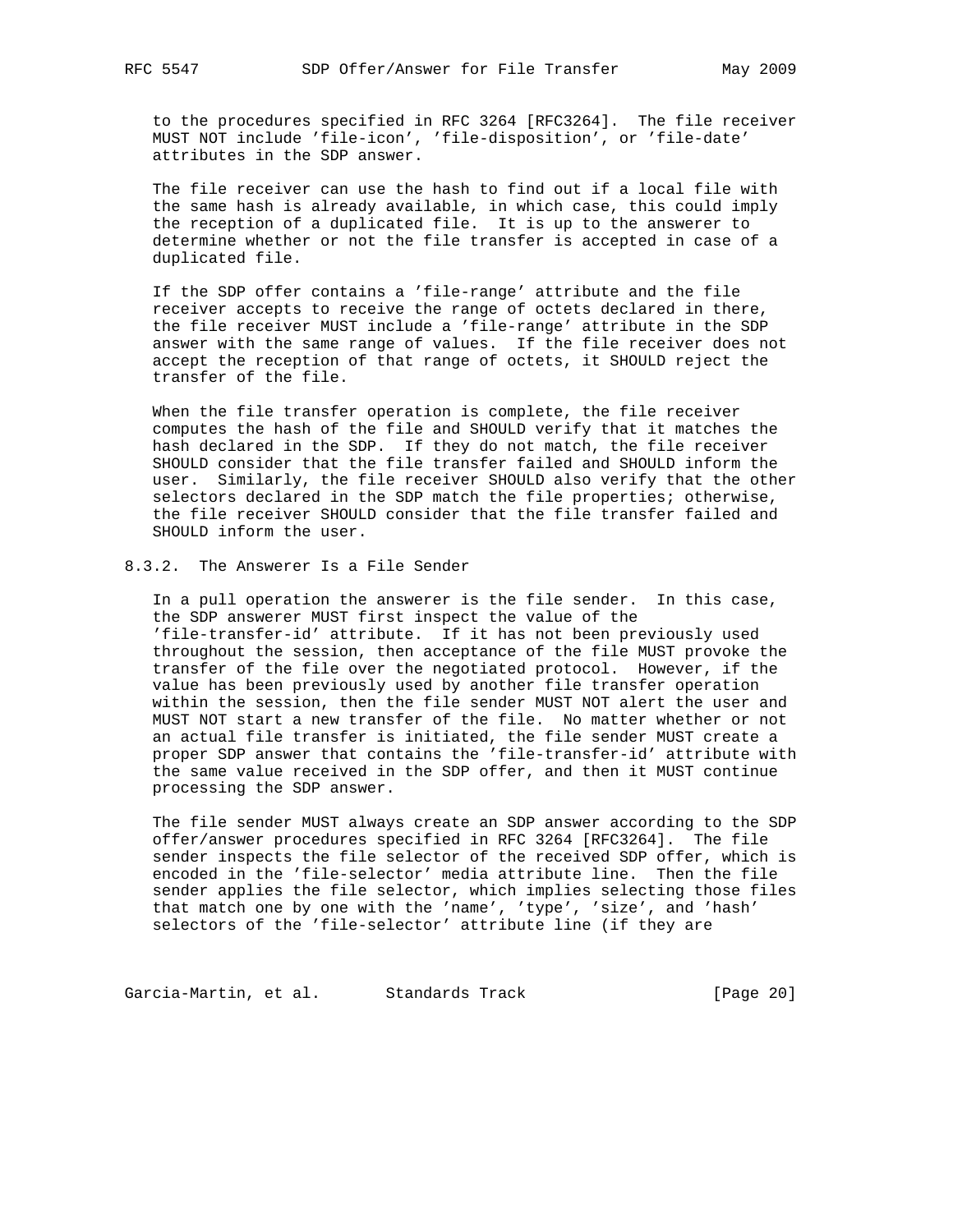to the procedures specified in RFC 3264 [RFC3264]. The file receiver MUST NOT include 'file-icon', 'file-disposition', or 'file-date' attributes in the SDP answer.

The file receiver can use the hash to find out if a local file with the same hash is already available, in which case, this could imply the reception of a duplicated file. It is up to the answerer to determine whether or not the file transfer is accepted in case of a duplicated file.

If the SDP offer contains a 'file-range' attribute and the file receiver accepts to receive the range of octets declared in there, the file receiver MUST include a 'file-range' attribute in the SDP answer with the same range of values. If the file receiver does not accept the reception of that range of octets, it SHOULD reject the transfer of the file.

When the file transfer operation is complete, the file receiver computes the hash of the file and SHOULD verify that it matches the hash declared in the SDP. If they do not match, the file receiver SHOULD consider that the file transfer failed and SHOULD inform the user. Similarly, the file receiver SHOULD also verify that the other selectors declared in the SDP match the file properties; otherwise, the file receiver SHOULD consider that the file transfer failed and SHOULD inform the user.

### 8.3.2. The Answerer Is a File Sender

In a pull operation the answerer is the file sender. In this case, the SDP answerer MUST first inspect the value of the 'file-transfer-id' attribute. If it has not been previously used throughout the session, then acceptance of the file MUST provoke the transfer of the file over the negotiated protocol. However, if the value has been previously used by another file transfer operation within the session, then the file sender MUST NOT alert the user and MUST NOT start a new transfer of the file. No matter whether or not an actual file transfer is initiated, the file sender MUST create a proper SDP answer that contains the 'file-transfer-id' attribute with the same value received in the SDP offer, and then it MUST continue processing the SDP answer.

The file sender MUST always create an SDP answer according to the SDP offer/answer procedures specified in RFC 3264 [RFC3264]. The file sender inspects the file selector of the received SDP offer, which is encoded in the 'file-selector' media attribute line. Then the file sender applies the file selector, which implies selecting those files that match one by one with the 'name', 'type', 'size', and 'hash' selectors of the 'file-selector' attribute line (if they are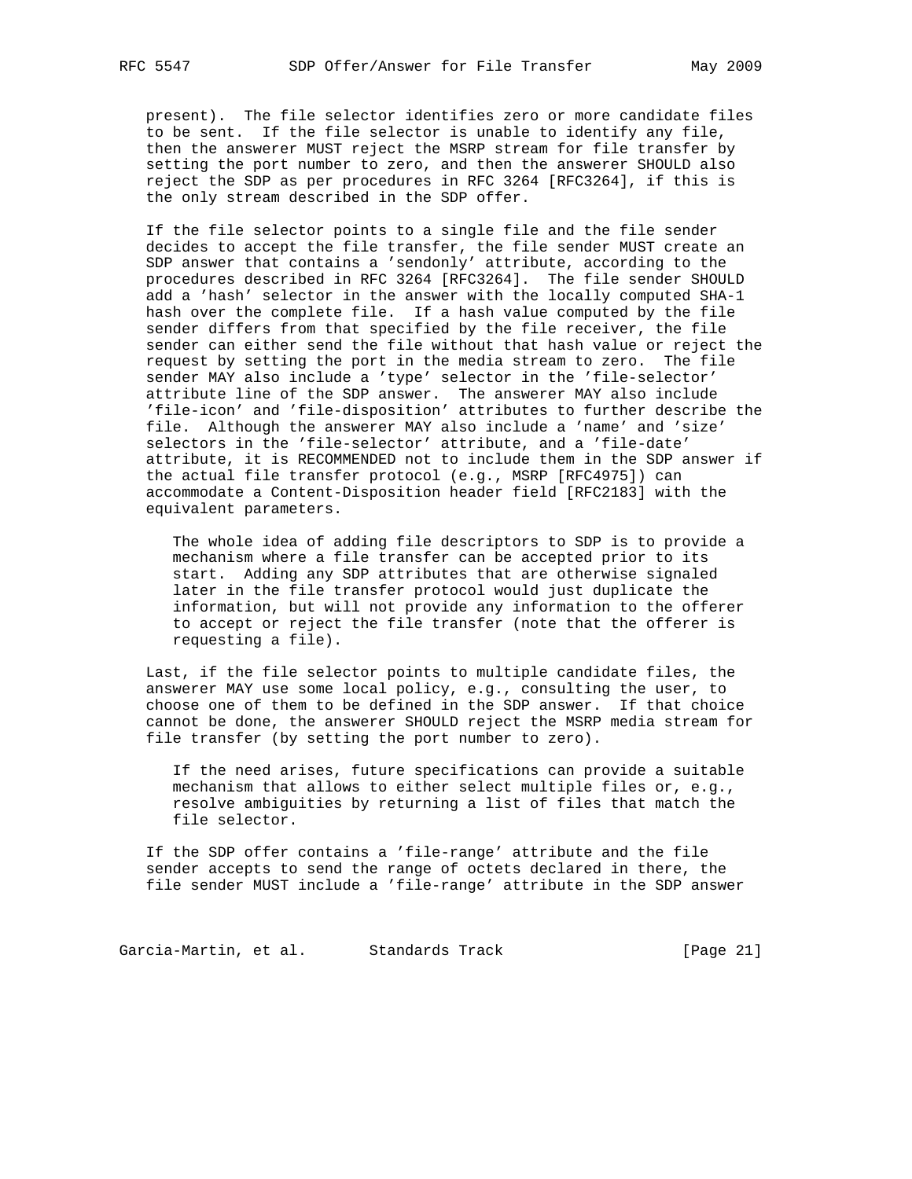present). The file selector identifies zero or more candidate files to be sent. If the file selector is unable to identify any file, then the answerer MUST reject the MSRP stream for file transfer by setting the port number to zero, and then the answerer SHOULD also reject the SDP as per procedures in RFC 3264 [RFC3264], if this is the only stream described in the SDP offer.

If the file selector points to a single file and the file sender decides to accept the file transfer, the file sender MUST create an SDP answer that contains a 'sendonly' attribute, according to the procedures described in RFC 3264 [RFC3264]. The file sender SHOULD add a 'hash' selector in the answer with the locally computed SHA-1 hash over the complete file. If a hash value computed by the file sender differs from that specified by the file receiver, the file sender can either send the file without that hash value or reject the request by setting the port in the media stream to zero. The file sender MAY also include a 'type' selector in the 'file-selector' attribute line of the SDP answer. The answerer MAY also include 'file-icon' and 'file-disposition' attributes to further describe the file. Although the answerer MAY also include a 'name' and 'size' selectors in the 'file-selector' attribute, and a 'file-date' attribute, it is RECOMMENDED not to include them in the SDP answer if the actual file transfer protocol (e.g., MSRP [RFC4975]) can accommodate a Content-Disposition header field [RFC2183] with the equivalent parameters.

> The whole idea of adding file descriptors to SDP is to provide a mechanism where a file transfer can be accepted prior to its start. Adding any SDP attributes that are otherwise signaled later in the file transfer protocol would just duplicate the information, but will not provide any information to the offerer to accept or reject the file transfer (note that the offerer is requesting a file).

Last, if the file selector points to multiple candidate files, the answerer MAY use some local policy, e.g., consulting the user, to choose one of them to be defined in the SDP answer. If that choice cannot be done, the answerer SHOULD reject the MSRP media stream for file transfer (by setting the port number to zero).

> If the need arises, future specifications can provide a suitable mechanism that allows to either select multiple files or, e.g., resolve ambiguities by returning a list of files that match the file selector.

If the SDP offer contains a 'file-range' attribute and the file sender accepts to send the range of octets declared in there, the file sender MUST include a 'file-range' attribute in the SDP answer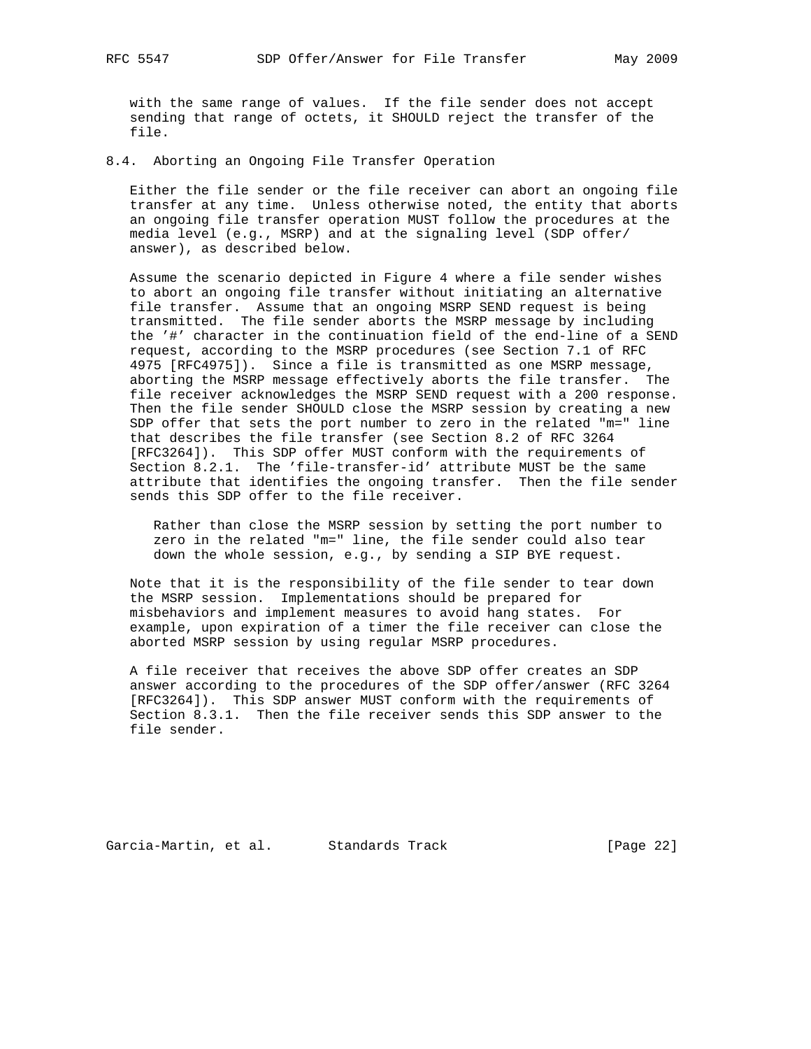with the same range of values. If the file sender does not accept sending that range of octets, it SHOULD reject the transfer of the file.

### 8.4. Aborting an Ongoing File Transfer Operation

Either the file sender or the file receiver can abort an ongoing file transfer at any time. Unless otherwise noted, the entity that aborts an ongoing file transfer operation MUST follow the procedures at the media level (e.g., MSRP) and at the signaling level (SDP offer/answer), as described below.

Assume the scenario depicted in Figure 4 where a file sender wishes to abort an ongoing file transfer without initiating an alternative file transfer. Assume that an ongoing MSRP SEND request is being transmitted. The file sender aborts the MSRP message by including the '#' character in the continuation field of the end-line of a SEND request, according to the MSRP procedures (see Section 7.1 of RFC 4975 [RFC4975]). Since a file is transmitted as one MSRP message, aborting the MSRP message effectively aborts the file transfer. The file receiver acknowledges the MSRP SEND request with a 200 response. Then the file sender SHOULD close the MSRP session by creating a new SDP offer that sets the port number to zero in the related "m=" line that describes the file transfer (see Section 8.2 of RFC 3264 [RFC3264]). This SDP offer MUST conform with the requirements of Section 8.2.1. The 'file-transfer-id' attribute MUST be the same attribute that identifies the ongoing transfer. Then the file sender sends this SDP offer to the file receiver.

> Rather than close the MSRP session by setting the port number to zero in the related "m=" line, the file sender could also tear down the whole session, e.g., by sending a SIP BYE request.

Note that it is the responsibility of the file sender to tear down the MSRP session. Implementations should be prepared for misbehaviors and implement measures to avoid hang states. For example, upon expiration of a timer the file receiver can close the aborted MSRP session by using regular MSRP procedures.

A file receiver that receives the above SDP offer creates an SDP answer according to the procedures of the SDP offer/answer (RFC 3264 [RFC3264]). This SDP answer MUST conform with the requirements of Section 8.3.1. Then the file receiver sends this SDP answer to the file sender.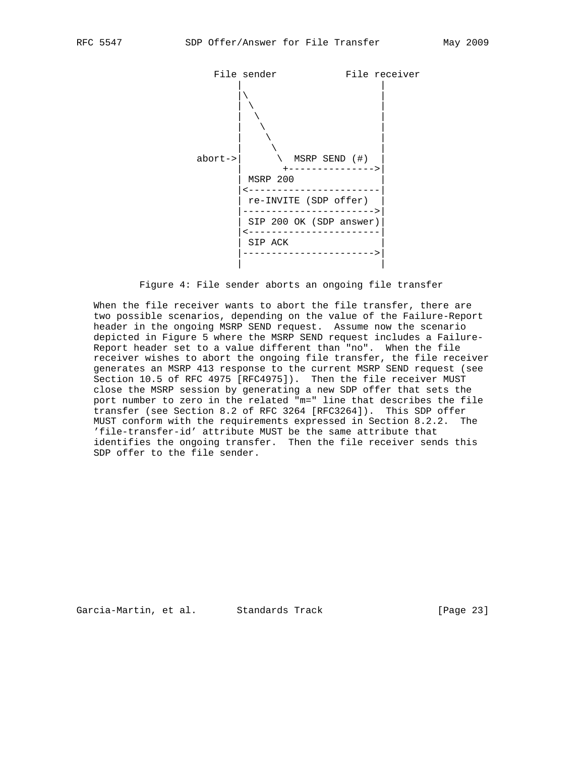```
              File sender           File receiver
                  |                       |
                  |\                      |
                  | \                     |
                  |  \                    |
                  |   \                   |
                  |    \                  |
                  |     \                 |
            abort->|      \  MSRP SEND (#) |
                  |       +--------------->|
                  | MSRP 200              |
                  |<-----------------------|
                  | re-INVITE (SDP offer) |
                  |----------------------->|
                  | SIP 200 OK (SDP answer)|
                  |<-----------------------|
                  | SIP ACK               |
                  |----------------------->|
                  |                       |
```

Figure 4: File sender aborts an ongoing file transfer

When the file receiver wants to abort the file transfer, there are two possible scenarios, depending on the value of the Failure-Report header in the ongoing MSRP SEND request. Assume now the scenario depicted in Figure 5 where the MSRP SEND request includes a Failure-Report header set to a value different than "no". When the file receiver wishes to abort the ongoing file transfer, the file receiver generates an MSRP 413 response to the current MSRP SEND request (see Section 10.5 of RFC 4975 [RFC4975]). Then the file receiver MUST close the MSRP session by generating a new SDP offer that sets the port number to zero in the related "m=" line that describes the file transfer (see Section 8.2 of RFC 3264 [RFC3264]). This SDP offer MUST conform with the requirements expressed in Section 8.2.2. The 'file-transfer-id' attribute MUST be the same attribute that identifies the ongoing transfer. Then the file receiver sends this SDP offer to the file sender.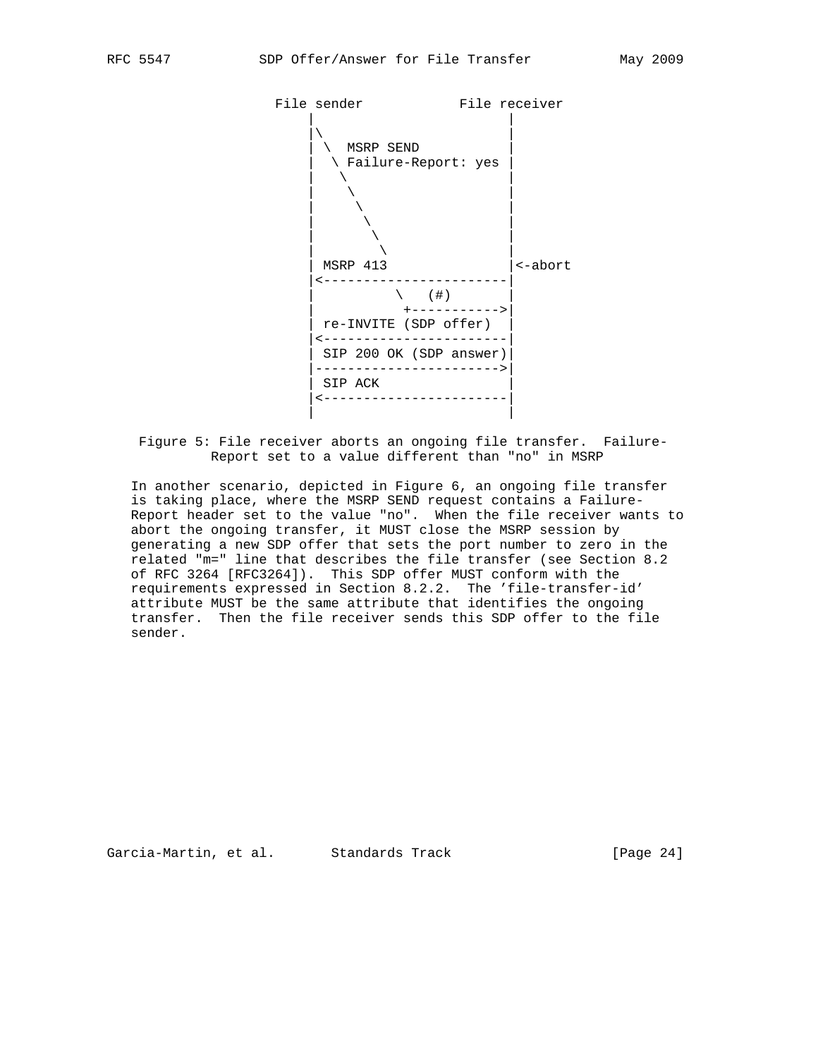```
  File sender           File receiver
       |                       |
       |\                      |
       | \  MSRP SEND          |
       |  \ Failure-Report: yes |
       |   \                   |
       |    \                  |
       |     \                 |
       |      \                |
       |       \               |
       |        \              |
       | MSRP 413              |<-abort
       |<----------------------|
       |          \   (#)      |
       |           +---------->|
       | re-INVITE (SDP offer) |
       |<----------------------|
       | SIP 200 OK (SDP answer)|
       |---------------------->|
       | SIP ACK               |
       |<----------------------|
       |                       |
```

Figure 5: File receiver aborts an ongoing file transfer. Failure-Report set to a value different than "no" in MSRP

In another scenario, depicted in Figure 6, an ongoing file transfer is taking place, where the MSRP SEND request contains a Failure-Report header set to the value "no". When the file receiver wants to abort the ongoing transfer, it MUST close the MSRP session by generating a new SDP offer that sets the port number to zero in the related "m=" line that describes the file transfer (see Section 8.2 of RFC 3264 [RFC3264]). This SDP offer MUST conform with the requirements expressed in Section 8.2.2. The 'file-transfer-id' attribute MUST be the same attribute that identifies the ongoing transfer. Then the file receiver sends this SDP offer to the file sender.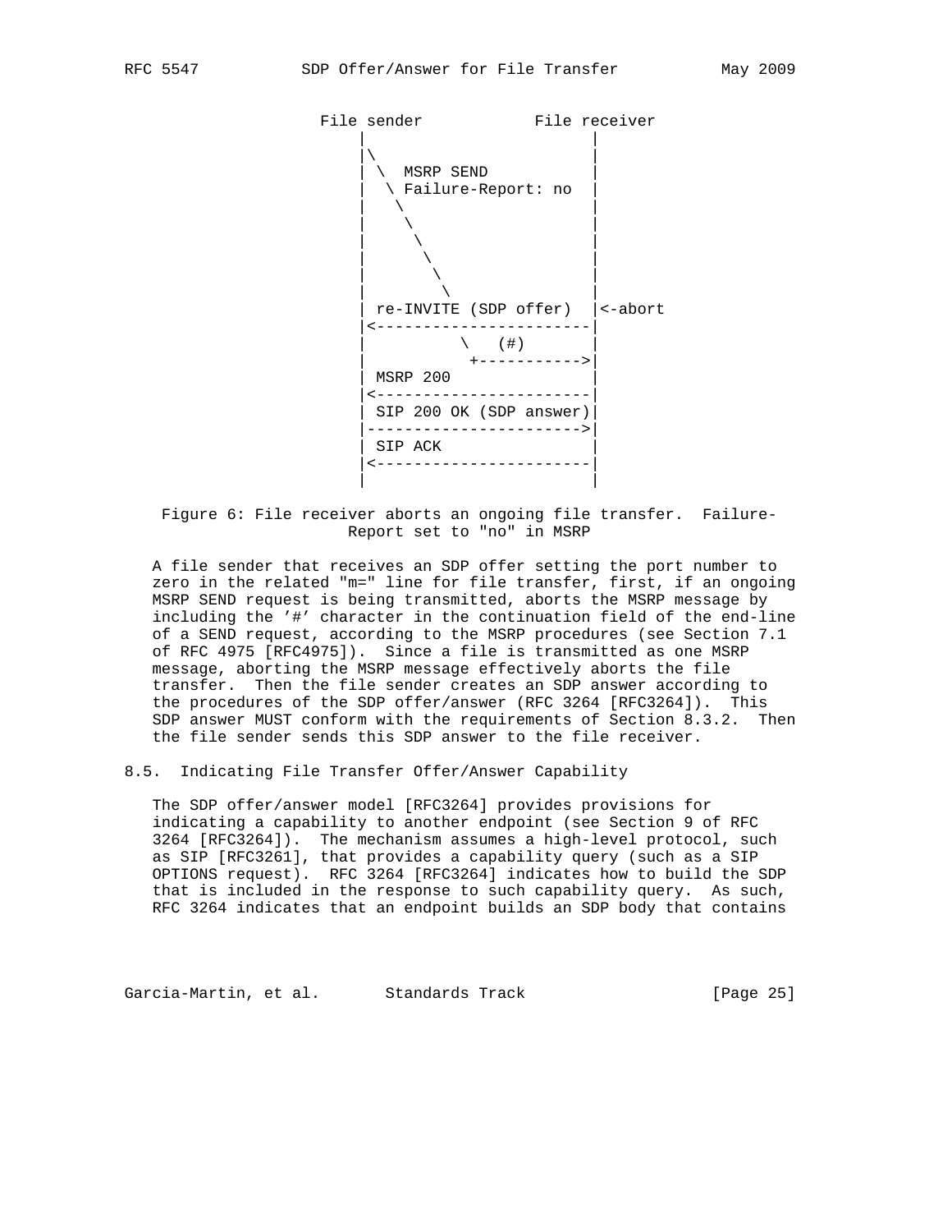```
               File sender            File receiver
                    |                        |
                    |\                       |
                    | \  MSRP SEND           |
                    |  \ Failure-Report: no  |
                    |   \                    |
                    |    \                   |
                    |     \                  |
                    |      \                 |
                    |       \                |
                    |        \               |
                    | re-INVITE (SDP offer)  |<-abort
                    |<-----------------------|
                    |          \   (#)       |
                    |           +----------->|
                    | MSRP 200               |
                    |<-----------------------|
                    | SIP 200 OK (SDP answer)|
                    |----------------------->|
                    | SIP ACK                |
                    |<-----------------------|
                    |                        |
```

Figure 6: File receiver aborts an ongoing file transfer. Failure-Report set to "no" in MSRP

A file sender that receives an SDP offer setting the port number to zero in the related "m=" line for file transfer, first, if an ongoing MSRP SEND request is being transmitted, aborts the MSRP message by including the '#' character in the continuation field of the end-line of a SEND request, according to the MSRP procedures (see Section 7.1 of RFC 4975 [RFC4975]). Since a file is transmitted as one MSRP message, aborting the MSRP message effectively aborts the file transfer. Then the file sender creates an SDP answer according to the procedures of the SDP offer/answer (RFC 3264 [RFC3264]). This SDP answer MUST conform with the requirements of Section 8.3.2. Then the file sender sends this SDP answer to the file receiver.

## 8.5. Indicating File Transfer Offer/Answer Capability

The SDP offer/answer model [RFC3264] provides provisions for indicating a capability to another endpoint (see Section 9 of RFC 3264 [RFC3264]). The mechanism assumes a high-level protocol, such as SIP [RFC3261], that provides a capability query (such as a SIP OPTIONS request). RFC 3264 [RFC3264] indicates how to build the SDP that is included in the response to such capability query. As such, RFC 3264 indicates that an endpoint builds an SDP body that contains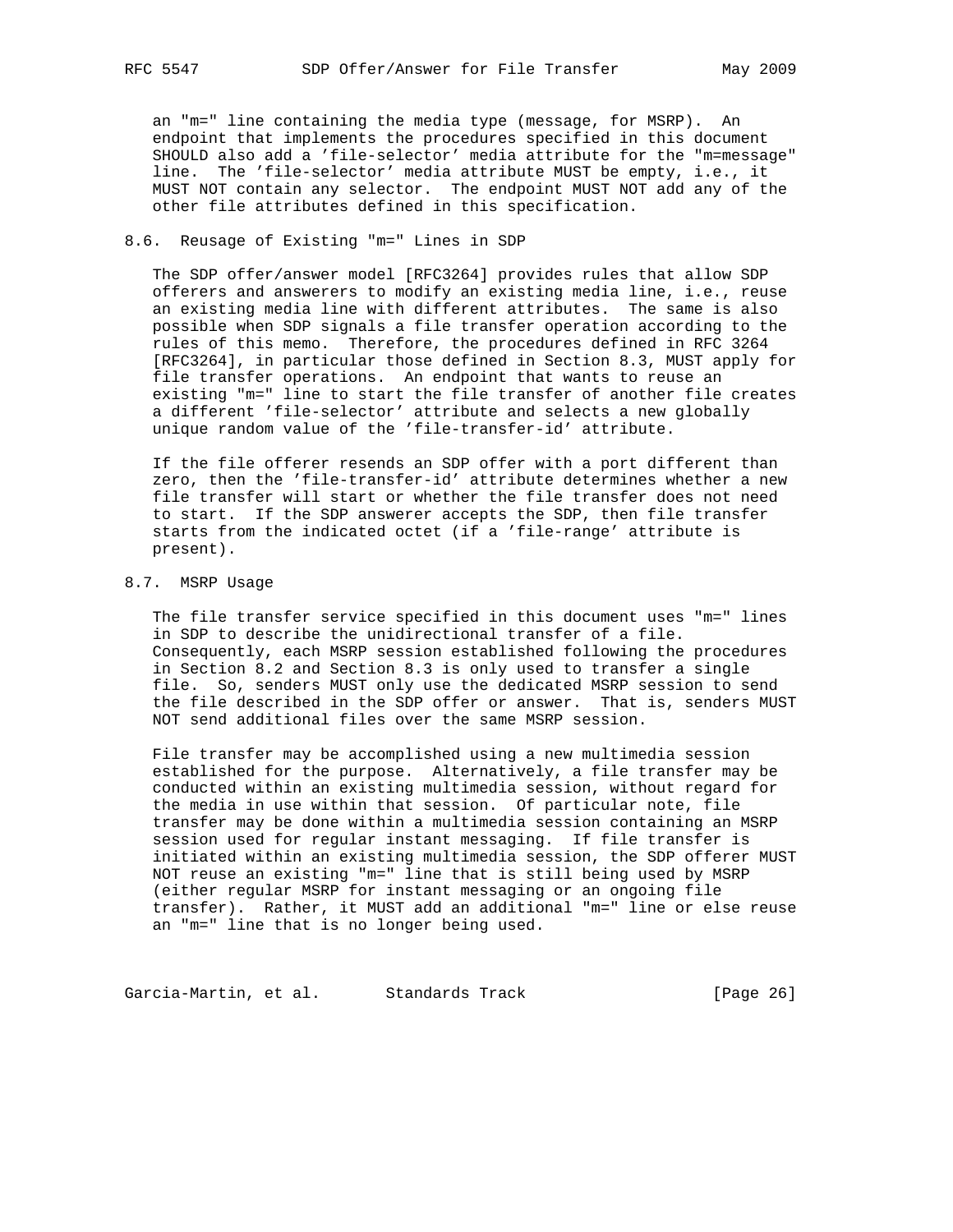an "m=" line containing the media type (message, for MSRP). An endpoint that implements the procedures specified in this document SHOULD also add a 'file-selector' media attribute for the "m=message" line. The 'file-selector' media attribute MUST be empty, i.e., it MUST NOT contain any selector. The endpoint MUST NOT add any of the other file attributes defined in this specification.

### 8.6. Reusage of Existing "m=" Lines in SDP

The SDP offer/answer model [RFC3264] provides rules that allow SDP offerers and answerers to modify an existing media line, i.e., reuse an existing media line with different attributes. The same is also possible when SDP signals a file transfer operation according to the rules of this memo. Therefore, the procedures defined in RFC 3264 [RFC3264], in particular those defined in Section 8.3, MUST apply for file transfer operations. An endpoint that wants to reuse an existing "m=" line to start the file transfer of another file creates a different 'file-selector' attribute and selects a new globally unique random value of the 'file-transfer-id' attribute.

If the file offerer resends an SDP offer with a port different than zero, then the 'file-transfer-id' attribute determines whether a new file transfer will start or whether the file transfer does not need to start. If the SDP answerer accepts the SDP, then file transfer starts from the indicated octet (if a 'file-range' attribute is present).

### 8.7. MSRP Usage

The file transfer service specified in this document uses "m=" lines in SDP to describe the unidirectional transfer of a file. Consequently, each MSRP session established following the procedures in Section 8.2 and Section 8.3 is only used to transfer a single file. So, senders MUST only use the dedicated MSRP session to send the file described in the SDP offer or answer. That is, senders MUST NOT send additional files over the same MSRP session.

File transfer may be accomplished using a new multimedia session established for the purpose. Alternatively, a file transfer may be conducted within an existing multimedia session, without regard for the media in use within that session. Of particular note, file transfer may be done within a multimedia session containing an MSRP session used for regular instant messaging. If file transfer is initiated within an existing multimedia session, the SDP offerer MUST NOT reuse an existing "m=" line that is still being used by MSRP (either regular MSRP for instant messaging or an ongoing file transfer). Rather, it MUST add an additional "m=" line or else reuse an "m=" line that is no longer being used.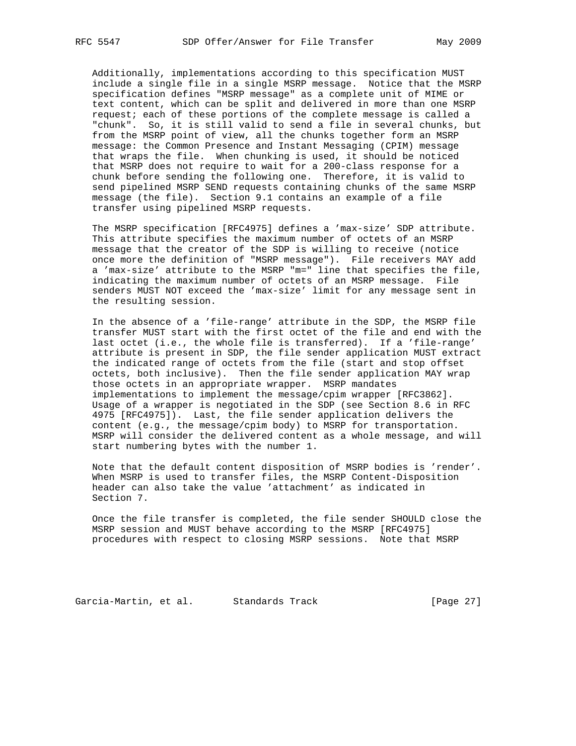Additionally, implementations according to this specification MUST include a single file in a single MSRP message. Notice that the MSRP specification defines "MSRP message" as a complete unit of MIME or text content, which can be split and delivered in more than one MSRP request; each of these portions of the complete message is called a "chunk". So, it is still valid to send a file in several chunks, but from the MSRP point of view, all the chunks together form an MSRP message: the Common Presence and Instant Messaging (CPIM) message that wraps the file. When chunking is used, it should be noticed that MSRP does not require to wait for a 200-class response for a chunk before sending the following one. Therefore, it is valid to send pipelined MSRP SEND requests containing chunks of the same MSRP message (the file). Section 9.1 contains an example of a file transfer using pipelined MSRP requests.

The MSRP specification [RFC4975] defines a 'max-size' SDP attribute. This attribute specifies the maximum number of octets of an MSRP message that the creator of the SDP is willing to receive (notice once more the definition of "MSRP message"). File receivers MAY add a 'max-size' attribute to the MSRP "m=" line that specifies the file, indicating the maximum number of octets of an MSRP message. File senders MUST NOT exceed the 'max-size' limit for any message sent in the resulting session.

In the absence of a 'file-range' attribute in the SDP, the MSRP file transfer MUST start with the first octet of the file and end with the last octet (i.e., the whole file is transferred). If a 'file-range' attribute is present in SDP, the file sender application MUST extract the indicated range of octets from the file (start and stop offset octets, both inclusive). Then the file sender application MAY wrap those octets in an appropriate wrapper. MSRP mandates implementations to implement the message/cpim wrapper [RFC3862]. Usage of a wrapper is negotiated in the SDP (see Section 8.6 in RFC 4975 [RFC4975]). Last, the file sender application delivers the content (e.g., the message/cpim body) to MSRP for transportation. MSRP will consider the delivered content as a whole message, and will start numbering bytes with the number 1.

Note that the default content disposition of MSRP bodies is 'render'. When MSRP is used to transfer files, the MSRP Content-Disposition header can also take the value 'attachment' as indicated in Section 7.

Once the file transfer is completed, the file sender SHOULD close the MSRP session and MUST behave according to the MSRP [RFC4975] procedures with respect to closing MSRP sessions. Note that MSRP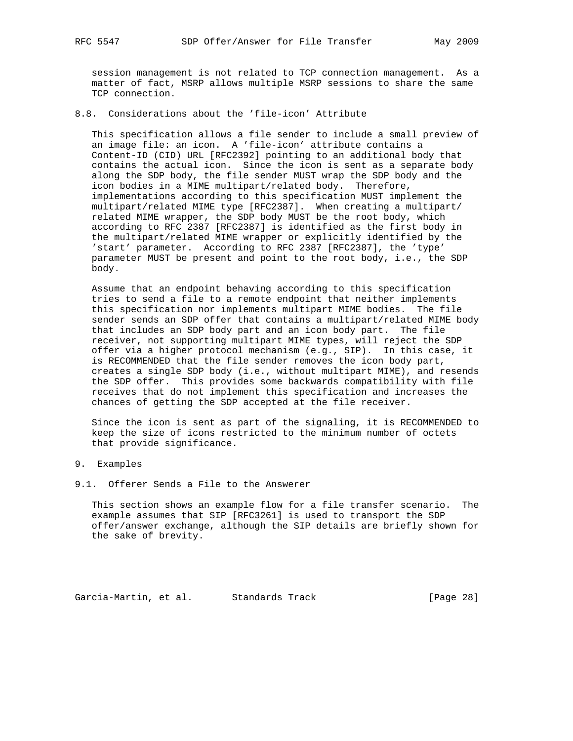session management is not related to TCP connection management. As a matter of fact, MSRP allows multiple MSRP sessions to share the same TCP connection.

### 8.8. Considerations about the 'file-icon' Attribute

This specification allows a file sender to include a small preview of an image file: an icon. A 'file-icon' attribute contains a Content-ID (CID) URL [RFC2392] pointing to an additional body that contains the actual icon. Since the icon is sent as a separate body along the SDP body, the file sender MUST wrap the SDP body and the icon bodies in a MIME multipart/related body. Therefore, implementations according to this specification MUST implement the multipart/related MIME type [RFC2387]. When creating a multipart/related MIME wrapper, the SDP body MUST be the root body, which according to RFC 2387 [RFC2387] is identified as the first body in the multipart/related MIME wrapper or explicitly identified by the 'start' parameter. According to RFC 2387 [RFC2387], the 'type' parameter MUST be present and point to the root body, i.e., the SDP body.

Assume that an endpoint behaving according to this specification tries to send a file to a remote endpoint that neither implements this specification nor implements multipart MIME bodies. The file sender sends an SDP offer that contains a multipart/related MIME body that includes an SDP body part and an icon body part. The file receiver, not supporting multipart MIME types, will reject the SDP offer via a higher protocol mechanism (e.g., SIP). In this case, it is RECOMMENDED that the file sender removes the icon body part, creates a single SDP body (i.e., without multipart MIME), and resends the SDP offer. This provides some backwards compatibility with file receives that do not implement this specification and increases the chances of getting the SDP accepted at the file receiver.

Since the icon is sent as part of the signaling, it is RECOMMENDED to keep the size of icons restricted to the minimum number of octets that provide significance.

## 9. Examples

### 9.1. Offerer Sends a File to the Answerer

This section shows an example flow for a file transfer scenario. The example assumes that SIP [RFC3261] is used to transport the SDP offer/answer exchange, although the SIP details are briefly shown for the sake of brevity.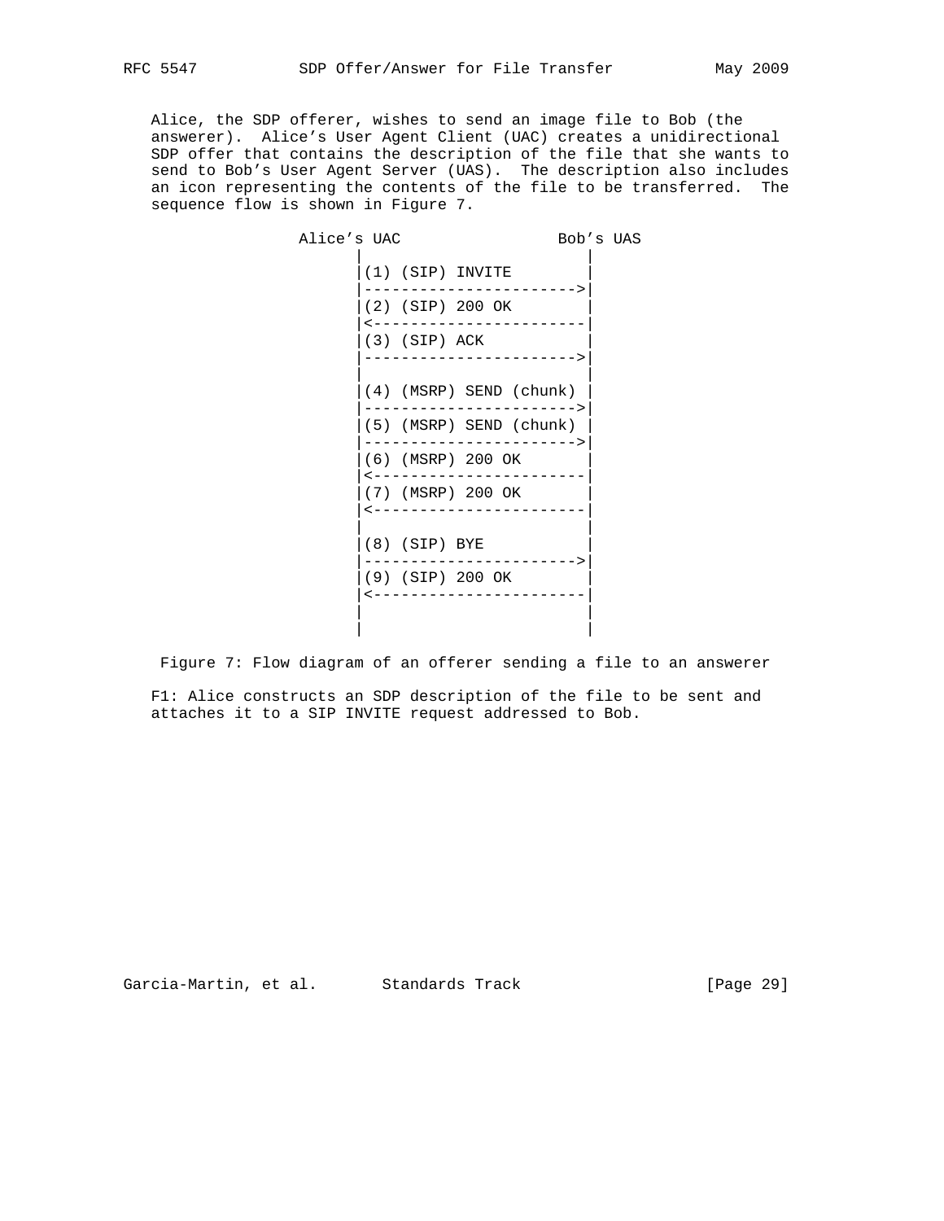Alice, the SDP offerer, wishes to send an image file to Bob (the answerer). Alice's User Agent Client (UAC) creates a unidirectional SDP offer that contains the description of the file that she wants to send to Bob's User Agent Server (UAS). The description also includes an icon representing the contents of the file to be transferred. The sequence flow is shown in Figure 7.

```
             Alice's UAC                 Bob's UAS
                   |                          |
                   |(1) (SIP) INVITE          |
                   |------------------------->|
                   |(2) (SIP) 200 OK          |
                   |<-------------------------|
                   |(3) (SIP) ACK             |
                   |------------------------->|
                   |                          |
                   |(4) (MSRP) SEND (chunk)   |
                   |------------------------->|
                   |(5) (MSRP) SEND (chunk)   |
                   |------------------------->|
                   |(6) (MSRP) 200 OK         |
                   |<-------------------------|
                   |(7) (MSRP) 200 OK         |
                   |<-------------------------|
                   |                          |
                   |(8) (SIP) BYE             |
                   |------------------------->|
                   |(9) (SIP) 200 OK          |
                   |<-------------------------|
                   |                          |
                   |                          |
```

Figure 7: Flow diagram of an offerer sending a file to an answerer

F1: Alice constructs an SDP description of the file to be sent and attaches it to a SIP INVITE request addressed to Bob.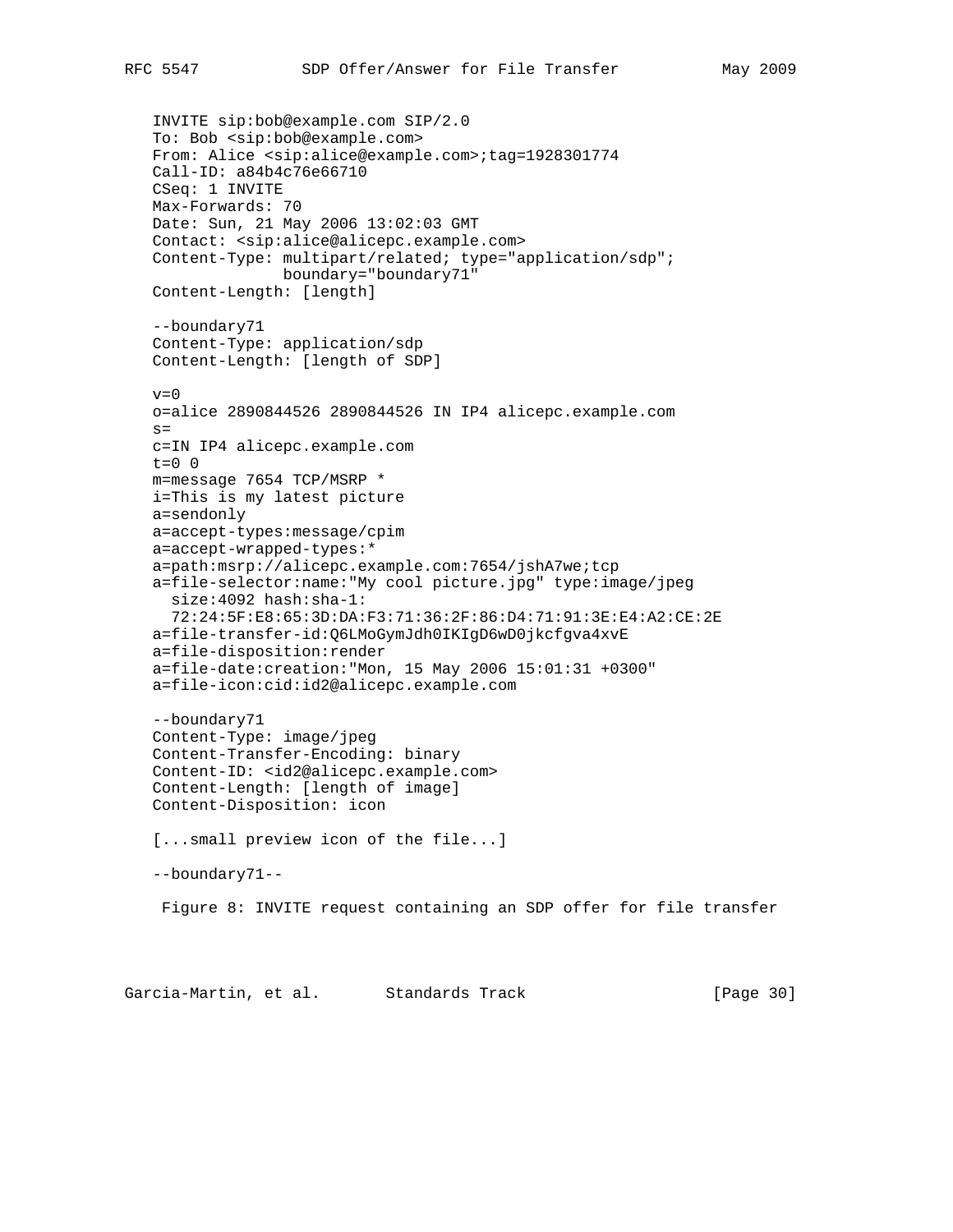```
INVITE sip:bob@example.com SIP/2.0
To: Bob <sip:bob@example.com>
From: Alice <sip:alice@example.com>;tag=1928301774
Call-ID: a84b4c76e66710
CSeq: 1 INVITE
Max-Forwards: 70
Date: Sun, 21 May 2006 13:02:03 GMT
Contact: <sip:alice@alicepc.example.com>
Content-Type: multipart/related; type="application/sdp";
              boundary="boundary71"
Content-Length: [length]

--boundary71
Content-Type: application/sdp
Content-Length: [length of SDP]

v=0
o=alice 2890844526 2890844526 IN IP4 alicepc.example.com
s=
c=IN IP4 alicepc.example.com
t=0 0
m=message 7654 TCP/MSRP *
i=This is my latest picture
a=sendonly
a=accept-types:message/cpim
a=accept-wrapped-types:*
a=path:msrp://alicepc.example.com:7654/jshA7we;tcp
a=file-selector:name:"My cool picture.jpg" type:image/jpeg
  size:4092 hash:sha-1:
  72:24:5F:E8:65:3D:DA:F3:71:36:2F:86:D4:71:91:3E:E4:A2:CE:2E
a=file-transfer-id:Q6LMoGymJdh0IKIgD6wD0jkcfgva4xvE
a=file-disposition:render
a=file-date:creation:"Mon, 15 May 2006 15:01:31 +0300"
a=file-icon:cid:id2@alicepc.example.com

--boundary71
Content-Type: image/jpeg
Content-Transfer-Encoding: binary
Content-ID: <id2@alicepc.example.com>
Content-Length: [length of image]
Content-Disposition: icon

[...small preview icon of the file...]

--boundary71--
```

Figure 8: INVITE request containing an SDP offer for file transfer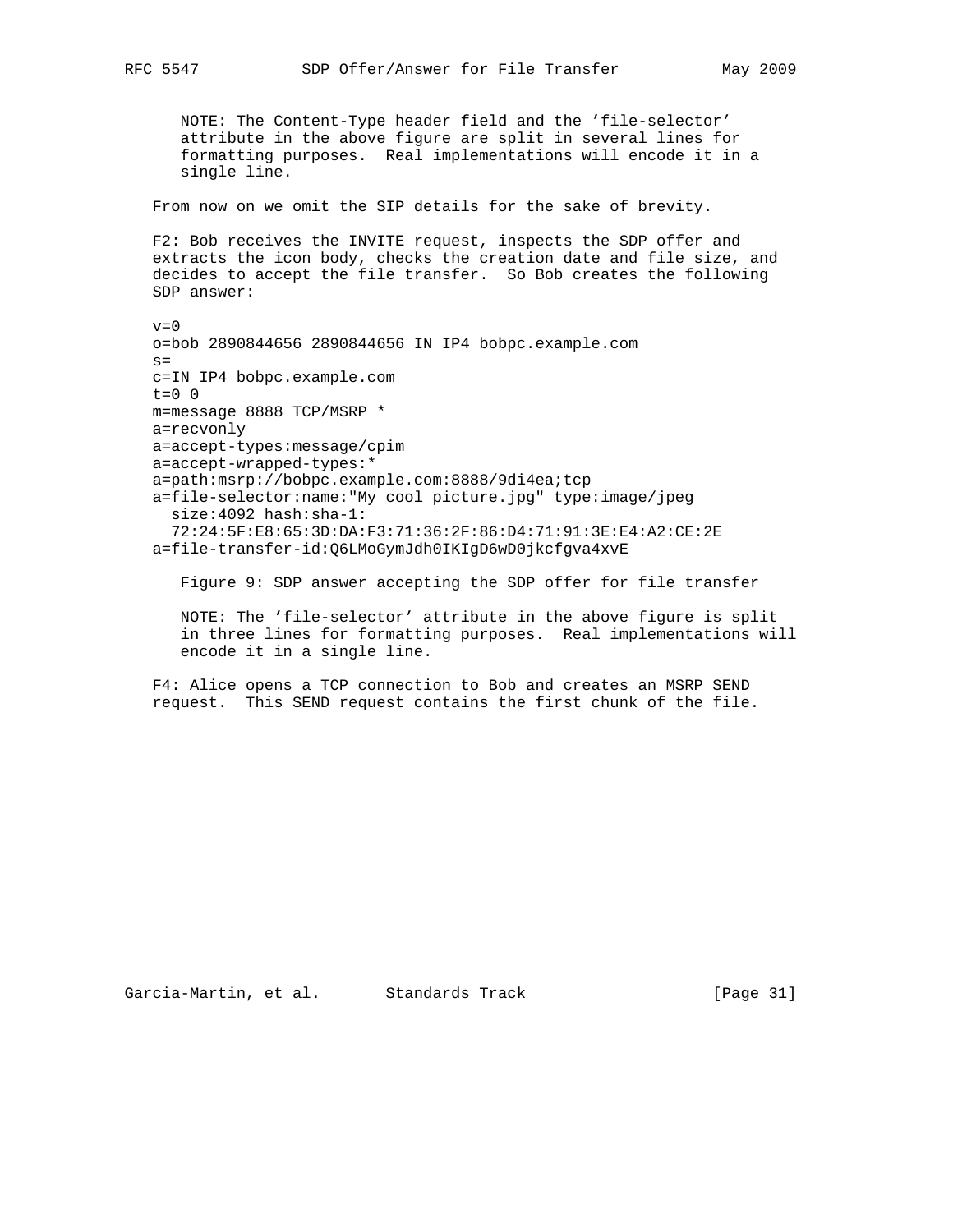NOTE: The Content-Type header field and the 'file-selector' attribute in the above figure are split in several lines for formatting purposes. Real implementations will encode it in a single line.

From now on we omit the SIP details for the sake of brevity.

F2: Bob receives the INVITE request, inspects the SDP offer and extracts the icon body, checks the creation date and file size, and decides to accept the file transfer. So Bob creates the following SDP answer:

```
v=0
o=bob 2890844656 2890844656 IN IP4 bobpc.example.com
s=
c=IN IP4 bobpc.example.com
t=0 0
m=message 8888 TCP/MSRP *
a=recvonly
a=accept-types:message/cpim
a=accept-wrapped-types:*
a=path:msrp://bobpc.example.com:8888/9di4ea;tcp
a=file-selector:name:"My cool picture.jpg" type:image/jpeg
  size:4092 hash:sha-1:
  72:24:5F:E8:65:3D:DA:F3:71:36:2F:86:D4:71:91:3E:E4:A2:CE:2E
a=file-transfer-id:Q6LMoGymJdh0IKIgD6wD0jkcfgva4xvE
```

Figure 9: SDP answer accepting the SDP offer for file transfer

NOTE: The 'file-selector' attribute in the above figure is split in three lines for formatting purposes. Real implementations will encode it in a single line.

F4: Alice opens a TCP connection to Bob and creates an MSRP SEND request. This SEND request contains the first chunk of the file.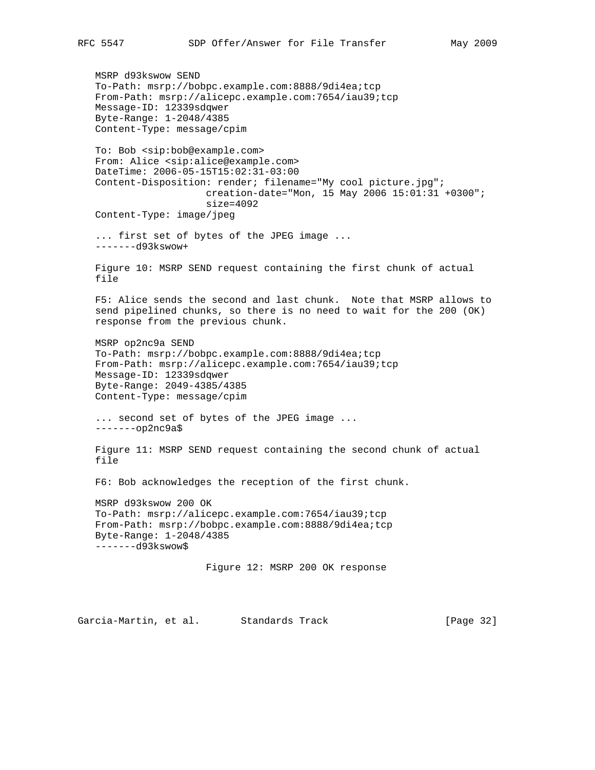```
MSRP d93kswow SEND
To-Path: msrp://bobpc.example.com:8888/9di4ea;tcp
From-Path: msrp://alicepc.example.com:7654/iau39;tcp
Message-ID: 12339sdqwer
Byte-Range: 1-2048/4385
Content-Type: message/cpim

To: Bob <sip:bob@example.com>
From: Alice <sip:alice@example.com>
DateTime: 2006-05-15T15:02:31-03:00
Content-Disposition: render; filename="My cool picture.jpg";
                   creation-date="Mon, 15 May 2006 15:01:31 +0300";
                   size=4092
Content-Type: image/jpeg

... first set of bytes of the JPEG image ...
-------d93kswow+
```

Figure 10: MSRP SEND request containing the first chunk of actual file

F5: Alice sends the second and last chunk. Note that MSRP allows to send pipelined chunks, so there is no need to wait for the 200 (OK) response from the previous chunk.

```
MSRP op2nc9a SEND
To-Path: msrp://bobpc.example.com:8888/9di4ea;tcp
From-Path: msrp://alicepc.example.com:7654/iau39;tcp
Message-ID: 12339sdqwer
Byte-Range: 2049-4385/4385
Content-Type: message/cpim

... second set of bytes of the JPEG image ...
-------op2nc9a$
```

Figure 11: MSRP SEND request containing the second chunk of actual file

F6: Bob acknowledges the reception of the first chunk.

```
MSRP d93kswow 200 OK
To-Path: msrp://alicepc.example.com:7654/iau39;tcp
From-Path: msrp://bobpc.example.com:8888/9di4ea;tcp
Byte-Range: 1-2048/4385
-------d93kswow$
```

Figure 12: MSRP 200 OK response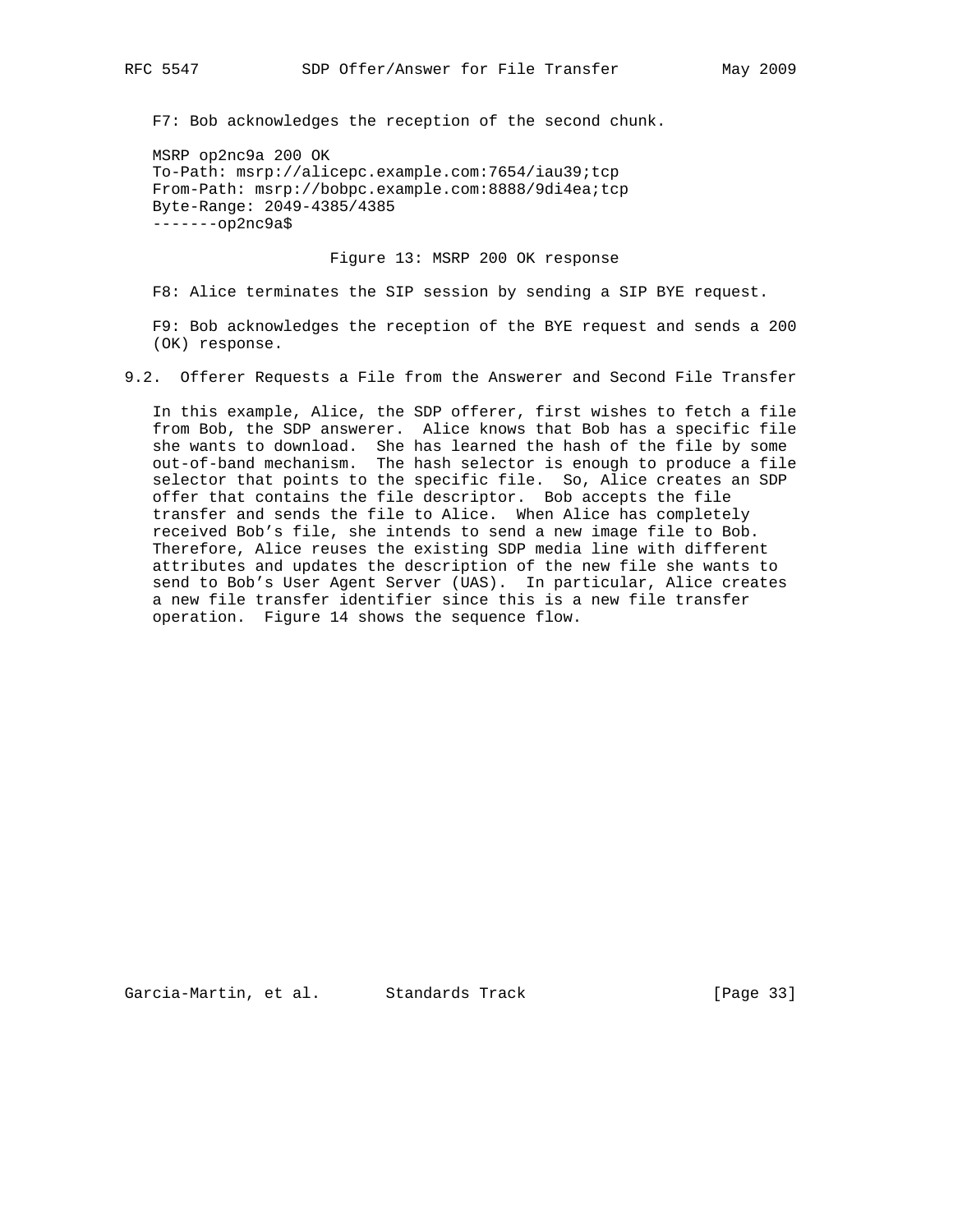F7: Bob acknowledges the reception of the second chunk.

```
MSRP op2nc9a 200 OK
To-Path: msrp://alicepc.example.com:7654/iau39;tcp
From-Path: msrp://bobpc.example.com:8888/9di4ea;tcp
Byte-Range: 2049-4385/4385
-------op2nc9a$
```

Figure 13: MSRP 200 OK response

F8: Alice terminates the SIP session by sending a SIP BYE request.

F9: Bob acknowledges the reception of the BYE request and sends a 200 (OK) response.

## 9.2. Offerer Requests a File from the Answerer and Second File Transfer

In this example, Alice, the SDP offerer, first wishes to fetch a file from Bob, the SDP answerer. Alice knows that Bob has a specific file she wants to download. She has learned the hash of the file by some out-of-band mechanism. The hash selector is enough to produce a file selector that points to the specific file. So, Alice creates an SDP offer that contains the file descriptor. Bob accepts the file transfer and sends the file to Alice. When Alice has completely received Bob's file, she intends to send a new image file to Bob. Therefore, Alice reuses the existing SDP media line with different attributes and updates the description of the new file she wants to send to Bob's User Agent Server (UAS). In particular, Alice creates a new file transfer identifier since this is a new file transfer operation. Figure 14 shows the sequence flow.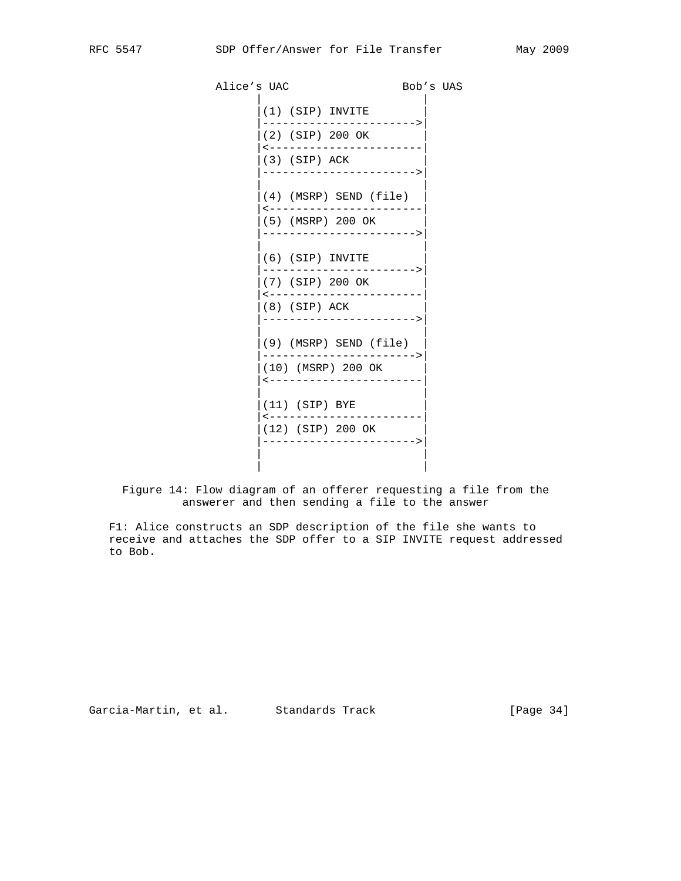```
            Alice's UAC                 Bob's UAS
                  |                         |
                  |(1) (SIP) INVITE         |
                  |----------------------->|
                  |(2) (SIP) 200 OK         |
                  |<-----------------------|
                  |(3) (SIP) ACK            |
                  |----------------------->|
                  |                         |
                  |(4) (MSRP) SEND (file)   |
                  |<-----------------------|
                  |(5) (MSRP) 200 OK        |
                  |----------------------->|
                  |                         |
                  |(6) (SIP) INVITE         |
                  |----------------------->|
                  |(7) (SIP) 200 OK         |
                  |<-----------------------|
                  |(8) (SIP) ACK            |
                  |----------------------->|
                  |                         |
                  |(9) (MSRP) SEND (file)   |
                  |----------------------->|
                  |(10) (MSRP) 200 OK       |
                  |<-----------------------|
                  |                         |
                  |(11) (SIP) BYE           |
                  |<-----------------------|
                  |(12) (SIP) 200 OK        |
                  |----------------------->|
                  |                         |
                  |                         |
```

Figure 14: Flow diagram of an offerer requesting a file from the answerer and then sending a file to the answer

F1: Alice constructs an SDP description of the file she wants to receive and attaches the SDP offer to a SIP INVITE request addressed to Bob.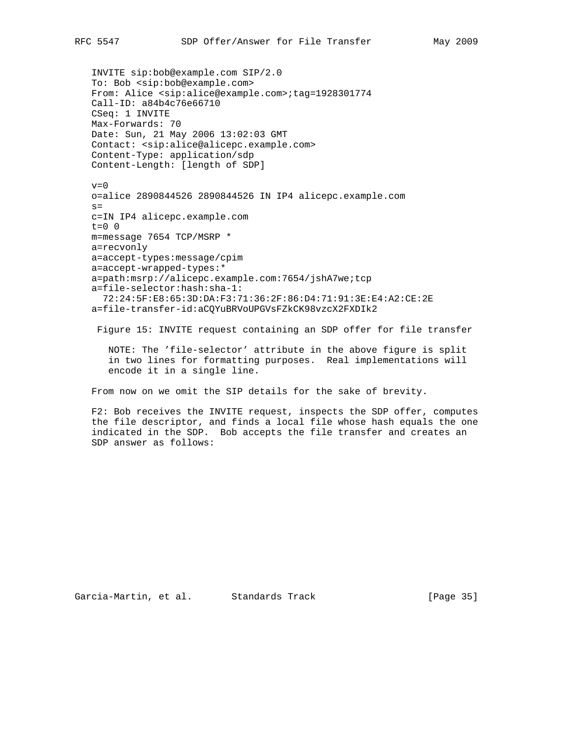```
INVITE sip:bob@example.com SIP/2.0
To: Bob <sip:bob@example.com>
From: Alice <sip:alice@example.com>;tag=1928301774
Call-ID: a84b4c76e66710
CSeq: 1 INVITE
Max-Forwards: 70
Date: Sun, 21 May 2006 13:02:03 GMT
Contact: <sip:alice@alicepc.example.com>
Content-Type: application/sdp
Content-Length: [length of SDP]

v=0
o=alice 2890844526 2890844526 IN IP4 alicepc.example.com
s=
c=IN IP4 alicepc.example.com
t=0 0
m=message 7654 TCP/MSRP *
a=recvonly
a=accept-types:message/cpim
a=accept-wrapped-types:*
a=path:msrp://alicepc.example.com:7654/jshA7we;tcp
a=file-selector:hash:sha-1:
  72:24:5F:E8:65:3D:DA:F3:71:36:2F:86:D4:71:91:3E:E4:A2:CE:2E
a=file-transfer-id:aCQYuBRVoUPGVsFZkCK98vzcX2FXDIk2
```

Figure 15: INVITE request containing an SDP offer for file transfer

NOTE: The 'file-selector' attribute in the above figure is split in two lines for formatting purposes. Real implementations will encode it in a single line.

From now on we omit the SIP details for the sake of brevity.

F2: Bob receives the INVITE request, inspects the SDP offer, computes the file descriptor, and finds a local file whose hash equals the one indicated in the SDP. Bob accepts the file transfer and creates an SDP answer as follows: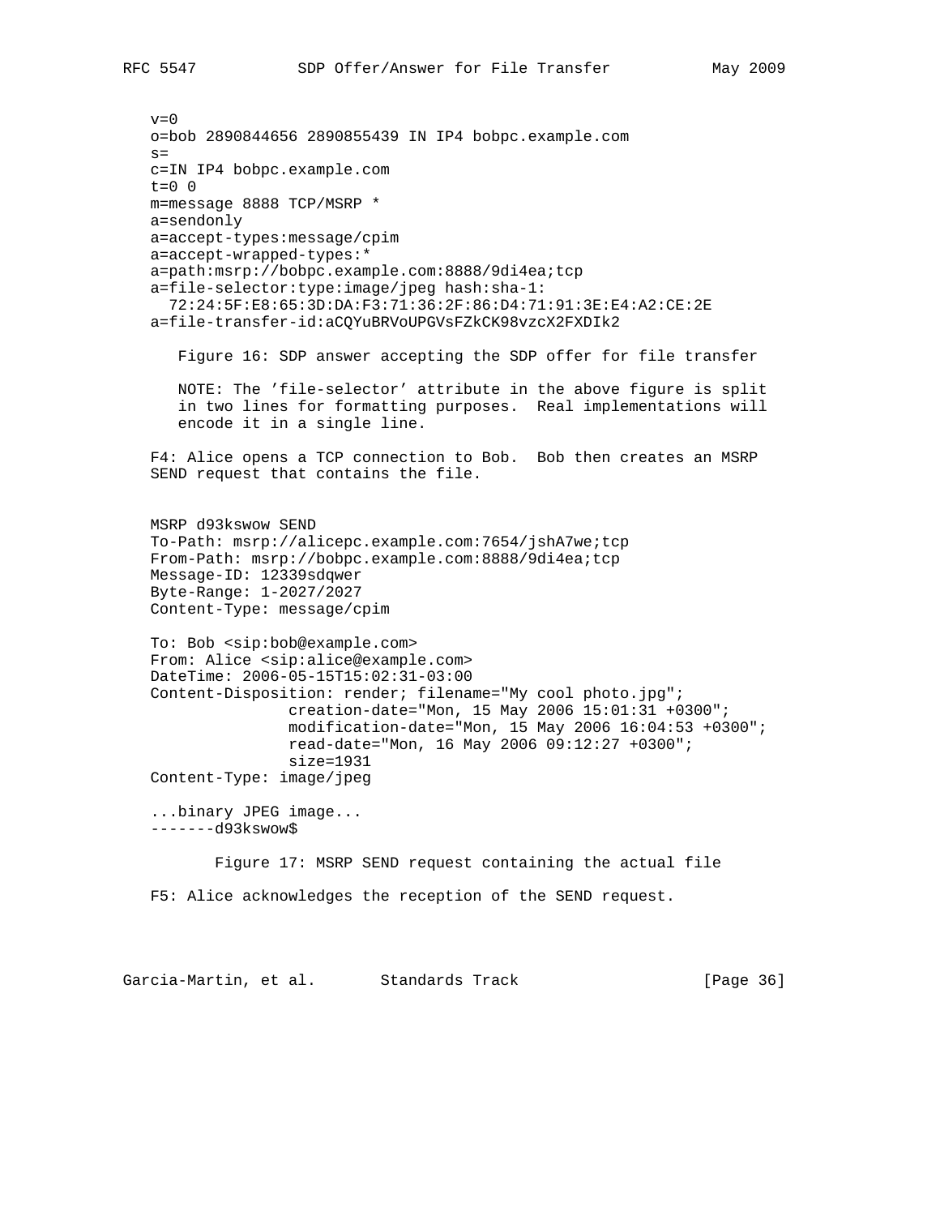```
v=0
o=bob 2890844656 2890855439 IN IP4 bobpc.example.com
s=
c=IN IP4 bobpc.example.com
t=0 0
m=message 8888 TCP/MSRP *
a=sendonly
a=accept-types:message/cpim
a=accept-wrapped-types:*
a=path:msrp://bobpc.example.com:8888/9di4ea;tcp
a=file-selector:type:image/jpeg hash:sha-1:
  72:24:5F:E8:65:3D:DA:F3:71:36:2F:86:D4:71:91:3E:E4:A2:CE:2E
a=file-transfer-id:aCQYuBRVoUPGVsFZkCK98vzcX2FXDIk2
```

Figure 16: SDP answer accepting the SDP offer for file transfer

NOTE: The 'file-selector' attribute in the above figure is split in two lines for formatting purposes. Real implementations will encode it in a single line.

F4: Alice opens a TCP connection to Bob. Bob then creates an MSRP SEND request that contains the file.

```
MSRP d93kswow SEND
To-Path: msrp://alicepc.example.com:7654/jshA7we;tcp
From-Path: msrp://bobpc.example.com:8888/9di4ea;tcp
Message-ID: 12339sdqwer
Byte-Range: 1-2027/2027
Content-Type: message/cpim

To: Bob <sip:bob@example.com>
From: Alice <sip:alice@example.com>
DateTime: 2006-05-15T15:02:31-03:00
Content-Disposition: render; filename="My cool photo.jpg";
               creation-date="Mon, 15 May 2006 15:01:31 +0300";
               modification-date="Mon, 15 May 2006 16:04:53 +0300";
               read-date="Mon, 16 May 2006 09:12:27 +0300";
               size=1931
Content-Type: image/jpeg

...binary JPEG image...
-------d93kswow$
```

Figure 17: MSRP SEND request containing the actual file

F5: Alice acknowledges the reception of the SEND request.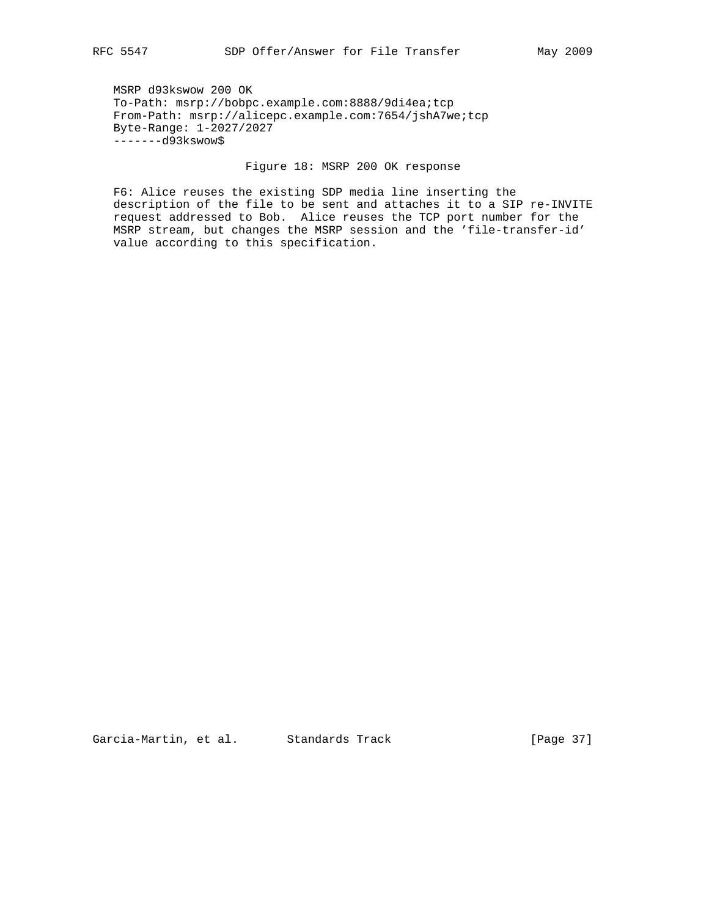```
MSRP d93kswow 200 OK
To-Path: msrp://bobpc.example.com:8888/9di4ea;tcp
From-Path: msrp://alicepc.example.com:7654/jshA7we;tcp
Byte-Range: 1-2027/2027
-------d93kswow$
```

Figure 18: MSRP 200 OK response

F6: Alice reuses the existing SDP media line inserting the description of the file to be sent and attaches it to a SIP re-INVITE request addressed to Bob. Alice reuses the TCP port number for the MSRP stream, but changes the MSRP session and the 'file-transfer-id' value according to this specification.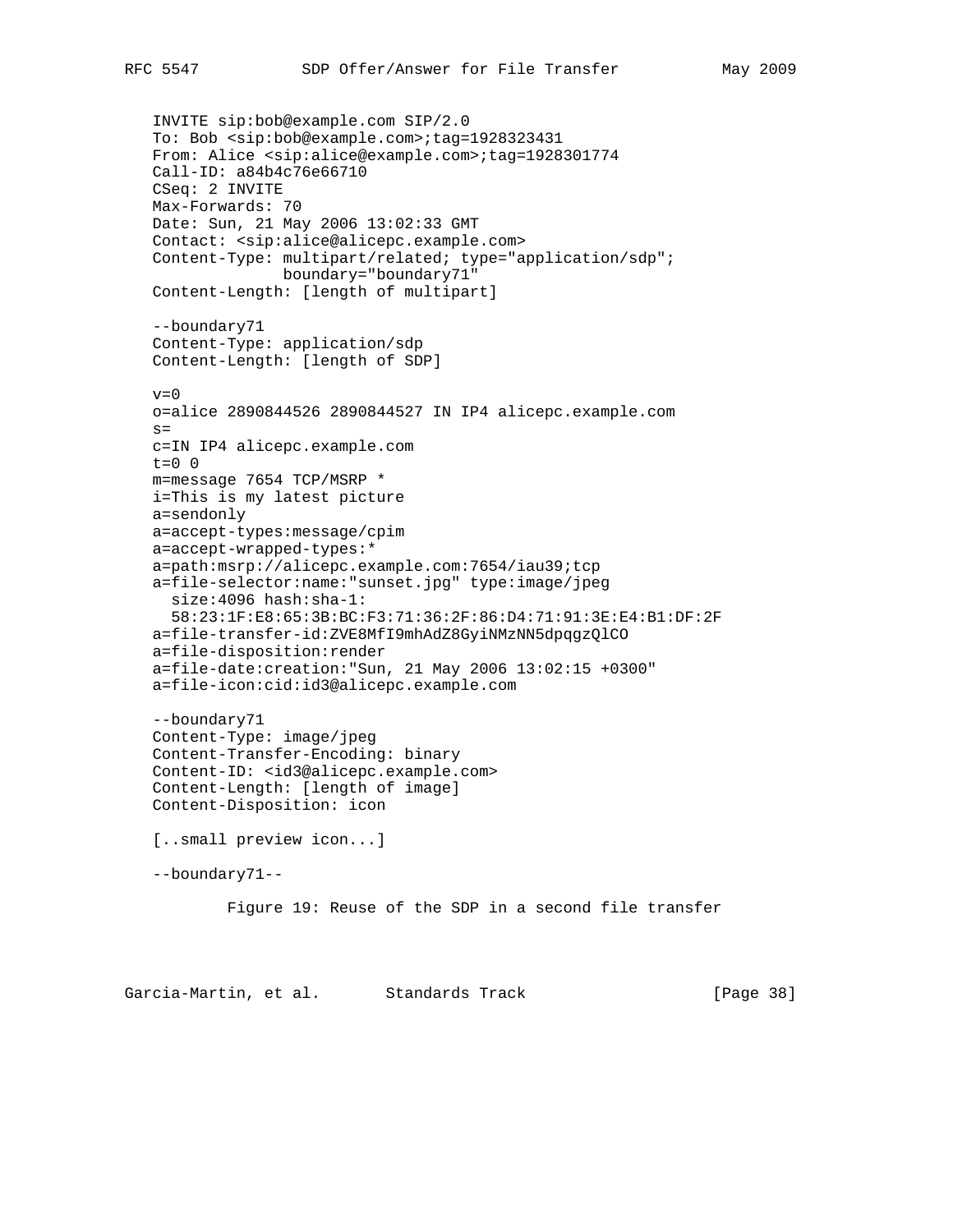```
INVITE sip:bob@example.com SIP/2.0
To: Bob <sip:bob@example.com>;tag=1928323431
From: Alice <sip:alice@example.com>;tag=1928301774
Call-ID: a84b4c76e66710
CSeq: 2 INVITE
Max-Forwards: 70
Date: Sun, 21 May 2006 13:02:33 GMT
Contact: <sip:alice@alicepc.example.com>
Content-Type: multipart/related; type="application/sdp";
              boundary="boundary71"
Content-Length: [length of multipart]

--boundary71
Content-Type: application/sdp
Content-Length: [length of SDP]

v=0
o=alice 2890844526 2890844527 IN IP4 alicepc.example.com
s=
c=IN IP4 alicepc.example.com
t=0 0
m=message 7654 TCP/MSRP *
i=This is my latest picture
a=sendonly
a=accept-types:message/cpim
a=accept-wrapped-types:*
a=path:msrp://alicepc.example.com:7654/iau39;tcp
a=file-selector:name:"sunset.jpg" type:image/jpeg
  size:4096 hash:sha-1:
  58:23:1F:E8:65:3B:BC:F3:71:36:2F:86:D4:71:91:3E:E4:B1:DF:2F
a=file-transfer-id:ZVE8MfI9mhAdZ8GyiNMzNN5dpqgzQlCO
a=file-disposition:render
a=file-date:creation:"Sun, 21 May 2006 13:02:15 +0300"
a=file-icon:cid:id3@alicepc.example.com

--boundary71
Content-Type: image/jpeg
Content-Transfer-Encoding: binary
Content-ID: <id3@alicepc.example.com>
Content-Length: [length of image]
Content-Disposition: icon

[..small preview icon...]

--boundary71--
```

Figure 19: Reuse of the SDP in a second file transfer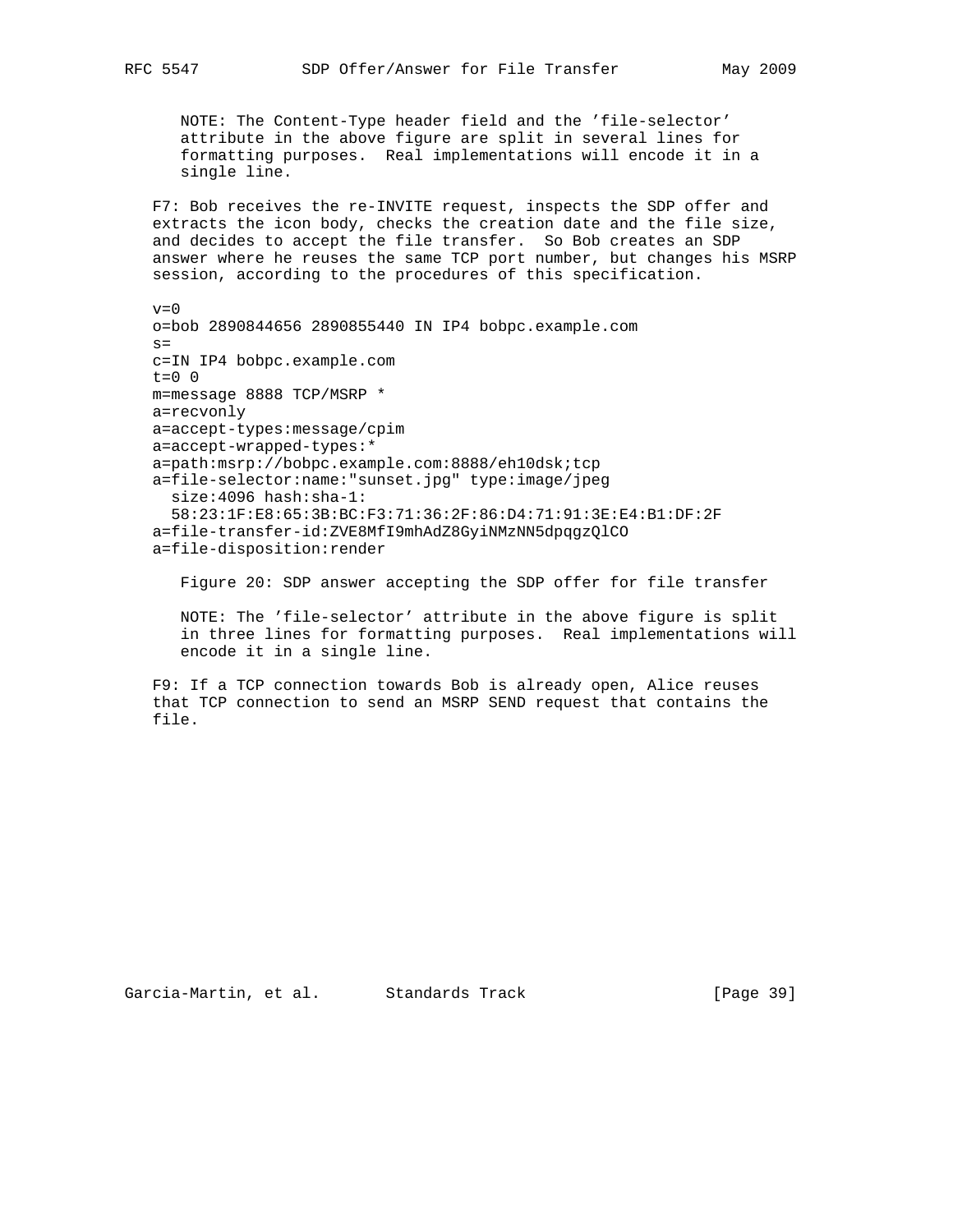NOTE: The Content-Type header field and the 'file-selector' attribute in the above figure are split in several lines for formatting purposes. Real implementations will encode it in a single line.

F7: Bob receives the re-INVITE request, inspects the SDP offer and extracts the icon body, checks the creation date and the file size, and decides to accept the file transfer. So Bob creates an SDP answer where he reuses the same TCP port number, but changes his MSRP session, according to the procedures of this specification.

```
v=0
o=bob 2890844656 2890855440 IN IP4 bobpc.example.com
s=
c=IN IP4 bobpc.example.com
t=0 0
m=message 8888 TCP/MSRP *
a=recvonly
a=accept-types:message/cpim
a=accept-wrapped-types:*
a=path:msrp://bobpc.example.com:8888/eh10dsk;tcp
a=file-selector:name:"sunset.jpg" type:image/jpeg
  size:4096 hash:sha-1:
  58:23:1F:E8:65:3B:BC:F3:71:36:2F:86:D4:71:91:3E:E4:B1:DF:2F
a=file-transfer-id:ZVE8MfI9mhAdZ8GyiNMzNN5dpqgzQlCO
a=file-disposition:render
```

Figure 20: SDP answer accepting the SDP offer for file transfer

NOTE: The 'file-selector' attribute in the above figure is split in three lines for formatting purposes. Real implementations will encode it in a single line.

F9: If a TCP connection towards Bob is already open, Alice reuses that TCP connection to send an MSRP SEND request that contains the file.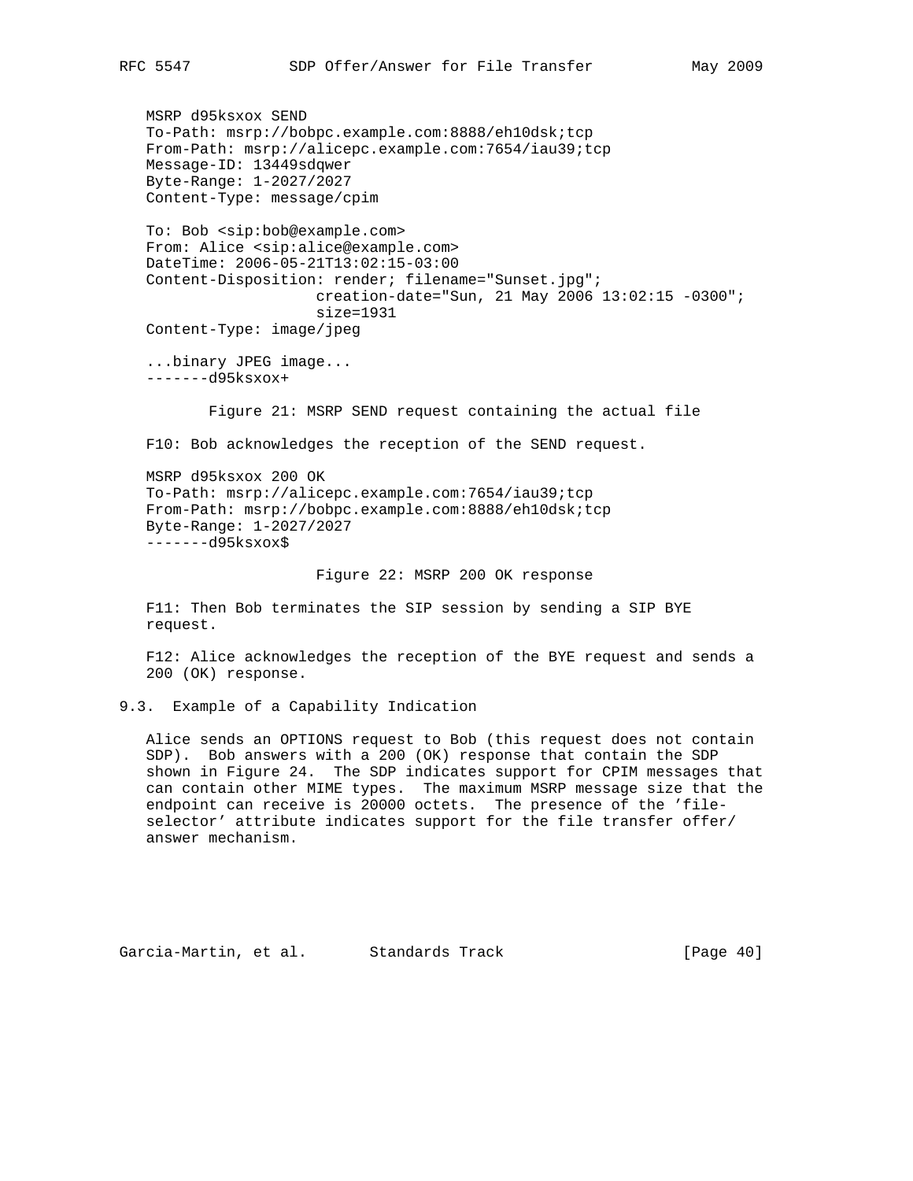```
MSRP d95ksxox SEND
To-Path: msrp://bobpc.example.com:8888/eh10dsk;tcp
From-Path: msrp://alicepc.example.com:7654/iau39;tcp
Message-ID: 13449sdqwer
Byte-Range: 1-2027/2027
Content-Type: message/cpim

To: Bob <sip:bob@example.com>
From: Alice <sip:alice@example.com>
DateTime: 2006-05-21T13:02:15-03:00
Content-Disposition: render; filename="Sunset.jpg";
                     creation-date="Sun, 21 May 2006 13:02:15 -0300";
                     size=1931
Content-Type: image/jpeg

...binary JPEG image...
-------d95ksxox+
```

Figure 21: MSRP SEND request containing the actual file

F10: Bob acknowledges the reception of the SEND request.

```
MSRP d95ksxox 200 OK
To-Path: msrp://alicepc.example.com:7654/iau39;tcp
From-Path: msrp://bobpc.example.com:8888/eh10dsk;tcp
Byte-Range: 1-2027/2027
-------d95ksxox$
```

Figure 22: MSRP 200 OK response

F11: Then Bob terminates the SIP session by sending a SIP BYE request.

F12: Alice acknowledges the reception of the BYE request and sends a 200 (OK) response.

### 9.3. Example of a Capability Indication

Alice sends an OPTIONS request to Bob (this request does not contain SDP). Bob answers with a 200 (OK) response that contain the SDP shown in Figure 24. The SDP indicates support for CPIM messages that can contain other MIME types. The maximum MSRP message size that the endpoint can receive is 20000 octets. The presence of the 'file-selector' attribute indicates support for the file transfer offer/answer mechanism.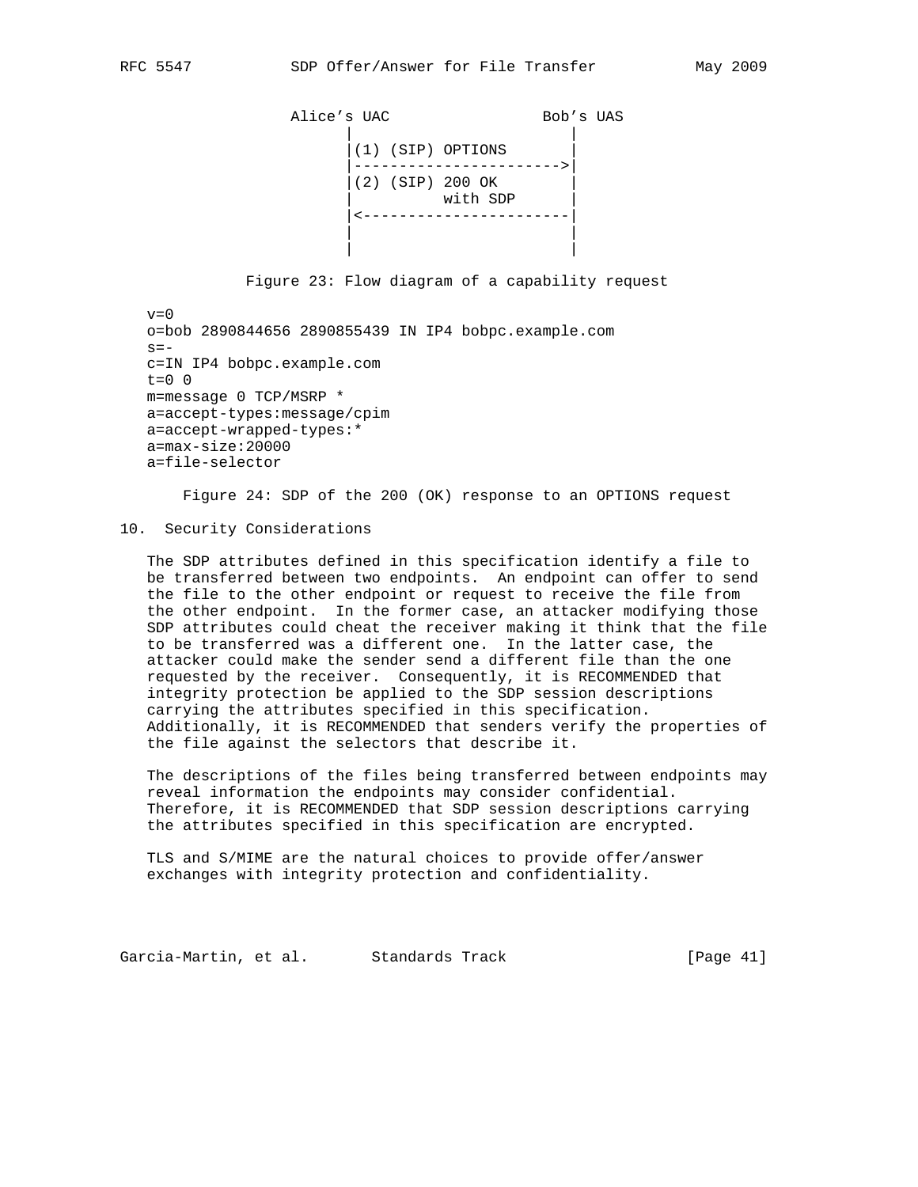```
                 Alice's UAC                Bob's UAS
                       |                         |
                       |(1) (SIP) OPTIONS        |
                       |------------------------>|
                       |(2) (SIP) 200 OK         |
                       |          with SDP       |
                       |<------------------------|
                       |                         |
                       |                         |
```

Figure 23: Flow diagram of a capability request

```
v=0
o=bob 2890844656 2890855439 IN IP4 bobpc.example.com
s=-
c=IN IP4 bobpc.example.com
t=0 0
m=message 0 TCP/MSRP *
a=accept-types:message/cpim
a=accept-wrapped-types:*
a=max-size:20000
a=file-selector
```

Figure 24: SDP of the 200 (OK) response to an OPTIONS request

## 10. Security Considerations

The SDP attributes defined in this specification identify a file to be transferred between two endpoints. An endpoint can offer to send the file to the other endpoint or request to receive the file from the other endpoint. In the former case, an attacker modifying those SDP attributes could cheat the receiver making it think that the file to be transferred was a different one. In the latter case, the attacker could make the sender send a different file than the one requested by the receiver. Consequently, it is RECOMMENDED that integrity protection be applied to the SDP session descriptions carrying the attributes specified in this specification. Additionally, it is RECOMMENDED that senders verify the properties of the file against the selectors that describe it.

The descriptions of the files being transferred between endpoints may reveal information the endpoints may consider confidential. Therefore, it is RECOMMENDED that SDP session descriptions carrying the attributes specified in this specification are encrypted.

TLS and S/MIME are the natural choices to provide offer/answer exchanges with integrity protection and confidentiality.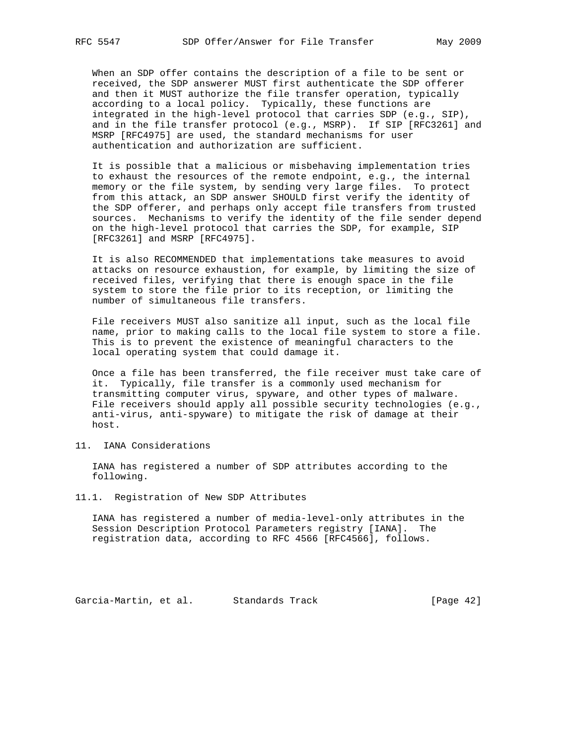When an SDP offer contains the description of a file to be sent or received, the SDP answerer MUST first authenticate the SDP offerer and then it MUST authorize the file transfer operation, typically according to a local policy. Typically, these functions are integrated in the high-level protocol that carries SDP (e.g., SIP), and in the file transfer protocol (e.g., MSRP). If SIP [RFC3261] and MSRP [RFC4975] are used, the standard mechanisms for user authentication and authorization are sufficient.

It is possible that a malicious or misbehaving implementation tries to exhaust the resources of the remote endpoint, e.g., the internal memory or the file system, by sending very large files. To protect from this attack, an SDP answer SHOULD first verify the identity of the SDP offerer, and perhaps only accept file transfers from trusted sources. Mechanisms to verify the identity of the file sender depend on the high-level protocol that carries the SDP, for example, SIP [RFC3261] and MSRP [RFC4975].

It is also RECOMMENDED that implementations take measures to avoid attacks on resource exhaustion, for example, by limiting the size of received files, verifying that there is enough space in the file system to store the file prior to its reception, or limiting the number of simultaneous file transfers.

File receivers MUST also sanitize all input, such as the local file name, prior to making calls to the local file system to store a file. This is to prevent the existence of meaningful characters to the local operating system that could damage it.

Once a file has been transferred, the file receiver must take care of it. Typically, file transfer is a commonly used mechanism for transmitting computer virus, spyware, and other types of malware. File receivers should apply all possible security technologies (e.g., anti-virus, anti-spyware) to mitigate the risk of damage at their host.

## 11. IANA Considerations

IANA has registered a number of SDP attributes according to the following.

### 11.1. Registration of New SDP Attributes

IANA has registered a number of media-level-only attributes in the Session Description Protocol Parameters registry [IANA]. The registration data, according to RFC 4566 [RFC4566], follows.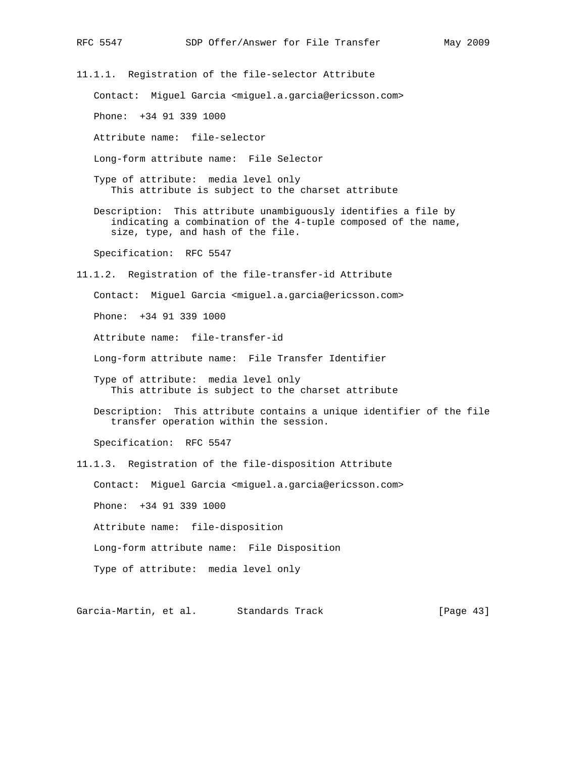#### 11.1.1. Registration of the file-selector Attribute

Contact: Miguel Garcia <miguel.a.garcia@ericsson.com>

Phone: +34 91 339 1000

Attribute name: file-selector

Long-form attribute name: File Selector

Type of attribute: media level only
This attribute is subject to the charset attribute

Description: This attribute unambiguously identifies a file by indicating a combination of the 4-tuple composed of the name, size, type, and hash of the file.

Specification: RFC 5547

#### 11.1.2. Registration of the file-transfer-id Attribute

Contact: Miguel Garcia <miguel.a.garcia@ericsson.com>

Phone: +34 91 339 1000

Attribute name: file-transfer-id

Long-form attribute name: File Transfer Identifier

Type of attribute: media level only
This attribute is subject to the charset attribute

Description: This attribute contains a unique identifier of the file transfer operation within the session.

Specification: RFC 5547

#### 11.1.3. Registration of the file-disposition Attribute

Contact: Miguel Garcia <miguel.a.garcia@ericsson.com>

Phone: +34 91 339 1000

Attribute name: file-disposition

Long-form attribute name: File Disposition

Type of attribute: media level only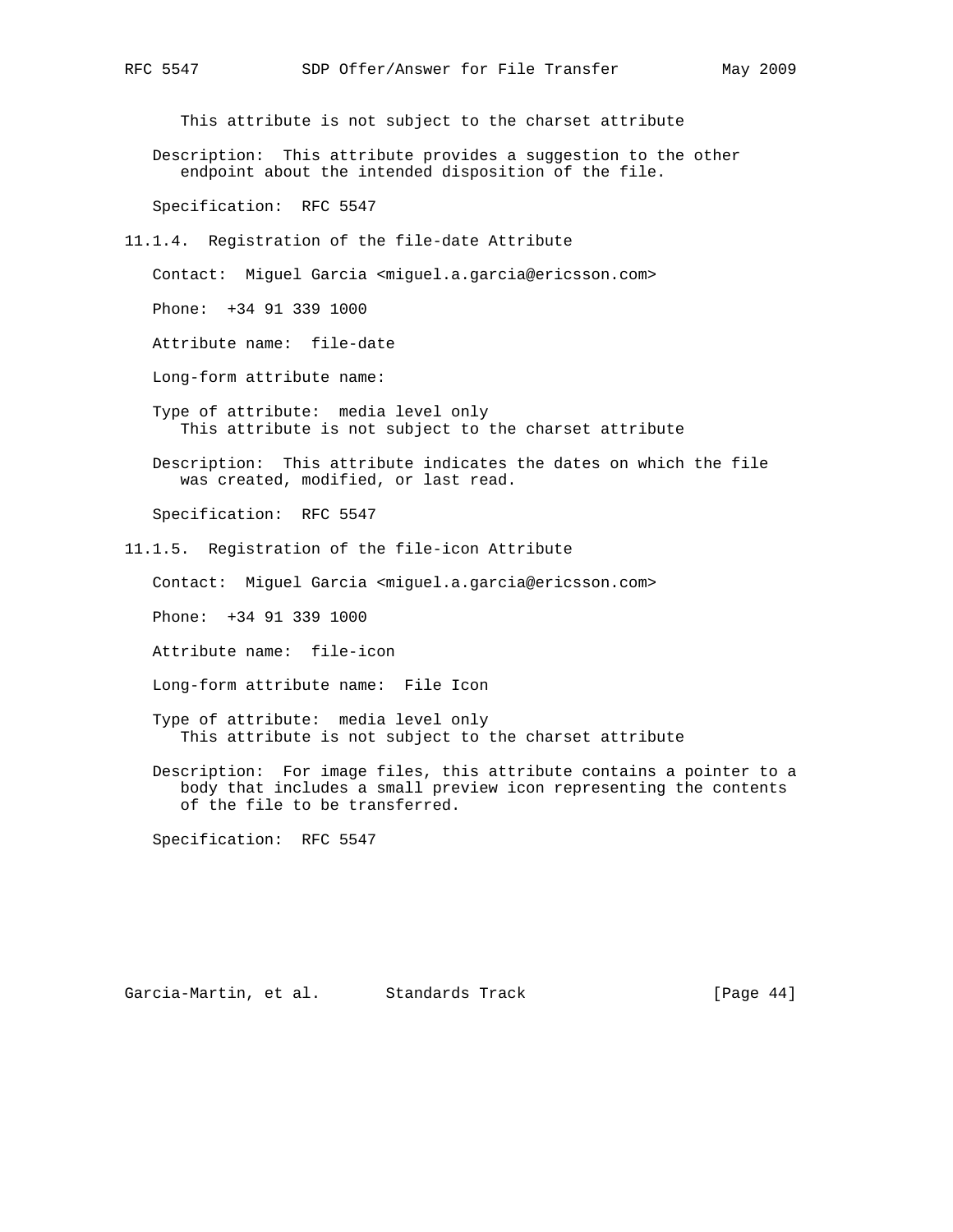This attribute is not subject to the charset attribute

Description: This attribute provides a suggestion to the other endpoint about the intended disposition of the file.

Specification: RFC 5547

#### 11.1.4. Registration of the file-date Attribute

Contact: Miguel Garcia <miguel.a.garcia@ericsson.com>

Phone: +34 91 339 1000

Attribute name: file-date

Long-form attribute name:

Type of attribute: media level only
This attribute is not subject to the charset attribute

Description: This attribute indicates the dates on which the file was created, modified, or last read.

Specification: RFC 5547

#### 11.1.5. Registration of the file-icon Attribute

Contact: Miguel Garcia <miguel.a.garcia@ericsson.com>

Phone: +34 91 339 1000

Attribute name: file-icon

Long-form attribute name: File Icon

Type of attribute: media level only
This attribute is not subject to the charset attribute

Description: For image files, this attribute contains a pointer to a body that includes a small preview icon representing the contents of the file to be transferred.

Specification: RFC 5547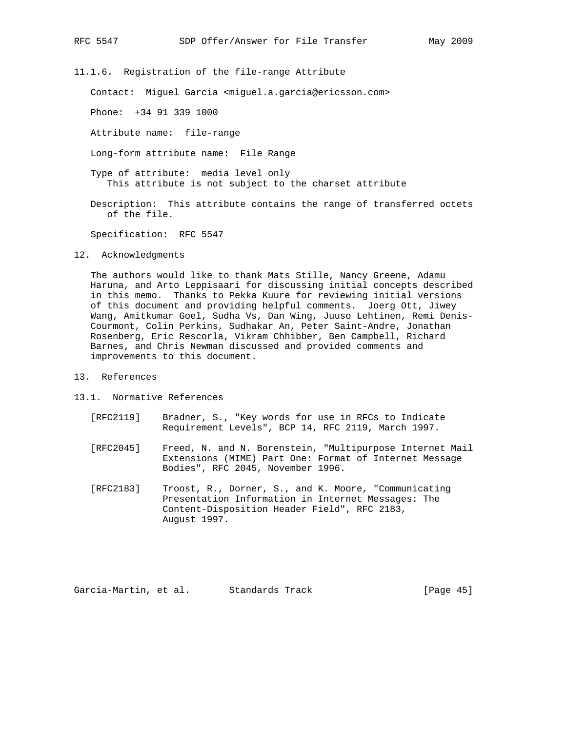#### 11.1.6. Registration of the file-range Attribute

Contact: Miguel Garcia <miguel.a.garcia@ericsson.com>

Phone: +34 91 339 1000

Attribute name: file-range

Long-form attribute name: File Range

Type of attribute: media level only
This attribute is not subject to the charset attribute

Description: This attribute contains the range of transferred octets of the file.

Specification: RFC 5547

## 12. Acknowledgments

The authors would like to thank Mats Stille, Nancy Greene, Adamu Haruna, and Arto Leppisaari for discussing initial concepts described in this memo. Thanks to Pekka Kuure for reviewing initial versions of this document and providing helpful comments. Joerg Ott, Jiwey Wang, Amitkumar Goel, Sudha Vs, Dan Wing, Juuso Lehtinen, Remi Denis-Courmont, Colin Perkins, Sudhakar An, Peter Saint-Andre, Jonathan Rosenberg, Eric Rescorla, Vikram Chhibber, Ben Campbell, Richard Barnes, and Chris Newman discussed and provided comments and improvements to this document.

## 13. References

### 13.1. Normative References

[RFC2119] Bradner, S., "Key words for use in RFCs to Indicate Requirement Levels", BCP 14, RFC 2119, March 1997.

[RFC2045] Freed, N. and N. Borenstein, "Multipurpose Internet Mail Extensions (MIME) Part One: Format of Internet Message Bodies", RFC 2045, November 1996.

[RFC2183] Troost, R., Dorner, S., and K. Moore, "Communicating Presentation Information in Internet Messages: The Content-Disposition Header Field", RFC 2183, August 1997.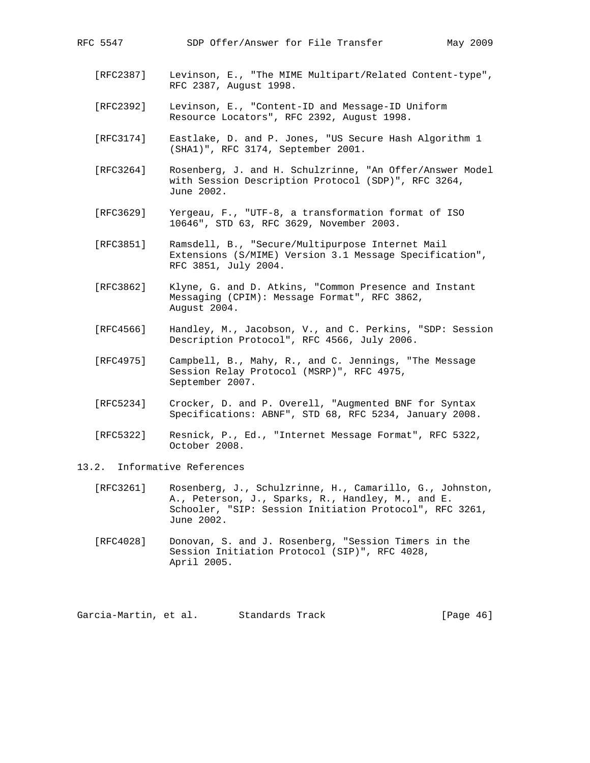[RFC2387] Levinson, E., "The MIME Multipart/Related Content-type", RFC 2387, August 1998.

[RFC2392] Levinson, E., "Content-ID and Message-ID Uniform Resource Locators", RFC 2392, August 1998.

[RFC3174] Eastlake, D. and P. Jones, "US Secure Hash Algorithm 1 (SHA1)", RFC 3174, September 2001.

[RFC3264] Rosenberg, J. and H. Schulzrinne, "An Offer/Answer Model with Session Description Protocol (SDP)", RFC 3264, June 2002.

[RFC3629] Yergeau, F., "UTF-8, a transformation format of ISO 10646", STD 63, RFC 3629, November 2003.

[RFC3851] Ramsdell, B., "Secure/Multipurpose Internet Mail Extensions (S/MIME) Version 3.1 Message Specification", RFC 3851, July 2004.

[RFC3862] Klyne, G. and D. Atkins, "Common Presence and Instant Messaging (CPIM): Message Format", RFC 3862, August 2004.

[RFC4566] Handley, M., Jacobson, V., and C. Perkins, "SDP: Session Description Protocol", RFC 4566, July 2006.

[RFC4975] Campbell, B., Mahy, R., and C. Jennings, "The Message Session Relay Protocol (MSRP)", RFC 4975, September 2007.

[RFC5234] Crocker, D. and P. Overell, "Augmented BNF for Syntax Specifications: ABNF", STD 68, RFC 5234, January 2008.

[RFC5322] Resnick, P., Ed., "Internet Message Format", RFC 5322, October 2008.

## 13.2. Informative References

[RFC3261] Rosenberg, J., Schulzrinne, H., Camarillo, G., Johnston, A., Peterson, J., Sparks, R., Handley, M., and E. Schooler, "SIP: Session Initiation Protocol", RFC 3261, June 2002.

[RFC4028] Donovan, S. and J. Rosenberg, "Session Timers in the Session Initiation Protocol (SIP)", RFC 4028, April 2005.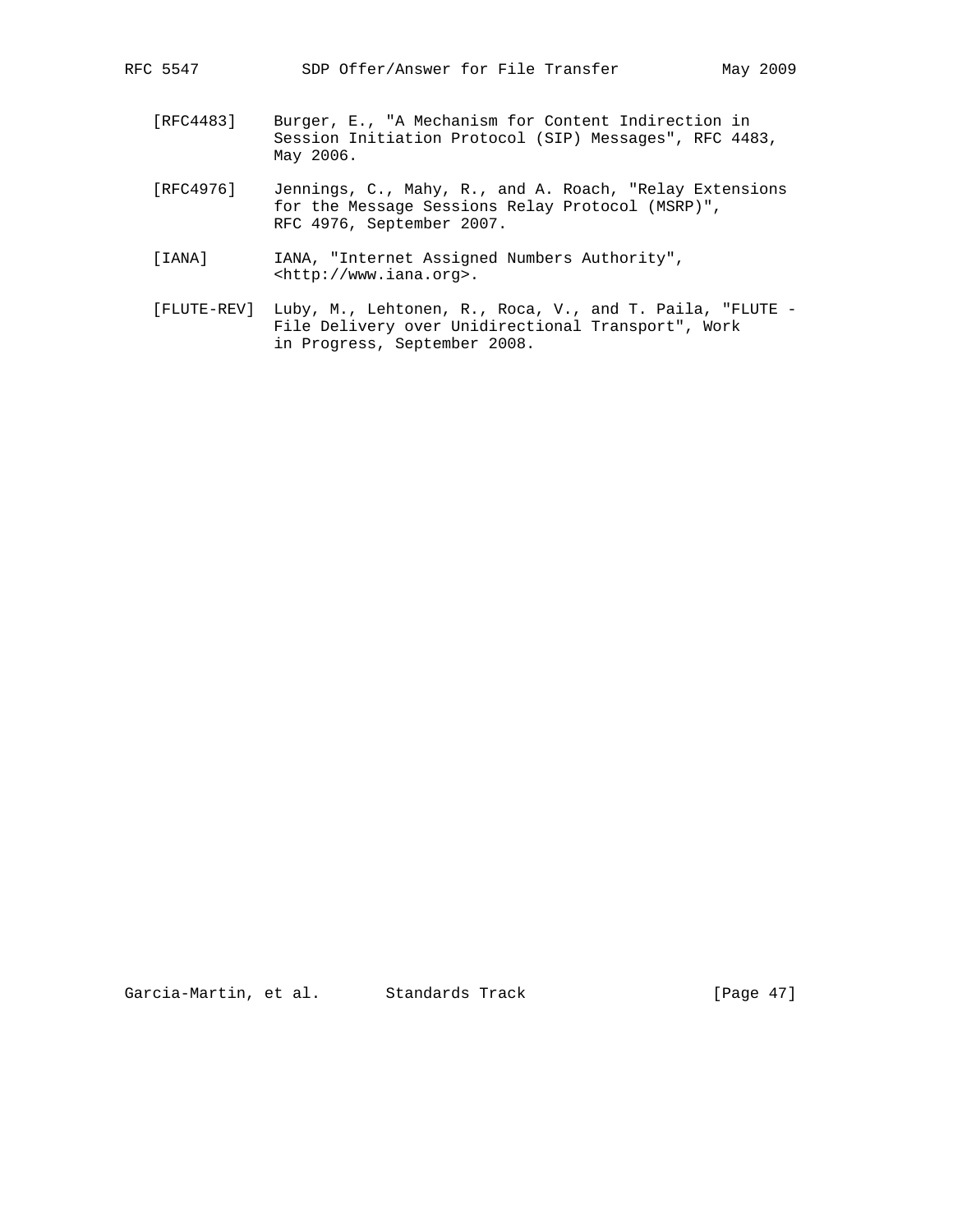[RFC4483] Burger, E., "A Mechanism for Content Indirection in Session Initiation Protocol (SIP) Messages", RFC 4483, May 2006.

[RFC4976] Jennings, C., Mahy, R., and A. Roach, "Relay Extensions for the Message Sessions Relay Protocol (MSRP)", RFC 4976, September 2007.

[IANA] IANA, "Internet Assigned Numbers Authority", <http://www.iana.org>.

[FLUTE-REV] Luby, M., Lehtonen, R., Roca, V., and T. Paila, "FLUTE - File Delivery over Unidirectional Transport", Work in Progress, September 2008.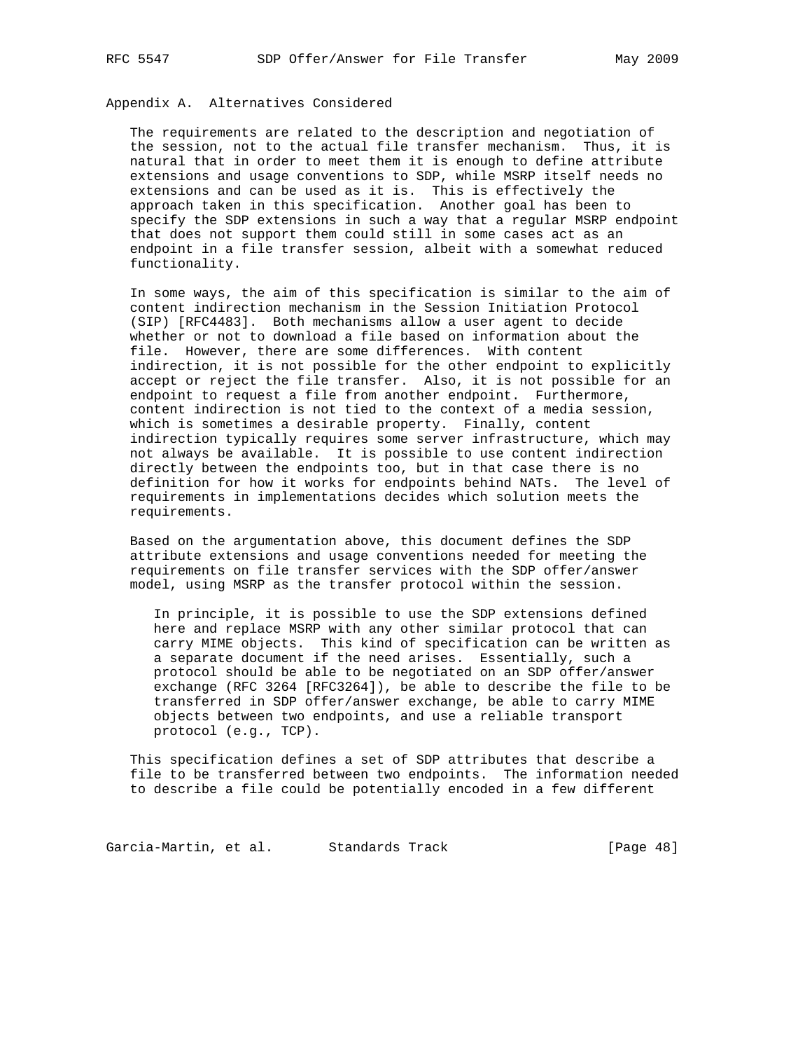## Appendix A. Alternatives Considered

The requirements are related to the description and negotiation of the session, not to the actual file transfer mechanism. Thus, it is natural that in order to meet them it is enough to define attribute extensions and usage conventions to SDP, while MSRP itself needs no extensions and can be used as it is. This is effectively the approach taken in this specification. Another goal has been to specify the SDP extensions in such a way that a regular MSRP endpoint that does not support them could still in some cases act as an endpoint in a file transfer session, albeit with a somewhat reduced functionality.

In some ways, the aim of this specification is similar to the aim of content indirection mechanism in the Session Initiation Protocol (SIP) [RFC4483]. Both mechanisms allow a user agent to decide whether or not to download a file based on information about the file. However, there are some differences. With content indirection, it is not possible for the other endpoint to explicitly accept or reject the file transfer. Also, it is not possible for an endpoint to request a file from another endpoint. Furthermore, content indirection is not tied to the context of a media session, which is sometimes a desirable property. Finally, content indirection typically requires some server infrastructure, which may not always be available. It is possible to use content indirection directly between the endpoints too, but in that case there is no definition for how it works for endpoints behind NATs. The level of requirements in implementations decides which solution meets the requirements.

Based on the argumentation above, this document defines the SDP attribute extensions and usage conventions needed for meeting the requirements on file transfer services with the SDP offer/answer model, using MSRP as the transfer protocol within the session.

> In principle, it is possible to use the SDP extensions defined here and replace MSRP with any other similar protocol that can carry MIME objects. This kind of specification can be written as a separate document if the need arises. Essentially, such a protocol should be able to be negotiated on an SDP offer/answer exchange (RFC 3264 [RFC3264]), be able to describe the file to be transferred in SDP offer/answer exchange, be able to carry MIME objects between two endpoints, and use a reliable transport protocol (e.g., TCP).

This specification defines a set of SDP attributes that describe a file to be transferred between two endpoints. The information needed to describe a file could be potentially encoded in a few different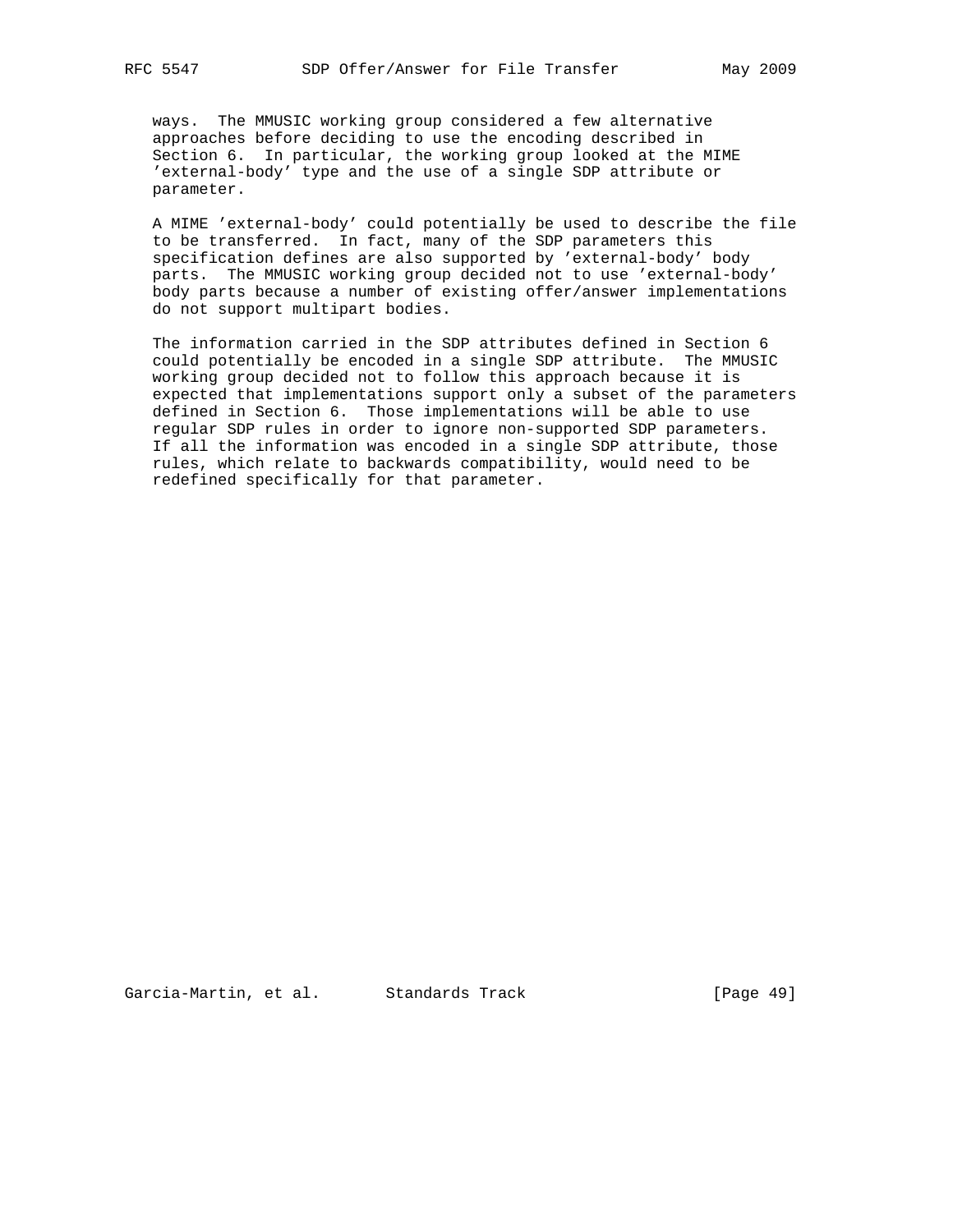ways. The MMUSIC working group considered a few alternative approaches before deciding to use the encoding described in Section 6. In particular, the working group looked at the MIME 'external-body' type and the use of a single SDP attribute or parameter.

A MIME 'external-body' could potentially be used to describe the file to be transferred. In fact, many of the SDP parameters this specification defines are also supported by 'external-body' body parts. The MMUSIC working group decided not to use 'external-body' body parts because a number of existing offer/answer implementations do not support multipart bodies.

The information carried in the SDP attributes defined in Section 6 could potentially be encoded in a single SDP attribute. The MMUSIC working group decided not to follow this approach because it is expected that implementations support only a subset of the parameters defined in Section 6. Those implementations will be able to use regular SDP rules in order to ignore non-supported SDP parameters. If all the information was encoded in a single SDP attribute, those rules, which relate to backwards compatibility, would need to be redefined specifically for that parameter.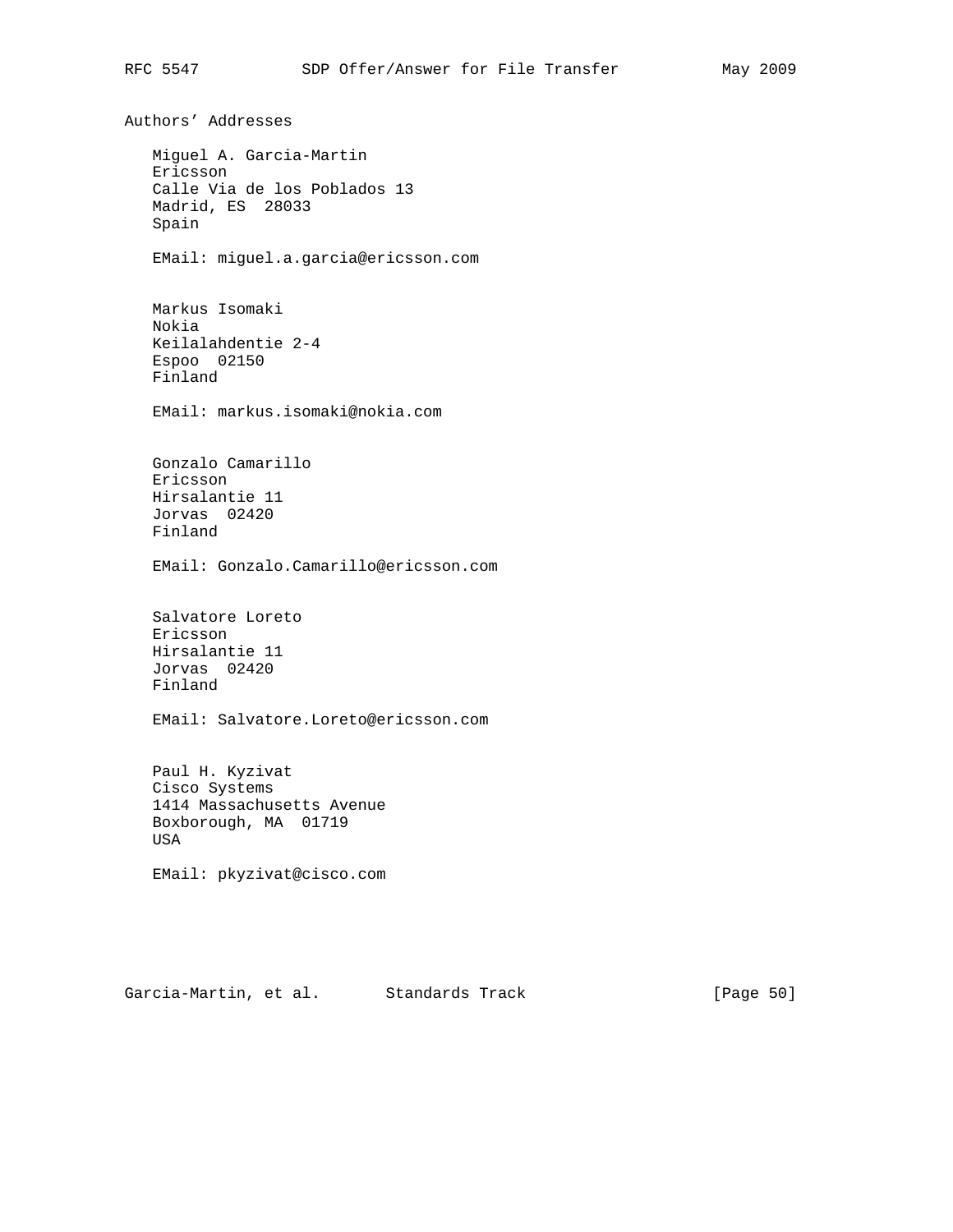## Authors' Addresses

Miguel A. Garcia-Martin
Ericsson
Calle Via de los Poblados 13
Madrid, ES  28033
Spain

EMail: miguel.a.garcia@ericsson.com

Markus Isomaki
Nokia
Keilalahdentie 2-4
Espoo  02150
Finland

EMail: markus.isomaki@nokia.com

Gonzalo Camarillo
Ericsson
Hirsalantie 11
Jorvas  02420
Finland

EMail: Gonzalo.Camarillo@ericsson.com

Salvatore Loreto
Ericsson
Hirsalantie 11
Jorvas  02420
Finland

EMail: Salvatore.Loreto@ericsson.com

Paul H. Kyzivat
Cisco Systems
1414 Massachusetts Avenue
Boxborough, MA  01719
USA

EMail: pkyzivat@cisco.com